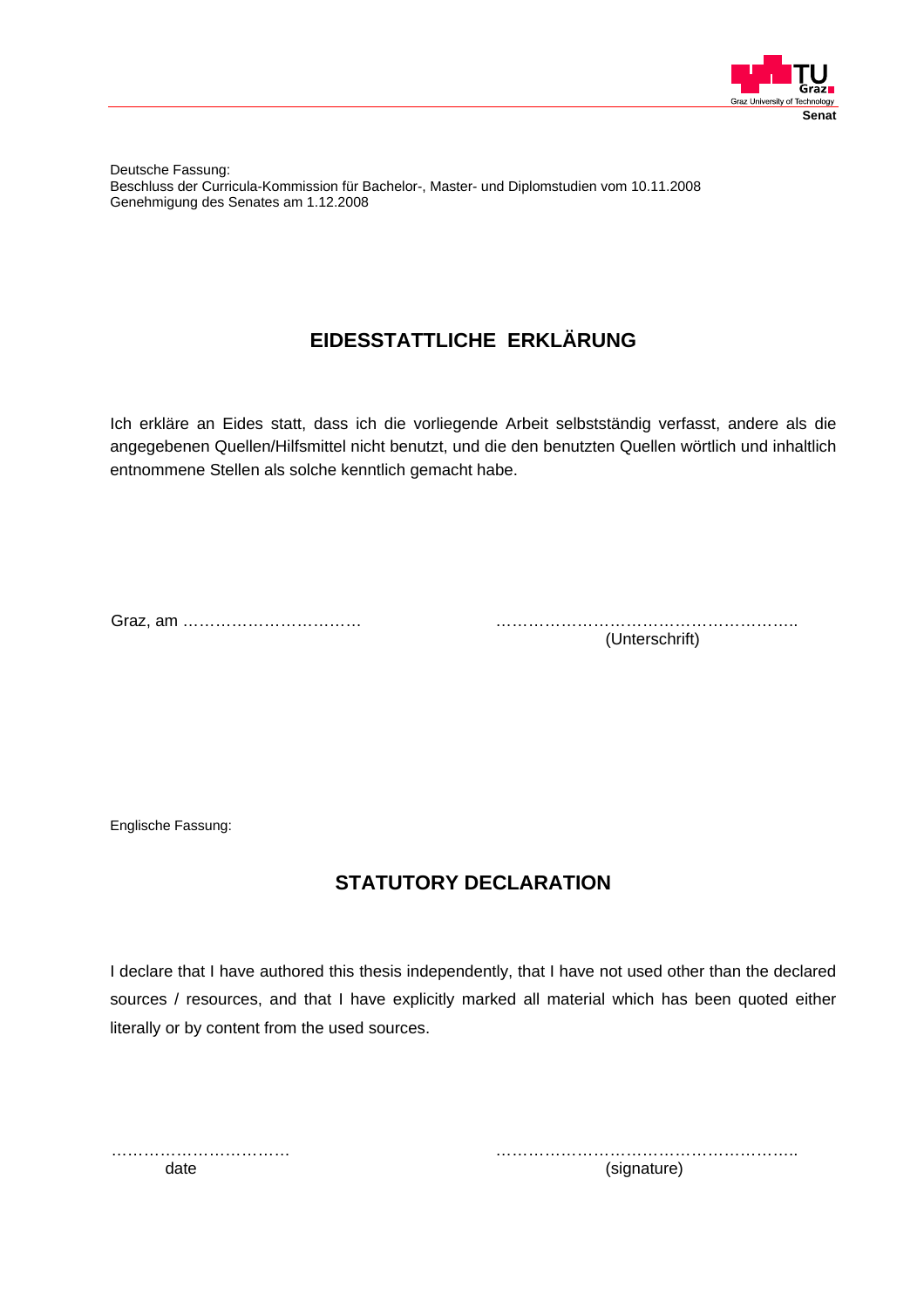Deutsche Fassung:
Beschluss der Curricula-Kommission für Bachelor-, Master- und Diplomstudien vom 10.11.2008
Genehmigung des Senates am 1.12.2008

## EIDESSTATTLICHE ERKLÄRUNG

Ich erkläre an Eides statt, dass ich die vorliegende Arbeit selbstständig verfasst, andere als die angegebenen Quellen/Hilfsmittel nicht benutzt, und die den benutzten Quellen wörtlich und inhaltlich entnommene Stellen als solche kenntlich gemacht habe.

Graz, am ……………………………                    ………………………………………………..
(Unterschrift)

Englische Fassung:

## STATUTORY DECLARATION

I declare that I have authored this thesis independently, that I have not used other than the declared sources / resources, and that I have explicitly marked all material which has been quoted either literally or by content from the used sources.

……………………………                    ………………………………………………..
date                    (signature)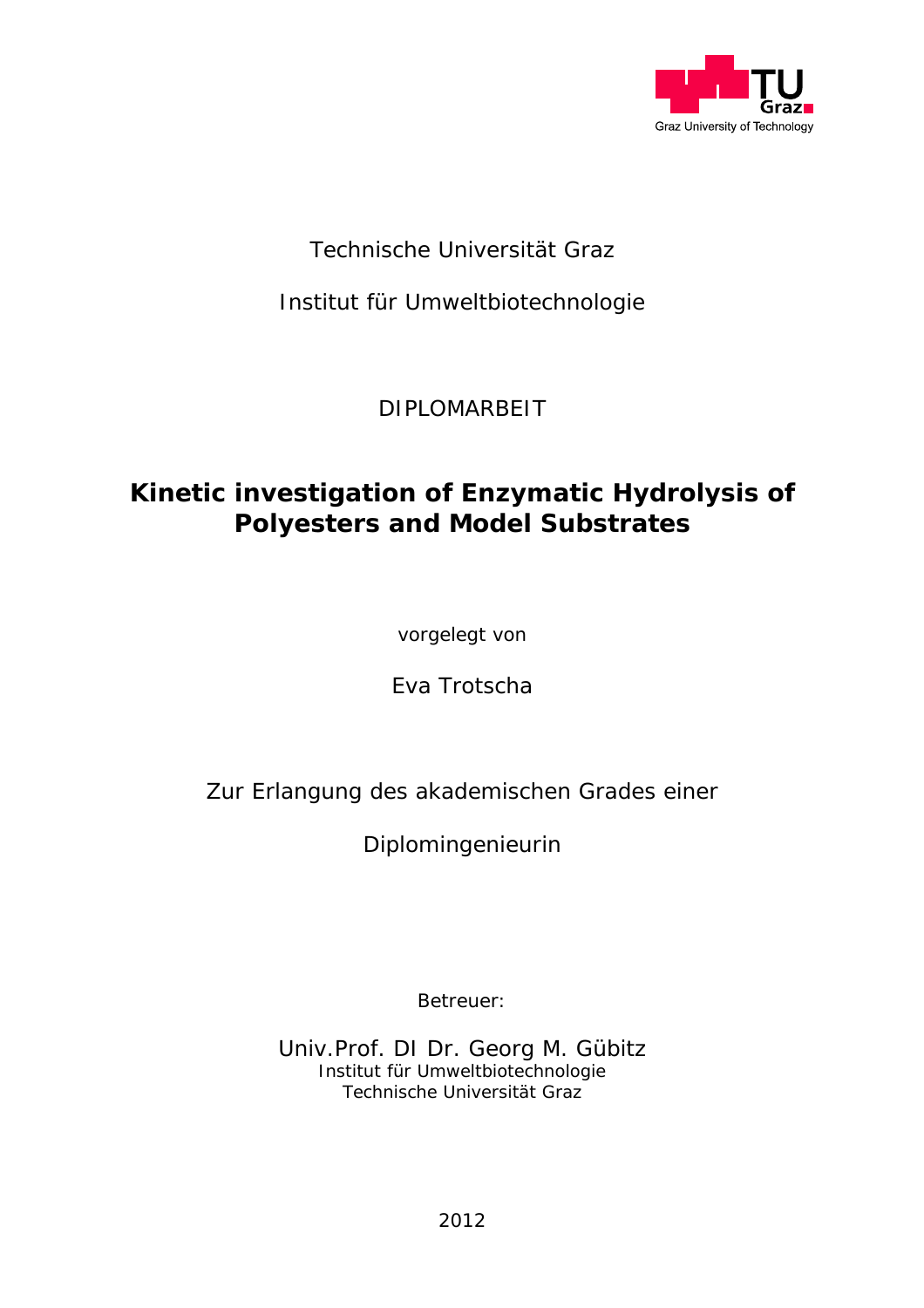Technische Universität Graz

Institut für Umweltbiotechnologie

DIPLOMARBEIT

# Kinetic investigation of Enzymatic Hydrolysis of Polyesters and Model Substrates

vorgelegt von

Eva Trotscha

Zur Erlangung des akademischen Grades einer

Diplomingenieurin

Betreuer:

Univ.Prof. DI Dr. Georg M. Gübitz
Institut für Umweltbiotechnologie
Technische Universität Graz

2012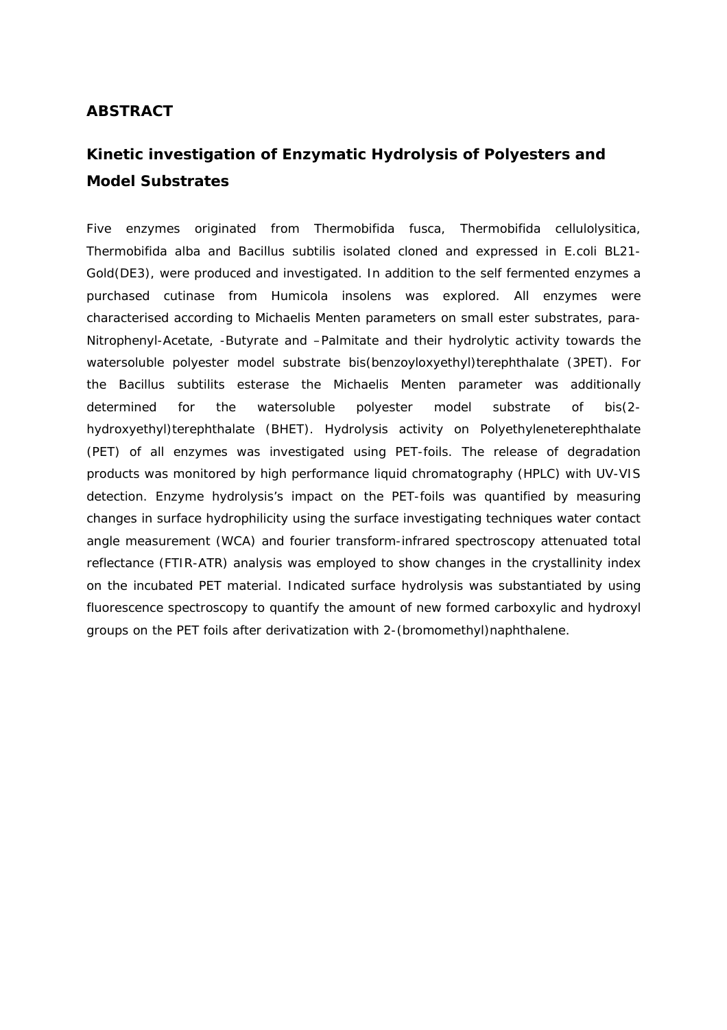## ABSTRACT

### Kinetic investigation of Enzymatic Hydrolysis of Polyesters and Model Substrates

Five enzymes originated from Thermobifida fusca, Thermobifida cellulolysitica, Thermobifida alba and Bacillus subtilis isolated cloned and expressed in E.coli BL21-Gold(DE3), were produced and investigated. In addition to the self fermented enzymes a purchased cutinase from Humicola insolens was explored. All enzymes were characterised according to Michaelis Menten parameters on small ester substrates, para-Nitrophenyl-Acetate, -Butyrate and –Palmitate and their hydrolytic activity towards the watersoluble polyester model substrate bis(benzoyloxyethyl)terephthalate (3PET). For the Bacillus subtilits esterase the Michaelis Menten parameter was additionally determined for the watersoluble polyester model substrate of bis(2-hydroxyethyl)terephthalate (BHET). Hydrolysis activity on Polyethyleneterephthalate (PET) of all enzymes was investigated using PET-foils. The release of degradation products was monitored by high performance liquid chromatography (HPLC) with UV-VIS detection. Enzyme hydrolysis's impact on the PET-foils was quantified by measuring changes in surface hydrophilicity using the surface investigating techniques water contact angle measurement (WCA) and fourier transform-infrared spectroscopy attenuated total reflectance (FTIR-ATR) analysis was employed to show changes in the crystallinity index on the incubated PET material. Indicated surface hydrolysis was substantiated by using fluorescence spectroscopy to quantify the amount of new formed carboxylic and hydroxyl groups on the PET foils after derivatization with 2-(bromomethyl)naphthalene.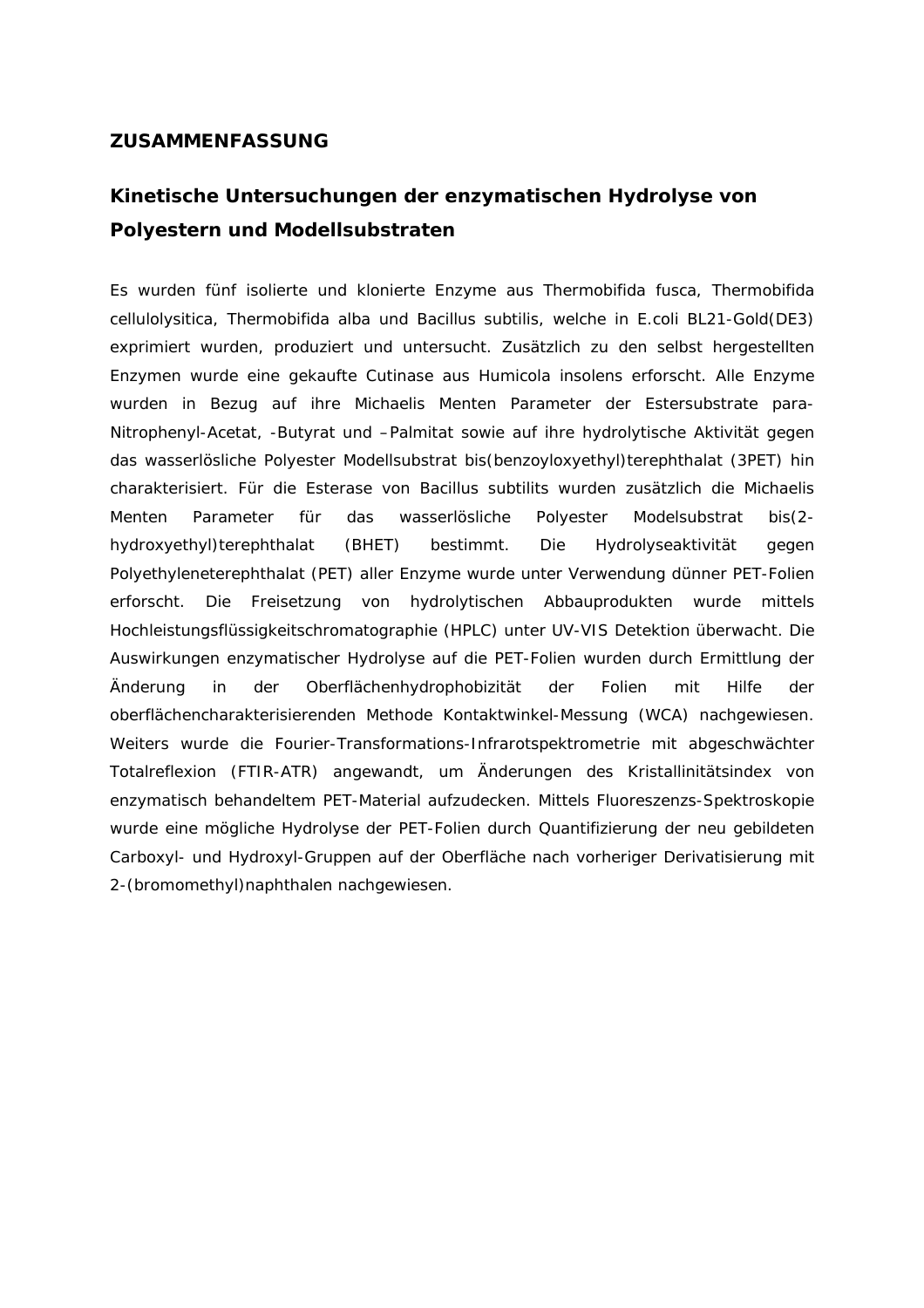## ZUSAMMENFASSUNG

### Kinetische Untersuchungen der enzymatischen Hydrolyse von Polyestern und Modellsubstraten

Es wurden fünf isolierte und klonierte Enzyme aus Thermobifida fusca, Thermobifida cellulolysitica, Thermobifida alba und Bacillus subtilis, welche in E.coli BL21-Gold(DE3) exprimiert wurden, produziert und untersucht. Zusätzlich zu den selbst hergestellten Enzymen wurde eine gekaufte Cutinase aus Humicola insolens erforscht. Alle Enzyme wurden in Bezug auf ihre Michaelis Menten Parameter der Estersubstrate para-Nitrophenyl-Acetat, -Butyrat und –Palmitat sowie auf ihre hydrolytische Aktivität gegen das wasserlösliche Polyester Modellsubstrat bis(benzoyloxyethyl)terephthalat (3PET) hin charakterisiert. Für die Esterase von Bacillus subtilits wurden zusätzlich die Michaelis Menten Parameter für das wasserlösliche Polyester Modelsubstrat bis(2-hydroxyethyl)terephthalat (BHET) bestimmt. Die Hydrolyseaktivität gegen Polyethyleneterephthalat (PET) aller Enzyme wurde unter Verwendung dünner PET-Folien erforscht. Die Freisetzung von hydrolytischen Abbauprodukten wurde mittels Hochleistungsflüssigkeitschromatographie (HPLC) unter UV-VIS Detektion überwacht. Die Auswirkungen enzymatischer Hydrolyse auf die PET-Folien wurden durch Ermittlung der Änderung in der Oberflächenhydrophobizität der Folien mit Hilfe der oberflächencharakterisierenden Methode Kontaktwinkel-Messung (WCA) nachgewiesen. Weiters wurde die Fourier-Transformations-Infrarotspektrometrie mit abgeschwächter Totalreflexion (FTIR-ATR) angewandt, um Änderungen des Kristallinitätsindex von enzymatisch behandeltem PET-Material aufzudecken. Mittels Fluoreszenzs-Spektroskopie wurde eine mögliche Hydrolyse der PET-Folien durch Quantifizierung der neu gebildeten Carboxyl- und Hydroxyl-Gruppen auf der Oberfläche nach vorheriger Derivatisierung mit 2-(bromomethyl)naphthalen nachgewiesen.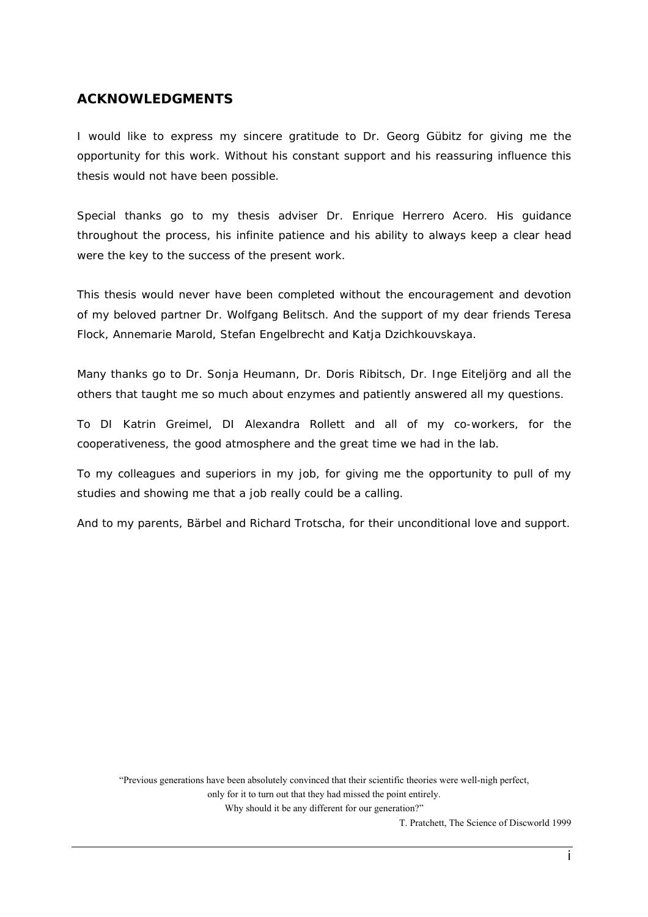## ACKNOWLEDGMENTS

I would like to express my sincere gratitude to Dr. Georg Gübitz for giving me the opportunity for this work. Without his constant support and his reassuring influence this thesis would not have been possible.

Special thanks go to my thesis adviser Dr. Enrique Herrero Acero. His guidance throughout the process, his infinite patience and his ability to always keep a clear head were the key to the success of the present work.

This thesis would never have been completed without the encouragement and devotion of my beloved partner Dr. Wolfgang Belitsch. And the support of my dear friends Teresa Flock, Annemarie Marold, Stefan Engelbrecht and Katja Dzichkouvskaya.

Many thanks go to Dr. Sonja Heumann, Dr. Doris Ribitsch, Dr. Inge Eiteljörg and all the others that taught me so much about enzymes and patiently answered all my questions.

To DI Katrin Greimel, DI Alexandra Rollett and all of my co-workers, for the cooperativeness, the good atmosphere and the great time we had in the lab.

To my colleagues and superiors in my job, for giving me the opportunity to pull of my studies and showing me that a job really could be a calling.

And to my parents, Bärbel and Richard Trotscha, for their unconditional love and support.

"Previous generations have been absolutely convinced that their scientific theories were well-nigh perfect, only for it to turn out that they had missed the point entirely. Why should it be any different for our generation?"

T. Pratchett, The Science of Discworld 1999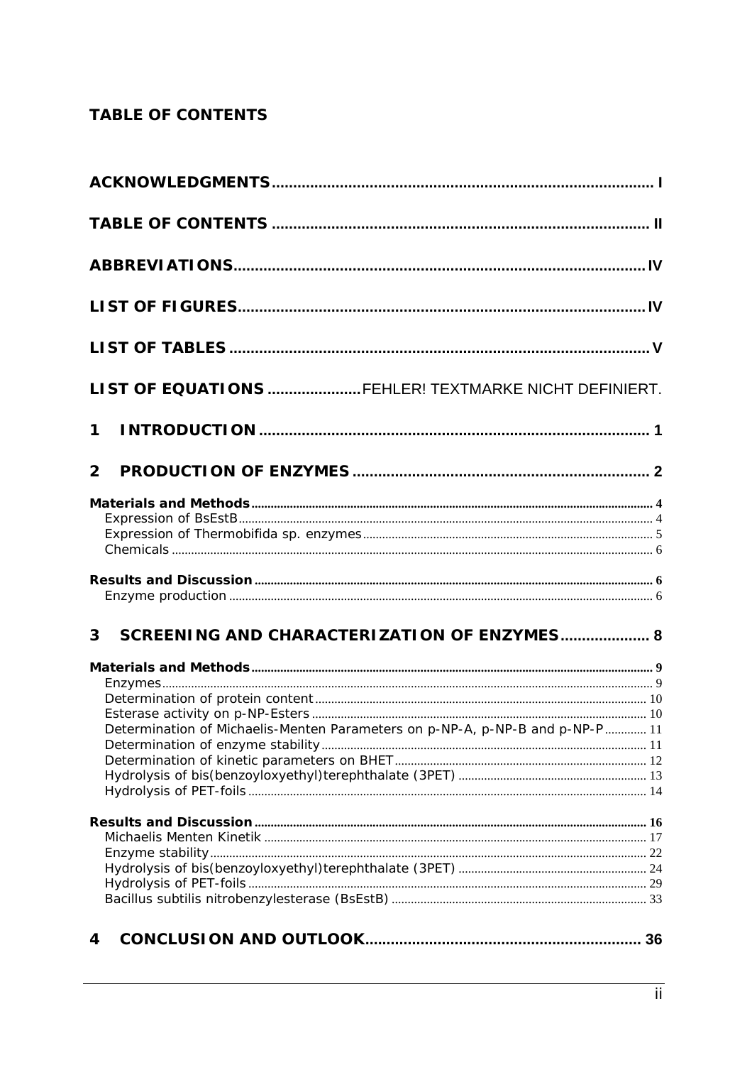# TABLE OF CONTENTS

ACKNOWLEDGMENTS ........................................................................................ I

TABLE OF CONTENTS ........................................................................................ II

ABBREVIATIONS ........................................................................................ IV

LIST OF FIGURES ........................................................................................ IV

LIST OF TABLES ........................................................................................ V

LIST OF EQUATIONS ..................... FEHLER! TEXTMARKE NICHT DEFINIERT.

1 INTRODUCTION ........................................................................................ 1

2 PRODUCTION OF ENZYMES ........................................................................................ 2

Materials and Methods ........................................................................................ 4
- Expression of BsEstB ........................................................................................ 4
- Expression of Thermobifida sp. enzymes ........................................................................................ 5
- Chemicals ........................................................................................ 6

Results and Discussion ........................................................................................ 6
- Enzyme production ........................................................................................ 6

3 SCREENING AND CHARACTERIZATION OF ENZYMES ........................................................................................ 8

Materials and Methods ........................................................................................ 9
- Enzymes ........................................................................................ 9
- Determination of protein content ........................................................................................ 10
- Esterase activity on p-NP-Esters ........................................................................................ 10
- Determination of Michaelis-Menten Parameters on p-NP-A, p-NP-B and p-NP-P ........................................................................................ 11
- Determination of enzyme stability ........................................................................................ 11
- Determination of kinetic parameters on BHET ........................................................................................ 12
- Hydrolysis of bis(benzoyloxyethyl)terephthalate (3PET) ........................................................................................ 13
- Hydrolysis of PET-foils ........................................................................................ 14

Results and Discussion ........................................................................................ 16
- Michaelis Menten Kinetik ........................................................................................ 17
- Enzyme stability ........................................................................................ 22
- Hydrolysis of bis(benzoyloxyethyl)terephthalate (3PET) ........................................................................................ 24
- Hydrolysis of PET-foils ........................................................................................ 29
- Bacillus subtilis nitrobenzylesterase (BsEstB) ........................................................................................ 33

4 CONCLUSION AND OUTLOOK ........................................................................................ 36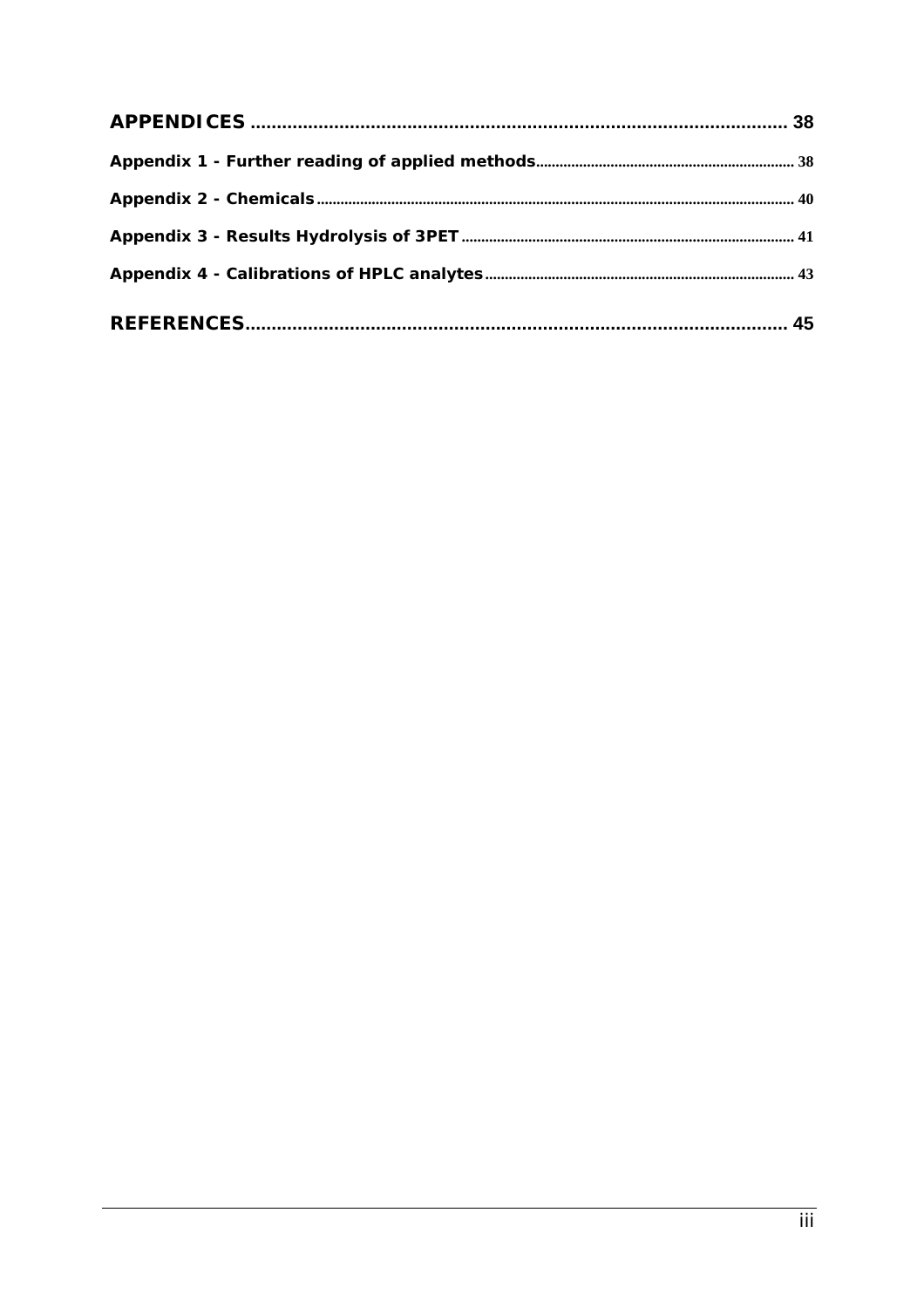**APPENDICES** ........................................................................................................ 38

**Appendix 1 - Further reading of applied methods** .................................................................. 38

**Appendix 2 - Chemicals** ......................................................................................................... 40

**Appendix 3 - Results Hydrolysis of 3PET** ................................................................................ 41

**Appendix 4 - Calibrations of HPLC analytes** ........................................................................... 43

**REFERENCES** ........................................................................................................ 45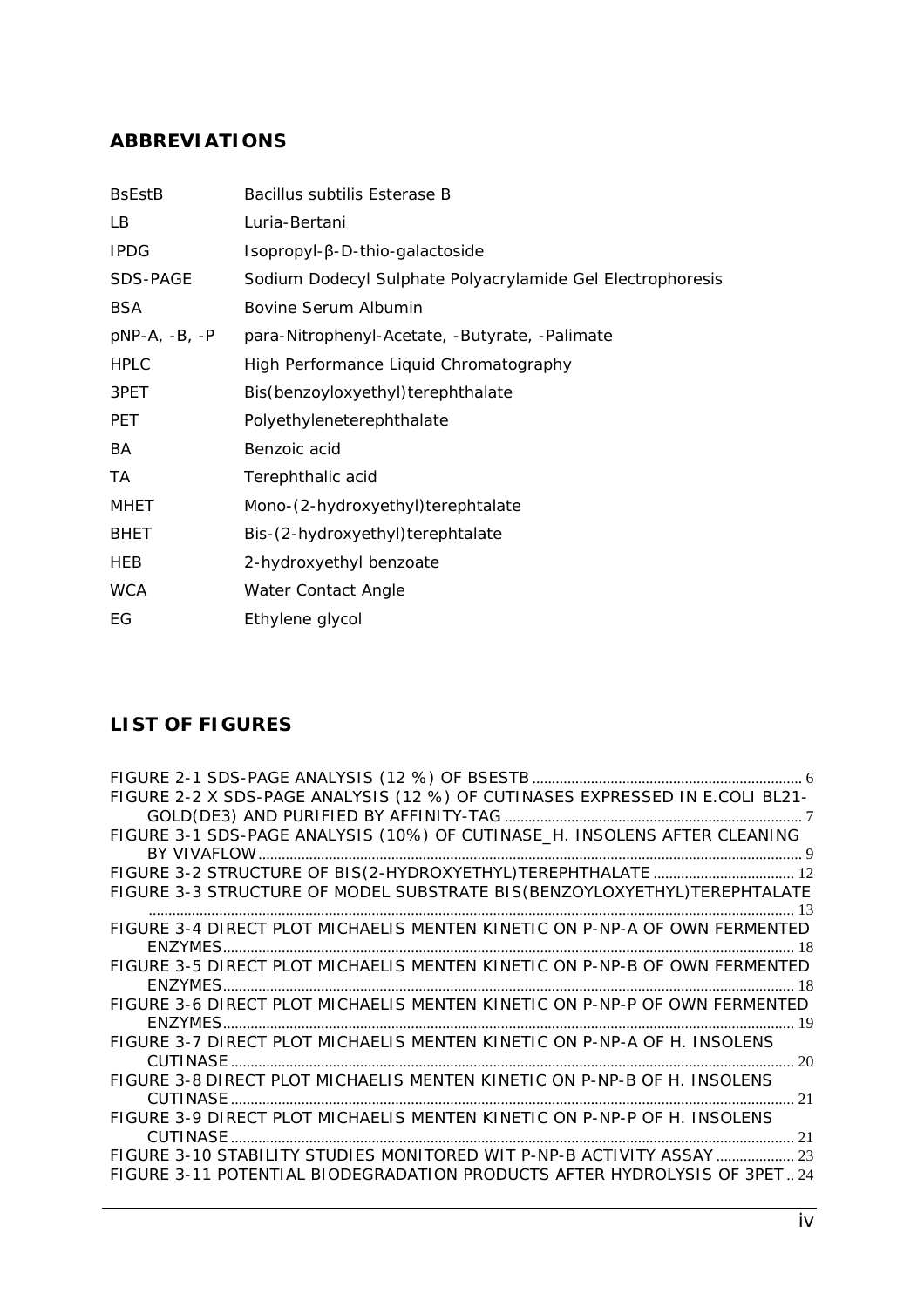## ABBREVIATIONS

| | |
|---|---|
| BsEstB | Bacillus subtilis Esterase B |
| LB | Luria-Bertani |
| IPDG | Isopropyl-β-D-thio-galactoside |
| SDS-PAGE | Sodium Dodecyl Sulphate Polyacrylamide Gel Electrophoresis |
| BSA | Bovine Serum Albumin |
| pNP-A, -B, -P | para-Nitrophenyl-Acetate, -Butyrate, -Palimate |
| HPLC | High Performance Liquid Chromatography |
| 3PET | Bis(benzoyloxyethyl)terephthalate |
| PET | Polyethyleneterephthalate |
| BA | Benzoic acid |
| TA | Terephthalic acid |
| MHET | Mono-(2-hydroxyethyl)terephtalate |
| BHET | Bis-(2-hydroxyethyl)terephtalate |
| HEB | 2-hydroxyethyl benzoate |
| WCA | Water Contact Angle |
| EG | Ethylene glycol |

## LIST OF FIGURES

FIGURE 2-1 SDS-PAGE ANALYSIS (12 %) OF BSESTB ..... 6
FIGURE 2-2 X SDS-PAGE ANALYSIS (12 %) OF CUTINASES EXPRESSED IN E.COLI BL21-GOLD(DE3) AND PURIFIED BY AFFINITY-TAG ..... 7
FIGURE 3-1 SDS-PAGE ANALYSIS (10%) OF CUTINASE_H. INSOLENS AFTER CLEANING BY VIVAFLOW ..... 9
FIGURE 3-2 STRUCTURE OF BIS(2-HYDROXYETHYL)TEREPHTHALATE ..... 12
FIGURE 3-3 STRUCTURE OF MODEL SUBSTRATE BIS(BENZOYLOXYETHYL)TEREPHTALATE ..... 13
FIGURE 3-4 DIRECT PLOT MICHAELIS MENTEN KINETIC ON P-NP-A OF OWN FERMENTED ENZYMES ..... 18
FIGURE 3-5 DIRECT PLOT MICHAELIS MENTEN KINETIC ON P-NP-B OF OWN FERMENTED ENZYMES ..... 18
FIGURE 3-6 DIRECT PLOT MICHAELIS MENTEN KINETIC ON P-NP-P OF OWN FERMENTED ENZYMES ..... 19
FIGURE 3-7 DIRECT PLOT MICHAELIS MENTEN KINETIC ON P-NP-A OF H. INSOLENS CUTINASE ..... 20
FIGURE 3-8 DIRECT PLOT MICHAELIS MENTEN KINETIC ON P-NP-B OF H. INSOLENS CUTINASE ..... 21
FIGURE 3-9 DIRECT PLOT MICHAELIS MENTEN KINETIC ON P-NP-P OF H. INSOLENS CUTINASE ..... 21
FIGURE 3-10 STABILITY STUDIES MONITORED WIT P-NP-B ACTIVITY ASSAY ..... 23
FIGURE 3-11 POTENTIAL BIODEGRADATION PRODUCTS AFTER HYDROLYSIS OF 3PET ..... 24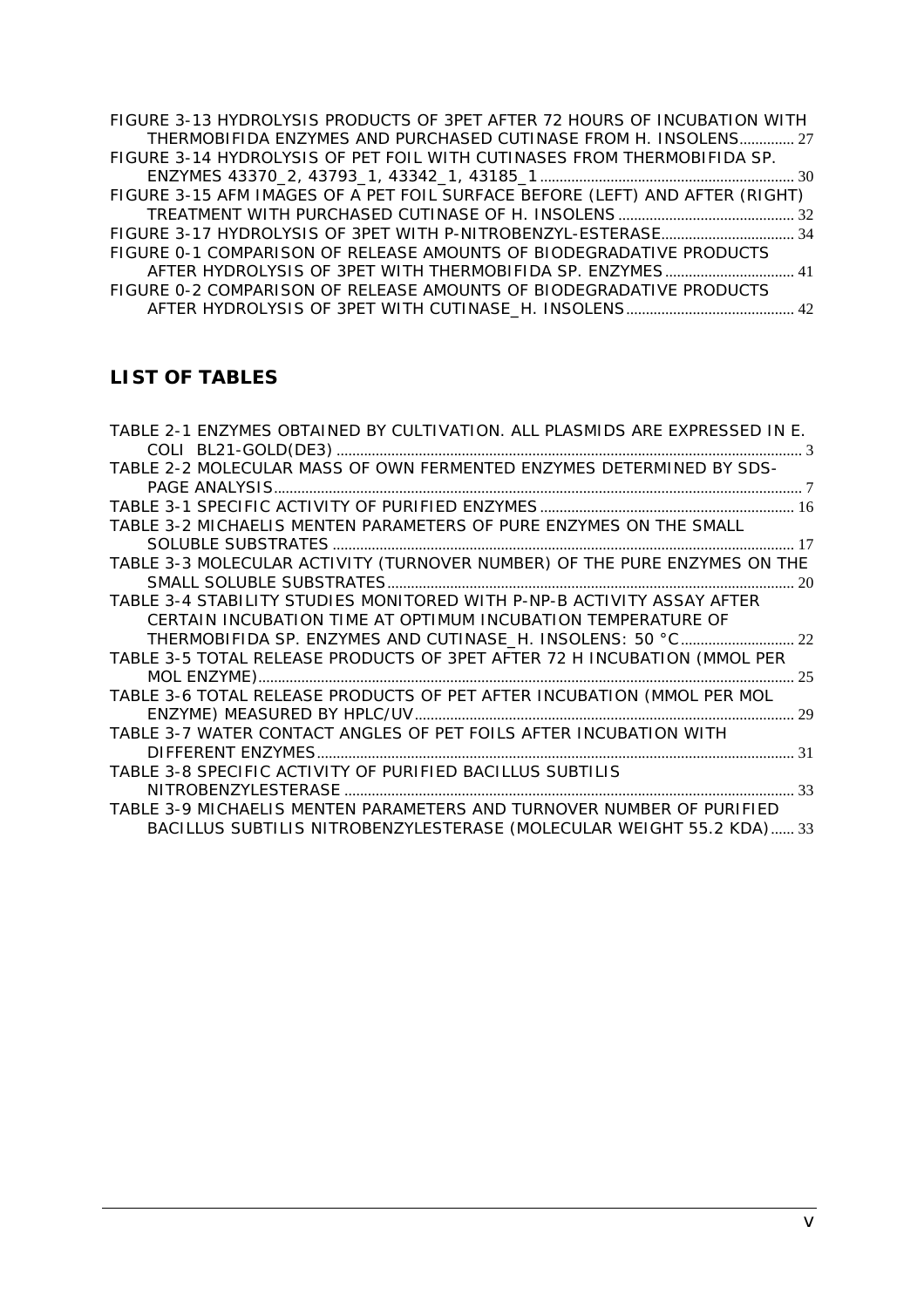FIGURE 3-13 HYDROLYSIS PRODUCTS OF 3PET AFTER 72 HOURS OF INCUBATION WITH THERMOBIFIDA ENZYMES AND PURCHASED CUTINASE FROM H. INSOLENS .............. 27

FIGURE 3-14 HYDROLYSIS OF PET FOIL WITH CUTINASES FROM THERMOBIFIDA SP. ENZYMES 43370_2, 43793_1, 43342_1, 43185_1 .............. 30

FIGURE 3-15 AFM IMAGES OF A PET FOIL SURFACE BEFORE (LEFT) AND AFTER (RIGHT) TREATMENT WITH PURCHASED CUTINASE OF H. INSOLENS .............. 32

FIGURE 3-17 HYDROLYSIS OF 3PET WITH P-NITROBENZYL-ESTERASE .............. 34

FIGURE 0-1 COMPARISON OF RELEASE AMOUNTS OF BIODEGRADATIVE PRODUCTS AFTER HYDROLYSIS OF 3PET WITH THERMOBIFIDA SP. ENZYMES .............. 41

FIGURE 0-2 COMPARISON OF RELEASE AMOUNTS OF BIODEGRADATIVE PRODUCTS AFTER HYDROLYSIS OF 3PET WITH CUTINASE_H. INSOLENS .............. 42

## LIST OF TABLES

TABLE 2-1 ENZYMES OBTAINED BY CULTIVATION. ALL PLASMIDS ARE EXPRESSED IN E. COLI BL21-GOLD(DE3) .............. 3

TABLE 2-2 MOLECULAR MASS OF OWN FERMENTED ENZYMES DETERMINED BY SDS-PAGE ANALYSIS .............. 7

TABLE 3-1 SPECIFIC ACTIVITY OF PURIFIED ENZYMES .............. 16

TABLE 3-2 MICHAELIS MENTEN PARAMETERS OF PURE ENZYMES ON THE SMALL SOLUBLE SUBSTRATES .............. 17

TABLE 3-3 MOLECULAR ACTIVITY (TURNOVER NUMBER) OF THE PURE ENZYMES ON THE SMALL SOLUBLE SUBSTRATES .............. 20

TABLE 3-4 STABILITY STUDIES MONITORED WITH P-NP-B ACTIVITY ASSAY AFTER CERTAIN INCUBATION TIME AT OPTIMUM INCUBATION TEMPERATURE OF THERMOBIFIDA SP. ENZYMES AND CUTINASE_H. INSOLENS: 50 °C .............. 22

TABLE 3-5 TOTAL RELEASE PRODUCTS OF 3PET AFTER 72 H INCUBATION (MMOL PER MOL ENZYME) .............. 25

TABLE 3-6 TOTAL RELEASE PRODUCTS OF PET AFTER INCUBATION (MMOL PER MOL ENZYME) MEASURED BY HPLC/UV .............. 29

TABLE 3-7 WATER CONTACT ANGLES OF PET FOILS AFTER INCUBATION WITH DIFFERENT ENZYMES .............. 31

TABLE 3-8 SPECIFIC ACTIVITY OF PURIFIED BACILLUS SUBTILIS NITROBENZYLESTERASE .............. 33

TABLE 3-9 MICHAELIS MENTEN PARAMETERS AND TURNOVER NUMBER OF PURIFIED BACILLUS SUBTILIS NITROBENZYLESTERASE (MOLECULAR WEIGHT 55.2 KDA) .............. 33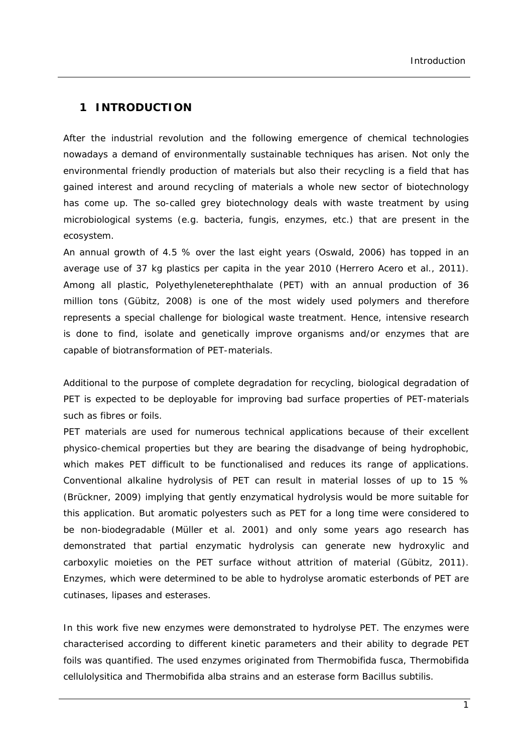# 1 INTRODUCTION

After the industrial revolution and the following emergence of chemical technologies nowadays a demand of environmentally sustainable techniques has arisen. Not only the environmental friendly production of materials but also their recycling is a field that has gained interest and around recycling of materials a whole new sector of biotechnology has come up. The so-called grey biotechnology deals with waste treatment by using microbiological systems (e.g. bacteria, fungis, enzymes, etc.) that are present in the ecosystem.

An annual growth of 4.5 % over the last eight years (Oswald, 2006) has topped in an average use of 37 kg plastics per capita in the year 2010 (Herrero Acero et al., 2011). Among all plastic, Polyethyleneterephthalate (PET) with an annual production of 36 million tons (Gübitz, 2008) is one of the most widely used polymers and therefore represents a special challenge for biological waste treatment. Hence, intensive research is done to find, isolate and genetically improve organisms and/or enzymes that are capable of biotransformation of PET-materials.

Additional to the purpose of complete degradation for recycling, biological degradation of PET is expected to be deployable for improving bad surface properties of PET-materials such as fibres or foils.

PET materials are used for numerous technical applications because of their excellent physico-chemical properties but they are bearing the disadvange of being hydrophobic, which makes PET difficult to be functionalised and reduces its range of applications. Conventional alkaline hydrolysis of PET can result in material losses of up to 15 % (Brückner, 2009) implying that gently enzymatical hydrolysis would be more suitable for this application. But aromatic polyesters such as PET for a long time were considered to be non-biodegradable (Müller et al. 2001) and only some years ago research has demonstrated that partial enzymatic hydrolysis can generate new hydroxylic and carboxylic moieties on the PET surface without attrition of material (Gübitz, 2011). Enzymes, which were determined to be able to hydrolyse aromatic esterbonds of PET are cutinases, lipases and esterases.

In this work five new enzymes were demonstrated to hydrolyse PET. The enzymes were characterised according to different kinetic parameters and their ability to degrade PET foils was quantified. The used enzymes originated from *Thermobifida fusca*, *Thermobifida cellulolysitica* and *Thermobifida alba* strains and an esterase form *Bacillus subtilis*.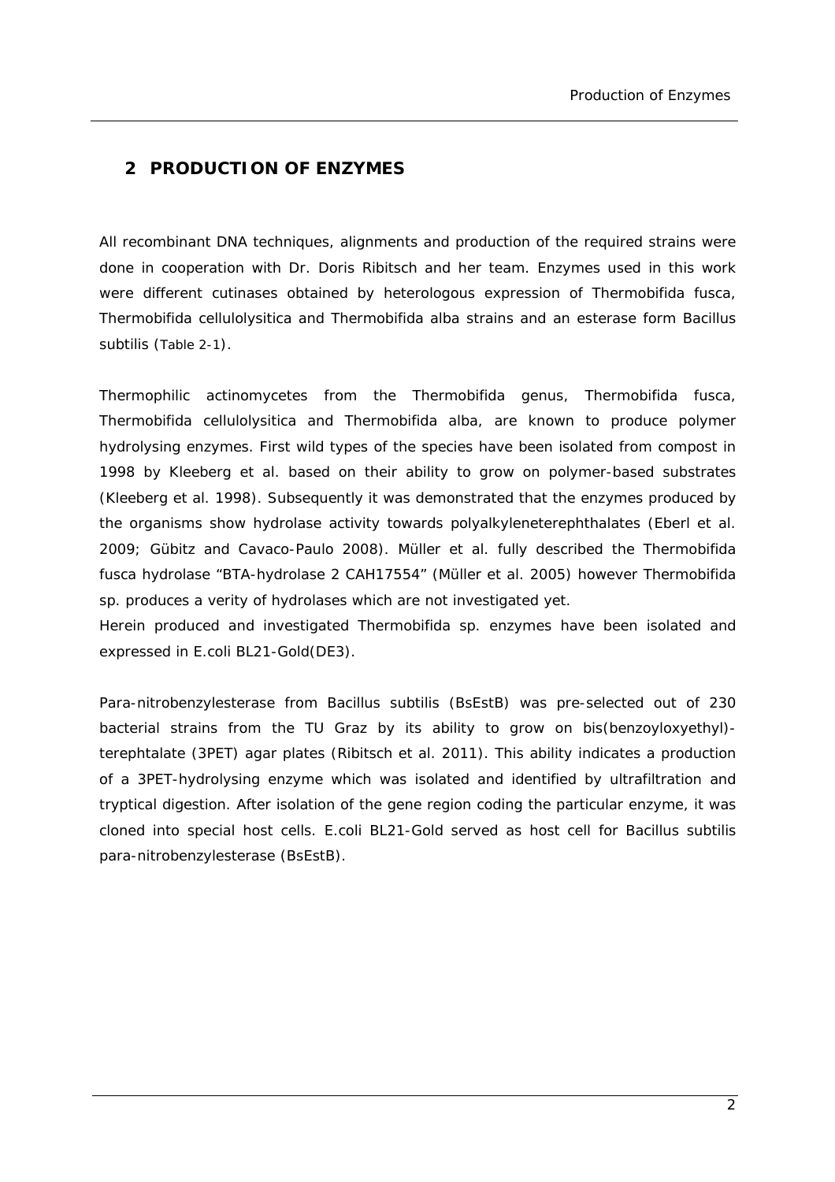## 2 PRODUCTION OF ENZYMES

All recombinant DNA techniques, alignments and production of the required strains were done in cooperation with Dr. Doris Ribitsch and her team. Enzymes used in this work were different cutinases obtained by heterologous expression of Thermobifida fusca, Thermobifida cellulolysitica and Thermobifida alba strains and an esterase form Bacillus subtilis (Table 2-1).

Thermophilic actinomycetes from the Thermobifida genus, Thermobifida fusca, Thermobifida cellulolysitica and Thermobifida alba, are known to produce polymer hydrolysing enzymes. First wild types of the species have been isolated from compost in 1998 by Kleeberg et al. based on their ability to grow on polymer-based substrates (Kleeberg et al. 1998). Subsequently it was demonstrated that the enzymes produced by the organisms show hydrolase activity towards polyalkyleneterephthalates (Eberl et al. 2009; Gübitz and Cavaco-Paulo 2008). Müller et al. fully described the Thermobifida fusca hydrolase "BTA-hydrolase 2 CAH17554" (Müller et al. 2005) however Thermobifida sp. produces a verity of hydrolases which are not investigated yet.

Herein produced and investigated Thermobifida sp. enzymes have been isolated and expressed in E.coli BL21-Gold(DE3).

Para-nitrobenzylesterase from Bacillus subtilis (BsEstB) was pre-selected out of 230 bacterial strains from the TU Graz by its ability to grow on bis(benzoyloxyethyl)-terephtalate (3PET) agar plates (Ribitsch et al. 2011). This ability indicates a production of a 3PET-hydrolysing enzyme which was isolated and identified by ultrafiltration and tryptical digestion. After isolation of the gene region coding the particular enzyme, it was cloned into special host cells. E.coli BL21-Gold served as host cell for Bacillus subtilis para-nitrobenzylesterase (BsEstB).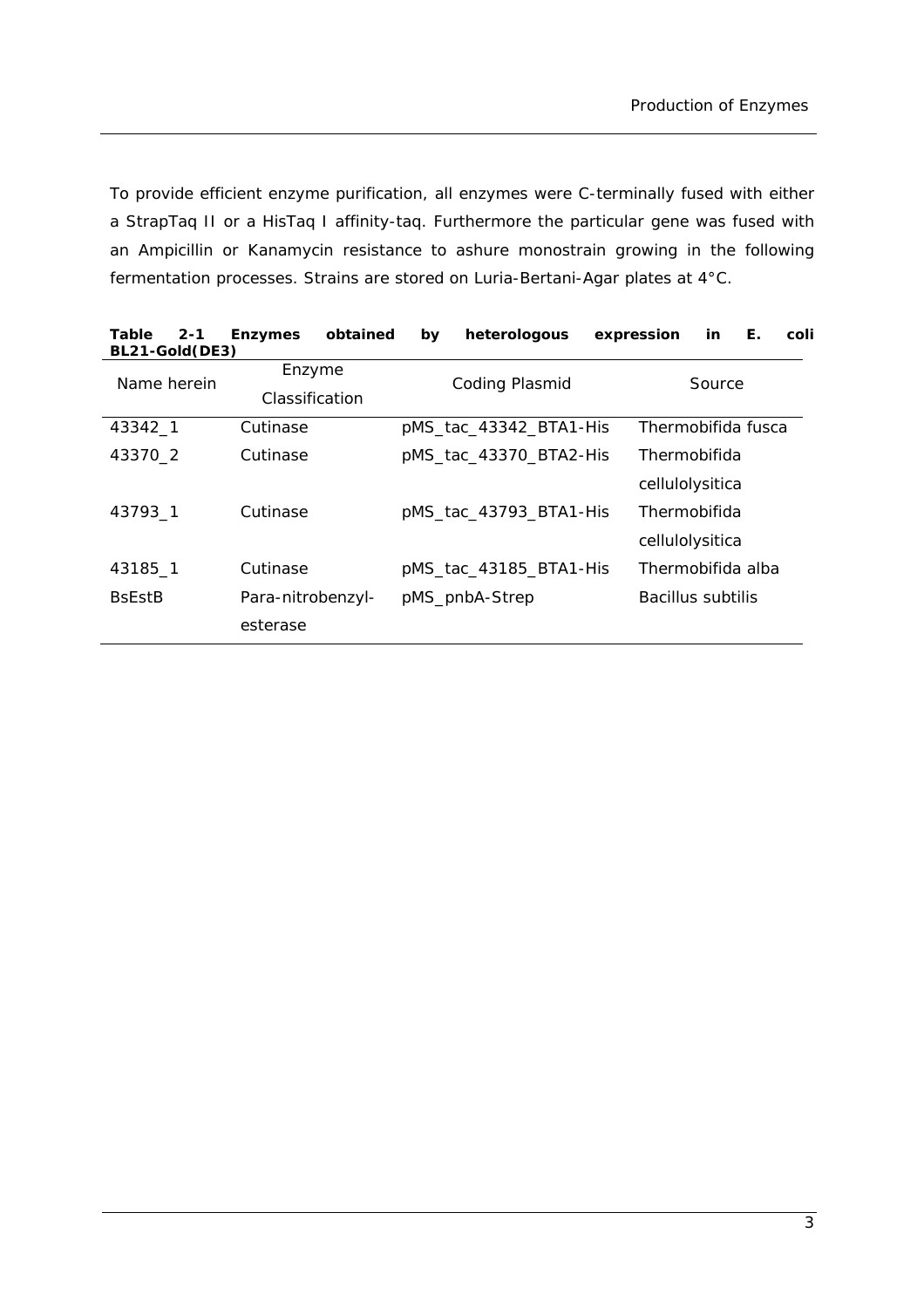To provide efficient enzyme purification, all enzymes were C-terminally fused with either a StrapTaq II or a HisTaq I affinity-taq. Furthermore the particular gene was fused with an Ampicillin or Kanamycin resistance to ashure monostrain growing in the following fermentation processes. Strains are stored on Luria-Bertani-Agar plates at 4°C.

**Table 2-1 Enzymes obtained by heterologous expression in E. coli BL21-Gold(DE3)**

| Name herein | Enzyme Classification | Coding Plasmid | Source |
|---|---|---|---|
| 43342_1 | Cutinase | pMS_tac_43342_BTA1-His | Thermobifida fusca |
| 43370_2 | Cutinase | pMS_tac_43370_BTA2-His | Thermobifida cellulolysitica |
| 43793_1 | Cutinase | pMS_tac_43793_BTA1-His | Thermobifida cellulolysitica |
| 43185_1 | Cutinase | pMS_tac_43185_BTA1-His | Thermobifida alba |
| BsEstB | Para-nitrobenzyl-esterase | pMS_pnbA-Strep | Bacillus subtilis |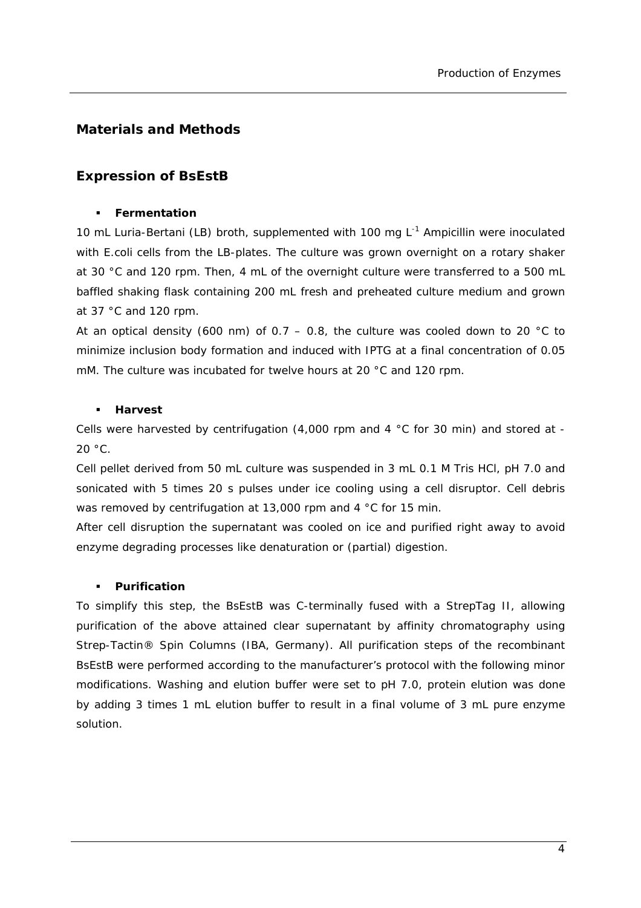## Materials and Methods

### Expression of BsEstB

- **Fermentation**

10 mL Luria-Bertani (LB) broth, supplemented with 100 mg $L^{-1}$ Ampicillin were inoculated with E.coli cells from the LB-plates. The culture was grown overnight on a rotary shaker at 30 °C and 120 rpm. Then, 4 mL of the overnight culture were transferred to a 500 mL baffled shaking flask containing 200 mL fresh and preheated culture medium and grown at 37 °C and 120 rpm.

At an optical density (600 nm) of 0.7 – 0.8, the culture was cooled down to 20 °C to minimize inclusion body formation and induced with IPTG at a final concentration of 0.05 mM. The culture was incubated for twelve hours at 20 °C and 120 rpm.

- **Harvest**

Cells were harvested by centrifugation (4,000 rpm and 4 °C for 30 min) and stored at -20 °C.

Cell pellet derived from 50 mL culture was suspended in 3 mL 0.1 M Tris HCl, pH 7.0 and sonicated with 5 times 20 s pulses under ice cooling using a cell disruptor. Cell debris was removed by centrifugation at 13,000 rpm and 4 °C for 15 min.

After cell disruption the supernatant was cooled on ice and purified right away to avoid enzyme degrading processes like denaturation or (partial) digestion.

- **Purification**

To simplify this step, the BsEstB was C-terminally fused with a StrepTag II, allowing purification of the above attained clear supernatant by affinity chromatography using Strep-Tactin® Spin Columns (IBA, Germany). All purification steps of the recombinant BsEstB were performed according to the manufacturer's protocol with the following minor modifications. Washing and elution buffer were set to pH 7.0, protein elution was done by adding 3 times 1 mL elution buffer to result in a final volume of 3 mL pure enzyme solution.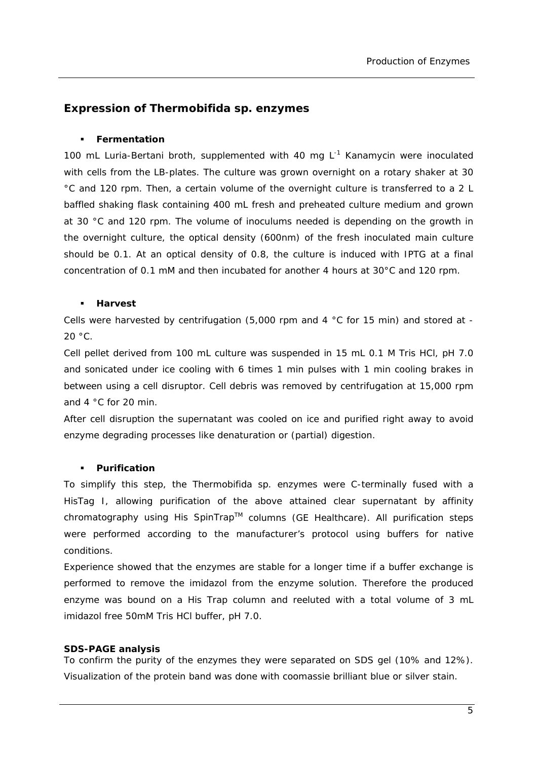## Expression of Thermobifida sp. enzymes

- **Fermentation**

100 mL Luria-Bertani broth, supplemented with 40 mg $L^{-1}$ Kanamycin were inoculated with cells from the LB-plates. The culture was grown overnight on a rotary shaker at 30 °C and 120 rpm. Then, a certain volume of the overnight culture is transferred to a 2 L baffled shaking flask containing 400 mL fresh and preheated culture medium and grown at 30 °C and 120 rpm. The volume of inoculums needed is depending on the growth in the overnight culture, the optical density (600nm) of the fresh inoculated main culture should be 0.1. At an optical density of 0.8, the culture is induced with IPTG at a final concentration of 0.1 mM and then incubated for another 4 hours at 30°C and 120 rpm.

- **Harvest**

Cells were harvested by centrifugation (5,000 rpm and 4 °C for 15 min) and stored at -20 °C.

Cell pellet derived from 100 mL culture was suspended in 15 mL 0.1 M Tris HCl, pH 7.0 and sonicated under ice cooling with 6 times 1 min pulses with 1 min cooling brakes in between using a cell disruptor. Cell debris was removed by centrifugation at 15,000 rpm and 4 °C for 20 min.

After cell disruption the supernatant was cooled on ice and purified right away to avoid enzyme degrading processes like denaturation or (partial) digestion.

- **Purification**

To simplify this step, the Thermobifida sp. enzymes were C-terminally fused with a HisTag I, allowing purification of the above attained clear supernatant by affinity chromatography using His SpinTrap™ columns (GE Healthcare). All purification steps were performed according to the manufacturer's protocol using buffers for native conditions.

Experience showed that the enzymes are stable for a longer time if a buffer exchange is performed to remove the imidazol from the enzyme solution. Therefore the produced enzyme was bound on a His Trap column and reeluted with a total volume of 3 mL imidazol free 50mM Tris HCl buffer, pH 7.0.

**SDS-PAGE analysis**

To confirm the purity of the enzymes they were separated on SDS gel (10% and 12%). Visualization of the protein band was done with coomassie brilliant blue or silver stain.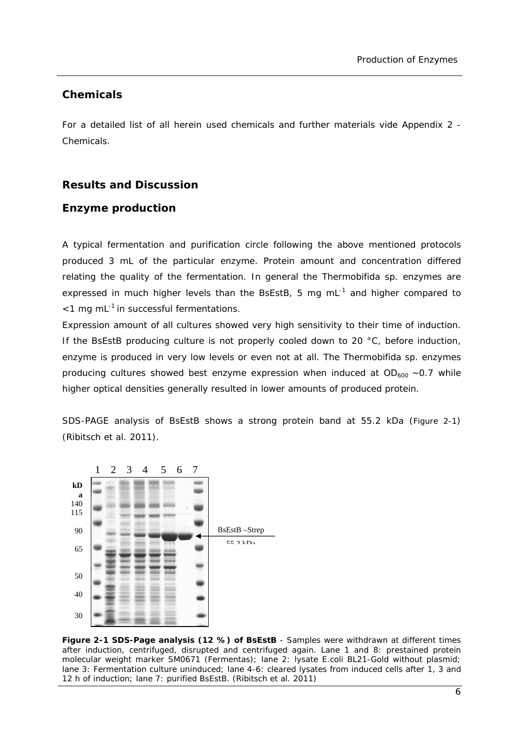## Chemicals

For a detailed list of all herein used chemicals and further materials vide Appendix 2 - Chemicals.

## Results and Discussion

### Enzyme production

A typical fermentation and purification circle following the above mentioned protocols produced 3 mL of the particular enzyme. Protein amount and concentration differed relating the quality of the fermentation. In general the Thermobifida sp. enzymes are expressed in much higher levels than the BsEstB, 5 mg $mL^{-1}$ and higher compared to <1 mg $mL^{-1}$ in successful fermentations.

Expression amount of all cultures showed very high sensitivity to their time of induction. If the BsEstB producing culture is not properly cooled down to 20 °C, before induction, enzyme is produced in very low levels or even not at all. The Thermobifida sp. enzymes producing cultures showed best enzyme expression when induced at $OD_{600}$ ~0.7 while higher optical densities generally resulted in lower amounts of produced protein.

SDS-PAGE analysis of BsEstB shows a strong protein band at 55.2 kDa (Figure 2-1) (Ribitsch et al. 2011).

**Figure 2-1 SDS-Page analysis (12 %) of BsEstB** - Samples were withdrawn at different times after induction, centrifuged, disrupted and centrifuged again. Lane 1 and 8: prestained protein molecular weight marker SM0671 (Fermentas); lane 2: lysate E.coli BL21-Gold without plasmid; lane 3: Fermentation culture uninduced; lane 4-6: cleared lysates from induced cells after 1, 3 and 12 h of induction; lane 7: purified BsEstB. (Ribitsch et al. 2011)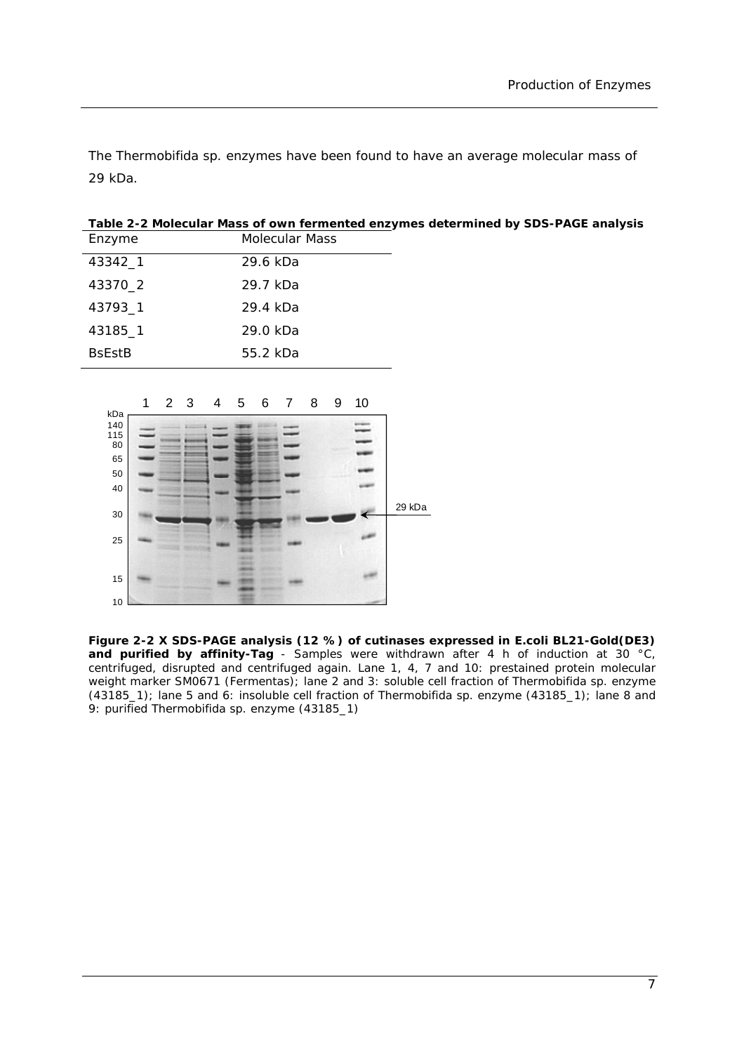The Thermobifida sp. enzymes have been found to have an average molecular mass of 29 kDa.

**Table 2-2 Molecular Mass of own fermented enzymes determined by SDS-PAGE analysis**

| Enzyme | Molecular Mass |
| --- | --- |
| 43342_1 | 29.6 kDa |
| 43370_2 | 29.7 kDa |
| 43793_1 | 29.4 kDa |
| 43185_1 | 29.0 kDa |
| BsEstB | 55.2 kDa |

**Figure 2-2 X SDS-PAGE analysis (12 %) of cutinases expressed in E.coli BL21-Gold(DE3) and purified by affinity-Tag** - Samples were withdrawn after 4 h of induction at 30 °C, centrifuged, disrupted and centrifuged again. Lane 1, 4, 7 and 10: prestained protein molecular weight marker SM0671 (Fermentas); lane 2 and 3: soluble cell fraction of Thermobifida sp. enzyme (43185_1); lane 5 and 6: insoluble cell fraction of Thermobifida sp. enzyme (43185_1); lane 8 and 9: purified Thermobifida sp. enzyme (43185_1)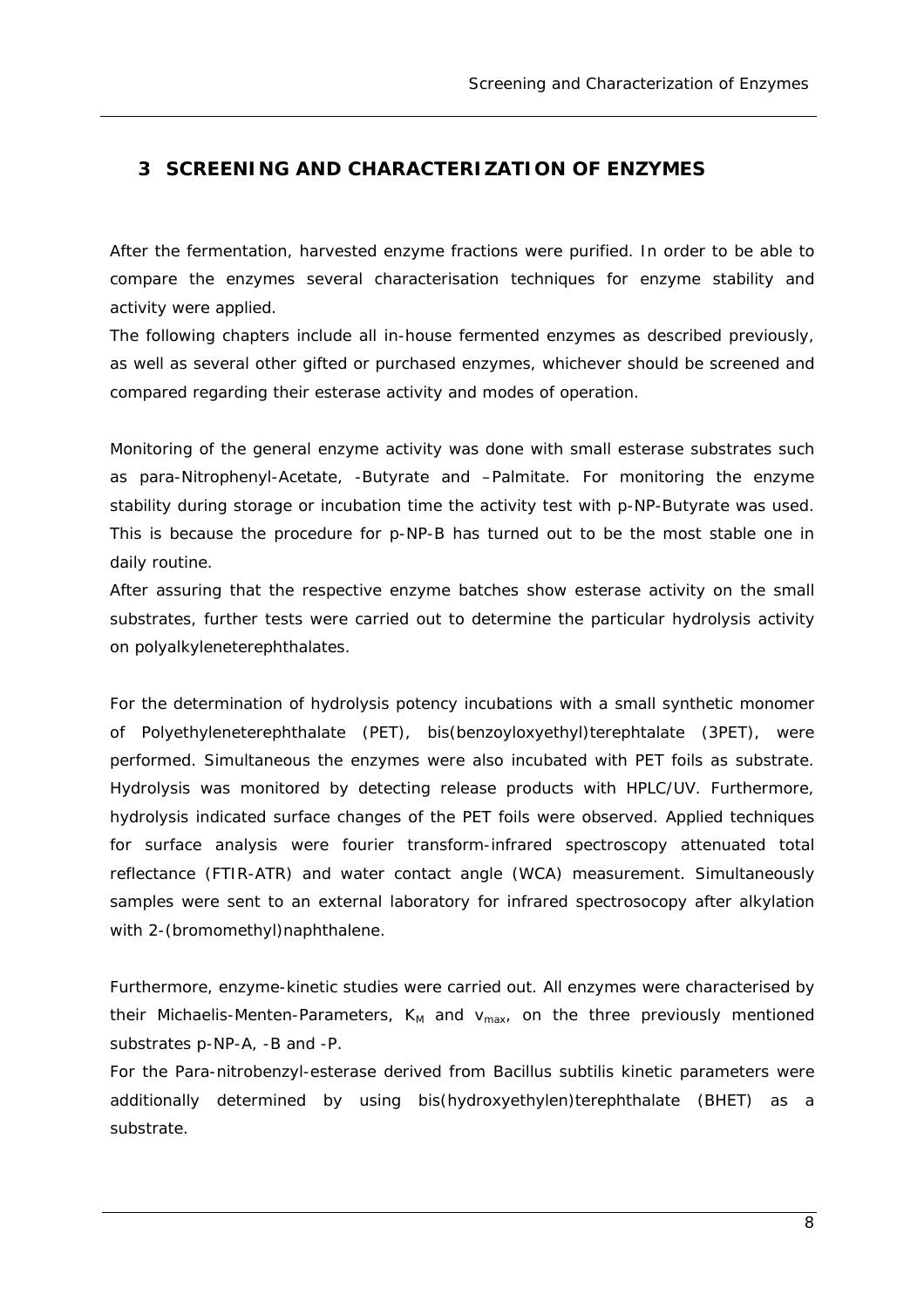# 3 SCREENING AND CHARACTERIZATION OF ENZYMES

After the fermentation, harvested enzyme fractions were purified. In order to be able to compare the enzymes several characterisation techniques for enzyme stability and activity were applied.

The following chapters include all in-house fermented enzymes as described previously, as well as several other gifted or purchased enzymes, whichever should be screened and compared regarding their esterase activity and modes of operation.

Monitoring of the general enzyme activity was done with small esterase substrates such as para-Nitrophenyl-Acetate, -Butyrate and –Palmitate. For monitoring the enzyme stability during storage or incubation time the activity test with p-NP-Butyrate was used. This is because the procedure for p-NP-B has turned out to be the most stable one in daily routine.

After assuring that the respective enzyme batches show esterase activity on the small substrates, further tests were carried out to determine the particular hydrolysis activity on polyalkyleneterephthalates.

For the determination of hydrolysis potency incubations with a small synthetic monomer of Polyethyleneterephthalate (PET), bis(benzoyloxyethyl)terephtalate (3PET), were performed. Simultaneous the enzymes were also incubated with PET foils as substrate. Hydrolysis was monitored by detecting release products with HPLC/UV. Furthermore, hydrolysis indicated surface changes of the PET foils were observed. Applied techniques for surface analysis were fourier transform-infrared spectroscopy attenuated total reflectance (FTIR-ATR) and water contact angle (WCA) measurement. Simultaneously samples were sent to an external laboratory for infrared spectrosocopy after alkylation with 2-(bromomethyl)naphthalene.

Furthermore, enzyme-kinetic studies were carried out. All enzymes were characterised by their Michaelis-Menten-Parameters, $K_M$ and $v_{max}$, on the three previously mentioned substrates p-NP-A, -B and -P.

For the Para-nitrobenzyl-esterase derived from Bacillus subtilis kinetic parameters were additionally determined by using bis(hydroxyethylen)terephthalate (BHET) as a substrate.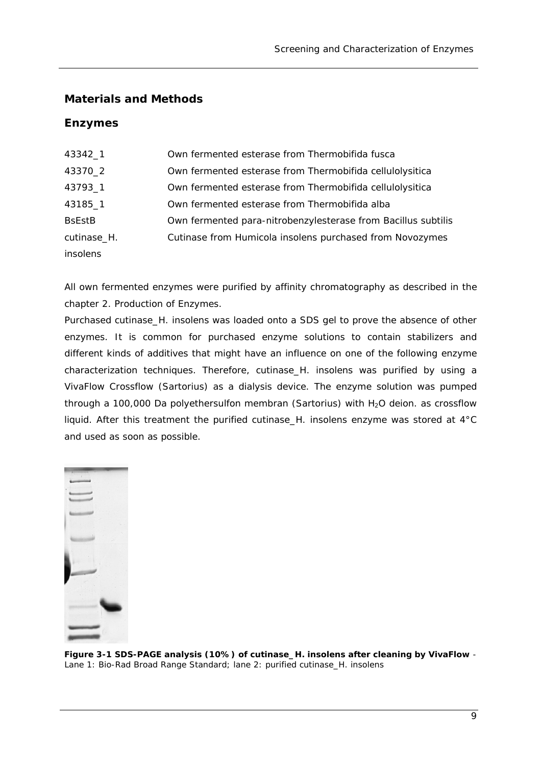## Materials and Methods

### Enzymes

| | |
|---|---|
| 43342_1 | Own fermented esterase from Thermobifida fusca |
| 43370_2 | Own fermented esterase from Thermobifida cellulolysitica |
| 43793_1 | Own fermented esterase from Thermobifida cellulolysitica |
| 43185_1 | Own fermented esterase from Thermobifida alba |
| BsEstB | Own fermented para-nitrobenzylesterase from Bacillus subtilis |
| cutinase_H. insolens | Cutinase from Humicola insolens purchased from Novozymes |

All own fermented enzymes were purified by affinity chromatography as described in the chapter 2. Production of Enzymes.

Purchased cutinase_H. insolens was loaded onto a SDS gel to prove the absence of other enzymes. It is common for purchased enzyme solutions to contain stabilizers and different kinds of additives that might have an influence on one of the following enzyme characterization techniques. Therefore, cutinase_H. insolens was purified by using a VivaFlow Crossflow (Sartorius) as a dialysis device. The enzyme solution was pumped through a 100,000 Da polyethersulfon membran (Sartorius) with $H_2O$ deion. as crossflow liquid. After this treatment the purified cutinase_H. insolens enzyme was stored at 4°C and used as soon as possible.

**Figure 3-1 SDS-PAGE analysis (10%) of cutinase_H. insolens after cleaning by VivaFlow** - Lane 1: Bio-Rad Broad Range Standard; lane 2: purified cutinase_H. insolens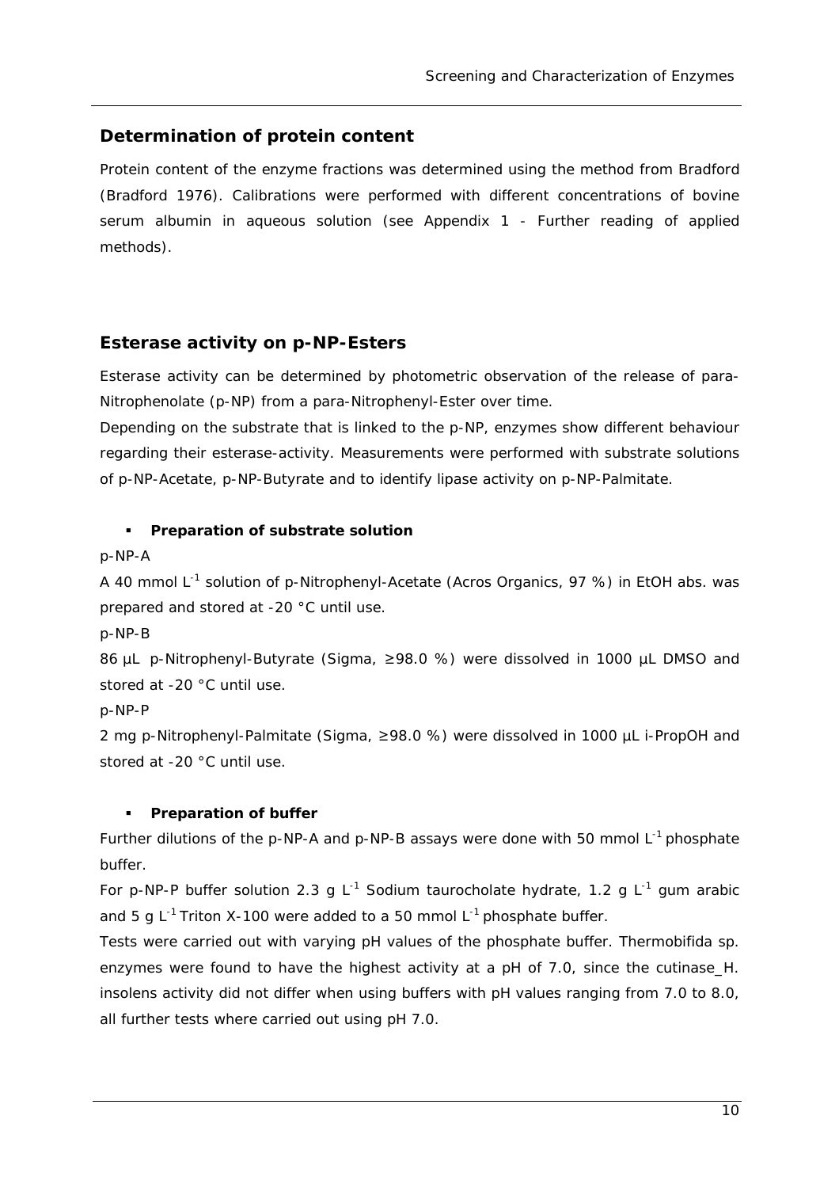## Determination of protein content

Protein content of the enzyme fractions was determined using the method from Bradford (Bradford 1976). Calibrations were performed with different concentrations of bovine serum albumin in aqueous solution (see Appendix 1 - Further reading of applied methods).

## Esterase activity on p-NP-Esters

Esterase activity can be determined by photometric observation of the release of para-Nitrophenolate (p-NP) from a para-Nitrophenyl-Ester over time.

Depending on the substrate that is linked to the p-NP, enzymes show different behaviour regarding their esterase-activity. Measurements were performed with substrate solutions of p-NP-Acetate, p-NP-Butyrate and to identify lipase activity on p-NP-Palmitate.

- **Preparation of substrate solution**

p-NP-A

A 40 mmol $L^{-1}$ solution of p-Nitrophenyl-Acetate (Acros Organics, 97 %) in EtOH abs. was prepared and stored at -20 °C until use.

p-NP-B

86 µL p-Nitrophenyl-Butyrate (Sigma, ≥98.0 %) were dissolved in 1000 µL DMSO and stored at -20 °C until use.

p-NP-P

2 mg p-Nitrophenyl-Palmitate (Sigma, ≥98.0 %) were dissolved in 1000 µL i-PropOH and stored at -20 °C until use.

- **Preparation of buffer**

Further dilutions of the p-NP-A and p-NP-B assays were done with 50 mmol $L^{-1}$ phosphate buffer.

For p-NP-P buffer solution 2.3 g $L^{-1}$ Sodium taurocholate hydrate, 1.2 g $L^{-1}$ gum arabic and 5 g $L^{-1}$ Triton X-100 were added to a 50 mmol $L^{-1}$ phosphate buffer.

Tests were carried out with varying pH values of the phosphate buffer. *Thermobifida* sp. enzymes were found to have the highest activity at a pH of 7.0, since the cutinase_*H. insolens* activity did not differ when using buffers with pH values ranging from 7.0 to 8.0, all further tests where carried out using pH 7.0.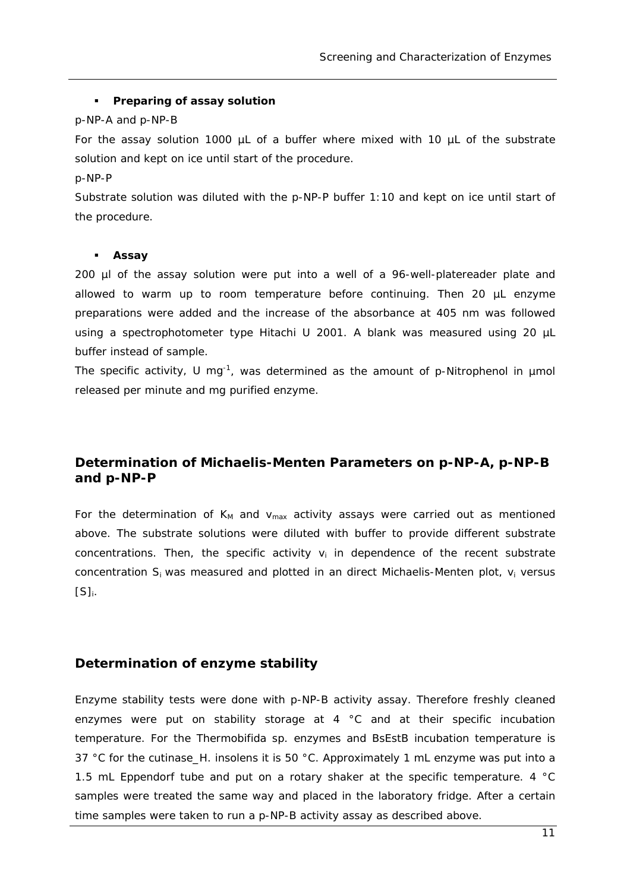- **Preparing of assay solution**

p-NP-A and p-NP-B

For the assay solution 1000 µL of a buffer where mixed with 10 µL of the substrate solution and kept on ice until start of the procedure.

p-NP-P

Substrate solution was diluted with the p-NP-P buffer 1:10 and kept on ice until start of the procedure.

- **Assay**

200 µl of the assay solution were put into a well of a 96-well-platereader plate and allowed to warm up to room temperature before continuing. Then 20 µL enzyme preparations were added and the increase of the absorbance at 405 nm was followed using a spectrophotometer type Hitachi U 2001. A blank was measured using 20 µL buffer instead of sample.

The specific activity, U $mg^{-1}$, was determined as the amount of p-Nitrophenol in µmol released per minute and mg purified enzyme.

## Determination of Michaelis-Menten Parameters on p-NP-A, p-NP-B and p-NP-P

For the determination of $K_M$ and $v_{max}$ activity assays were carried out as mentioned above. The substrate solutions were diluted with buffer to provide different substrate concentrations. Then, the specific activity $v_i$ in dependence of the recent substrate concentration $S_i$ was measured and plotted in an direct Michaelis-Menten plot, $v_i$ versus $[S]_i$.

## Determination of enzyme stability

Enzyme stability tests were done with p-NP-B activity assay. Therefore freshly cleaned enzymes were put on stability storage at 4 °C and at their specific incubation temperature. For the *Thermobifida* sp. enzymes and BsEstB incubation temperature is 37 °C for the cutinase_*H. insolens* it is 50 °C. Approximately 1 mL enzyme was put into a 1.5 mL Eppendorf tube and put on a rotary shaker at the specific temperature. 4 °C samples were treated the same way and placed in the laboratory fridge. After a certain time samples were taken to run a p-NP-B activity assay as described above.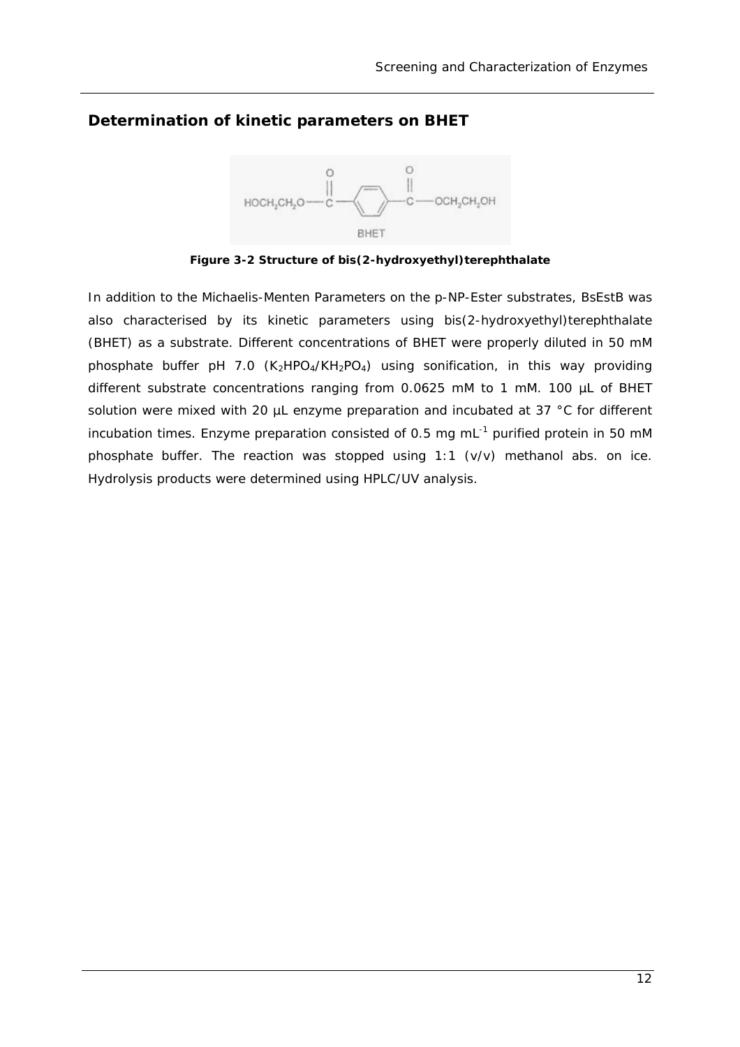## Determination of kinetic parameters on BHET

**Figure 3-2 Structure of bis(2-hydroxyethyl)terephthalate**

In addition to the Michaelis-Menten Parameters on the p-NP-Ester substrates, BsEstB was also characterised by its kinetic parameters using bis(2-hydroxyethyl)terephthalate (BHET) as a substrate. Different concentrations of BHET were properly diluted in 50 mM phosphate buffer pH 7.0 ($K_2HPO_4$/$KH_2PO_4$) using sonification, in this way providing different substrate concentrations ranging from 0.0625 mM to 1 mM. 100 µL of BHET solution were mixed with 20 µL enzyme preparation and incubated at 37 °C for different incubation times. Enzyme preparation consisted of 0.5 mg $mL^{-1}$ purified protein in 50 mM phosphate buffer. The reaction was stopped using 1:1 (v/v) methanol abs. on ice. Hydrolysis products were determined using HPLC/UV analysis.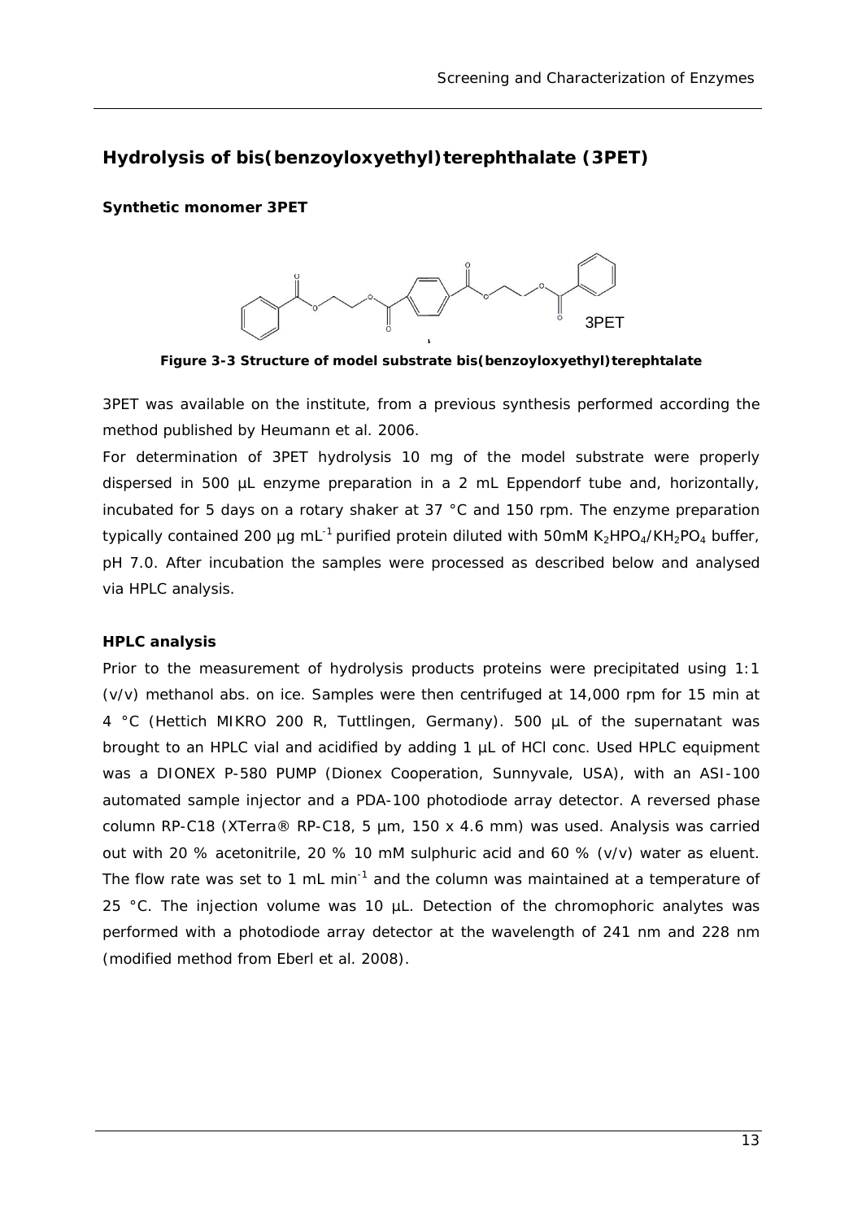## Hydrolysis of bis(benzoyloxyethyl)terephthalate (3PET)

### Synthetic monomer 3PET

**Figure 3-3 Structure of model substrate bis(benzoyloxyethyl)terephtalate**

3PET was available on the institute, from a previous synthesis performed according the method published by Heumann et al. 2006.

For determination of 3PET hydrolysis 10 mg of the model substrate were properly dispersed in 500 µL enzyme preparation in a 2 mL Eppendorf tube and, horizontally, incubated for 5 days on a rotary shaker at 37 °C and 150 rpm. The enzyme preparation typically contained 200 µg $mL^{-1}$ purified protein diluted with 50mM $K_2HPO_4/KH_2PO_4$ buffer, pH 7.0. After incubation the samples were processed as described below and analysed via HPLC analysis.

### HPLC analysis

Prior to the measurement of hydrolysis products proteins were precipitated using 1:1 (v/v) methanol abs. on ice. Samples were then centrifuged at 14,000 rpm for 15 min at 4 °C (Hettich MIKRO 200 R, Tuttlingen, Germany). 500 µL of the supernatant was brought to an HPLC vial and acidified by adding 1 µL of HCl conc. Used HPLC equipment was a DIONEX P-580 PUMP (Dionex Cooperation, Sunnyvale, USA), with an ASI-100 automated sample injector and a PDA-100 photodiode array detector. A reversed phase column RP-C18 (XTerra® RP-C18, 5 µm, 150 x 4.6 mm) was used. Analysis was carried out with 20 % acetonitrile, 20 % 10 mM sulphuric acid and 60 % (v/v) water as eluent. The flow rate was set to 1 mL $min^{-1}$ and the column was maintained at a temperature of 25 °C. The injection volume was 10 µL. Detection of the chromophoric analytes was performed with a photodiode array detector at the wavelength of 241 nm and 228 nm (modified method from Eberl et al. 2008).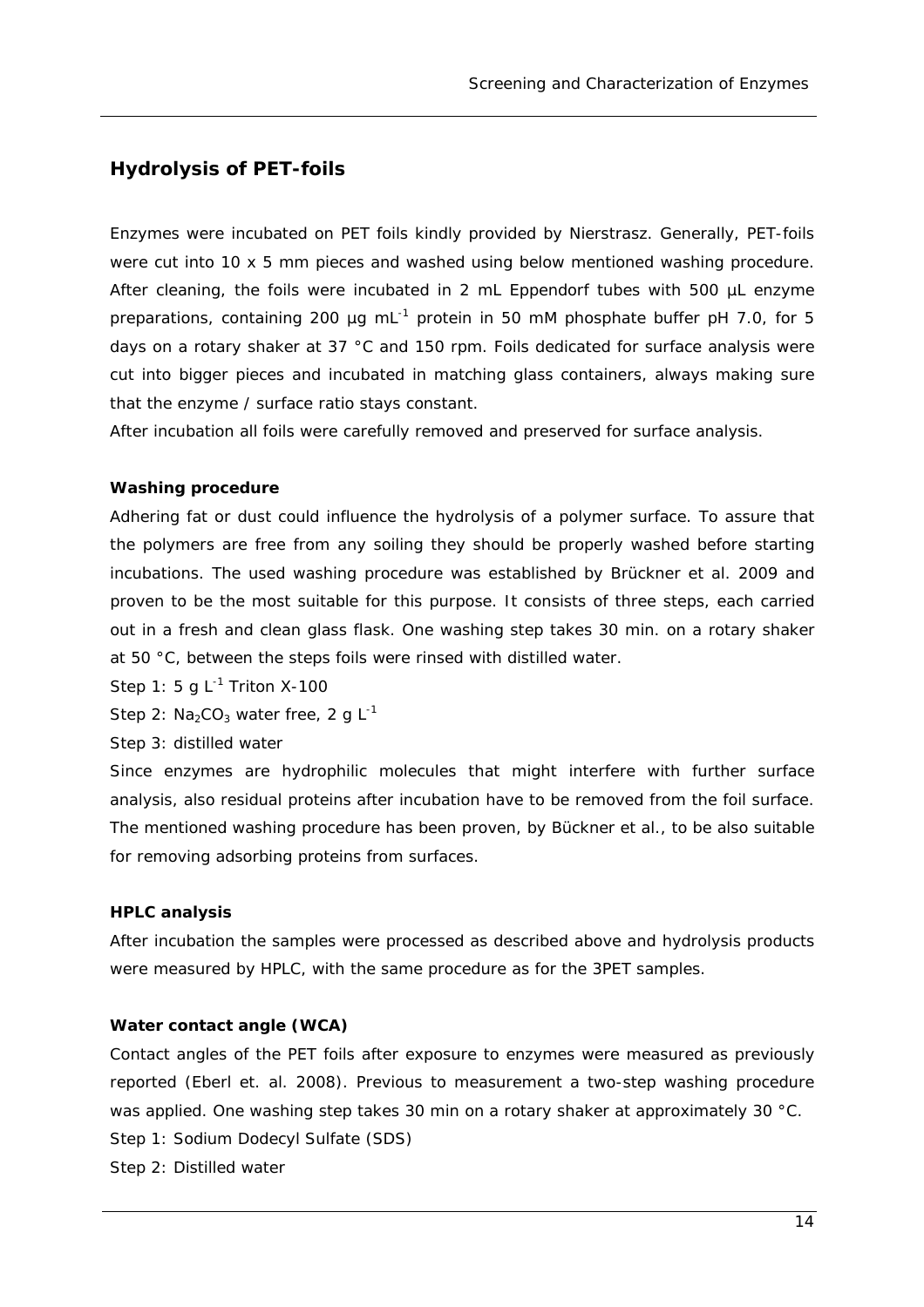## Hydrolysis of PET-foils

Enzymes were incubated on PET foils kindly provided by Nierstrasz. Generally, PET-foils were cut into 10 x 5 mm pieces and washed using below mentioned washing procedure. After cleaning, the foils were incubated in 2 mL Eppendorf tubes with 500 µL enzyme preparations, containing 200 µg $mL^{-1}$ protein in 50 mM phosphate buffer pH 7.0, for 5 days on a rotary shaker at 37 °C and 150 rpm. Foils dedicated for surface analysis were cut into bigger pieces and incubated in matching glass containers, always making sure that the enzyme / surface ratio stays constant.

After incubation all foils were carefully removed and preserved for surface analysis.

### Washing procedure

Adhering fat or dust could influence the hydrolysis of a polymer surface. To assure that the polymers are free from any soiling they should be properly washed before starting incubations. The used washing procedure was established by Brückner et al. 2009 and proven to be the most suitable for this purpose. It consists of three steps, each carried out in a fresh and clean glass flask. One washing step takes 30 min. on a rotary shaker at 50 °C, between the steps foils were rinsed with distilled water.

Step 1: 5 g $L^{-1}$ Triton X-100

Step 2: $Na_2CO_3$ water free, 2 g $L^{-1}$

Step 3: distilled water

Since enzymes are hydrophilic molecules that might interfere with further surface analysis, also residual proteins after incubation have to be removed from the foil surface. The mentioned washing procedure has been proven, by Bückner et al., to be also suitable for removing adsorbing proteins from surfaces.

### HPLC analysis

After incubation the samples were processed as described above and hydrolysis products were measured by HPLC, with the same procedure as for the 3PET samples.

### Water contact angle (WCA)

Contact angles of the PET foils after exposure to enzymes were measured as previously reported (Eberl et. al. 2008). Previous to measurement a two-step washing procedure was applied. One washing step takes 30 min on a rotary shaker at approximately 30 °C.

Step 1: Sodium Dodecyl Sulfate (SDS)

Step 2: Distilled water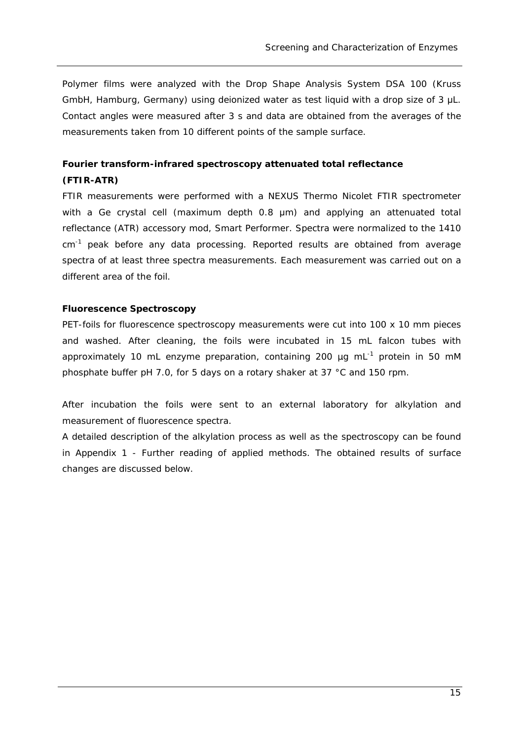Polymer films were analyzed with the Drop Shape Analysis System DSA 100 (Kruss GmbH, Hamburg, Germany) using deionized water as test liquid with a drop size of 3 µL. Contact angles were measured after 3 s and data are obtained from the averages of the measurements taken from 10 different points of the sample surface.

### Fourier transform-infrared spectroscopy attenuated total reflectance (FTIR-ATR)

FTIR measurements were performed with a NEXUS Thermo Nicolet FTIR spectrometer with a Ge crystal cell (maximum depth 0.8 µm) and applying an attenuated total reflectance (ATR) accessory mod, Smart Performer. Spectra were normalized to the 1410 $cm^{-1}$ peak before any data processing. Reported results are obtained from average spectra of at least three spectra measurements. Each measurement was carried out on a different area of the foil.

### Fluorescence Spectroscopy

PET-foils for fluorescence spectroscopy measurements were cut into 100 x 10 mm pieces and washed. After cleaning, the foils were incubated in 15 mL falcon tubes with approximately 10 mL enzyme preparation, containing 200 µg $mL^{-1}$ protein in 50 mM phosphate buffer pH 7.0, for 5 days on a rotary shaker at 37 °C and 150 rpm.

After incubation the foils were sent to an external laboratory for alkylation and measurement of fluorescence spectra.

A detailed description of the alkylation process as well as the spectroscopy can be found in Appendix 1 - Further reading of applied methods. The obtained results of surface changes are discussed below.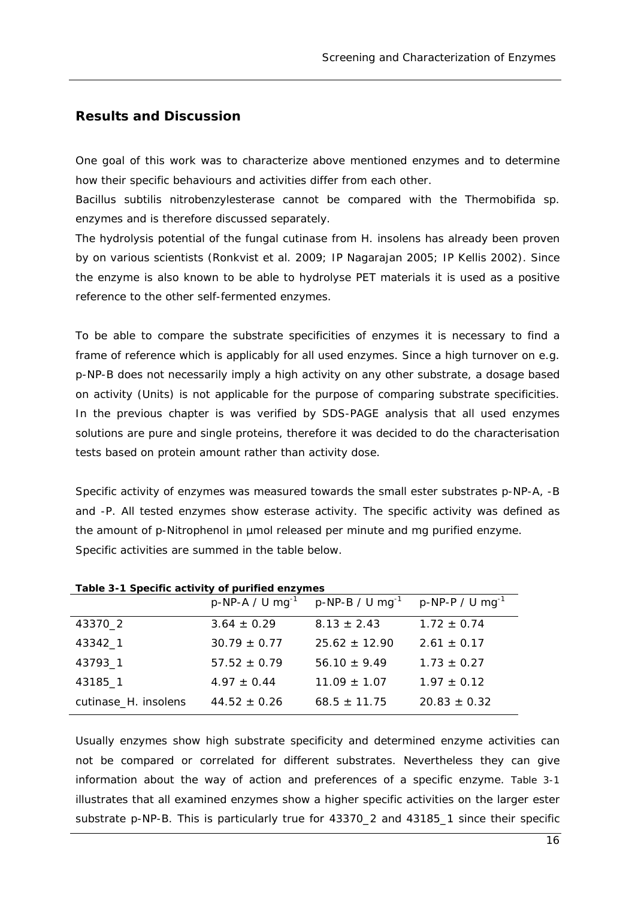## Results and Discussion

One goal of this work was to characterize above mentioned enzymes and to determine how their specific behaviours and activities differ from each other.

Bacillus subtilis nitrobenzylesterase cannot be compared with the Thermobifida sp. enzymes and is therefore discussed separately.

The hydrolysis potential of the fungal cutinase from H. insolens has already been proven by on various scientists (Ronkvist et al. 2009; IP Nagarajan 2005; IP Kellis 2002). Since the enzyme is also known to be able to hydrolyse PET materials it is used as a positive reference to the other self-fermented enzymes.

To be able to compare the substrate specificities of enzymes it is necessary to find a frame of reference which is applicably for all used enzymes. Since a high turnover on e.g. p-NP-B does not necessarily imply a high activity on any other substrate, a dosage based on activity (Units) is not applicable for the purpose of comparing substrate specificities. In the previous chapter is was verified by SDS-PAGE analysis that all used enzymes solutions are pure and single proteins, therefore it was decided to do the characterisation tests based on protein amount rather than activity dose.

Specific activity of enzymes was measured towards the small ester substrates p-NP-A, -B and -P. All tested enzymes show esterase activity. The specific activity was defined as the amount of p-Nitrophenol in µmol released per minute and mg purified enzyme. Specific activities are summed in the table below.

**Table 3-1 Specific activity of purified enzymes**

| | p-NP-A / U $mg^{-1}$ | p-NP-B / U $mg^{-1}$ | p-NP-P / U $mg^{-1}$ |
|---|---|---|---|
| 43370_2 | 3.64 ± 0.29 | 8.13 ± 2.43 | 1.72 ± 0.74 |
| 43342_1 | 30.79 ± 0.77 | 25.62 ± 12.90 | 2.61 ± 0.17 |
| 43793_1 | 57.52 ± 0.79 | 56.10 ± 9.49 | 1.73 ± 0.27 |
| 43185_1 | 4.97 ± 0.44 | 11.09 ± 1.07 | 1.97 ± 0.12 |
| cutinase_H. insolens | 44.52 ± 0.26 | 68.5 ± 11.75 | 20.83 ± 0.32 |

Usually enzymes show high substrate specificity and determined enzyme activities can not be compared or correlated for different substrates. Nevertheless they can give information about the way of action and preferences of a specific enzyme. Table 3-1 illustrates that all examined enzymes show a higher specific activities on the larger ester substrate p-NP-B. This is particularly true for 43370_2 and 43185_1 since their specific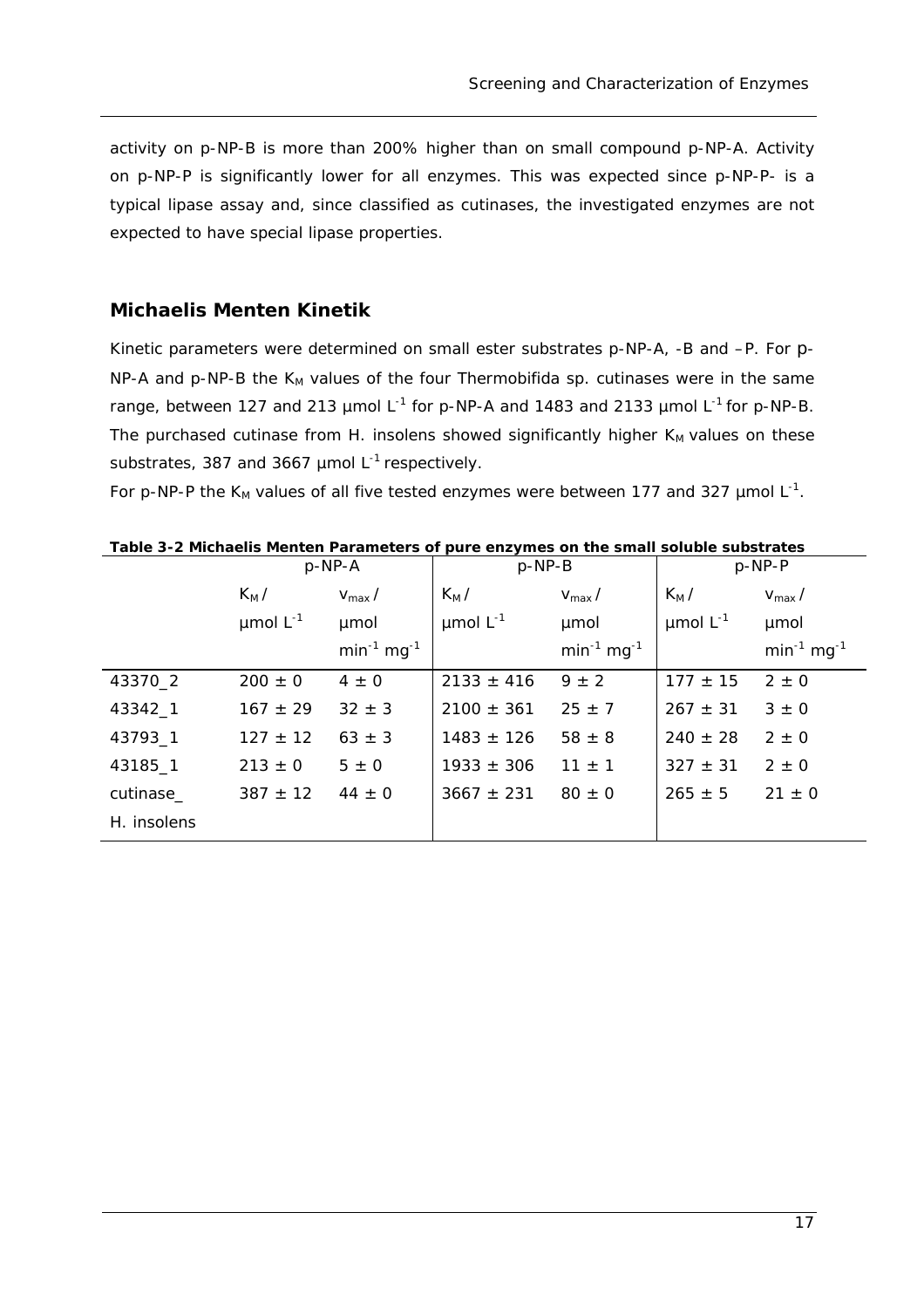activity on p-NP-B is more than 200% higher than on small compound p-NP-A. Activity on p-NP-P is significantly lower for all enzymes. This was expected since p-NP-P- is a typical lipase assay and, since classified as cutinases, the investigated enzymes are not expected to have special lipase properties.

## Michaelis Menten Kinetik

Kinetic parameters were determined on small ester substrates p-NP-A, -B and –P. For p-NP-A and p-NP-B the $K_M$ values of the four *Thermobifida* sp. cutinases were in the same range, between 127 and 213 µmol $L^{-1}$ for p-NP-A and 1483 and 2133 µmol $L^{-1}$ for p-NP-B. The purchased cutinase from *H. insolens* showed significantly higher $K_M$ values on these substrates, 387 and 3667 µmol $L^{-1}$ respectively.

For p-NP-P the $K_M$ values of all five tested enzymes were between 177 and 327 µmol $L^{-1}$.

**Table 3-2 Michaelis Menten Parameters of pure enzymes on the small soluble substrates**

| | p-NP-A | | p-NP-B | | p-NP-P | |
|---|---|---|---|---|---|---|
| | $K_M$ / µmol $L^{-1}$ | $v_{max}$ / µmol $min^{-1}$ $mg^{-1}$ | $K_M$ / µmol $L^{-1}$ | $v_{max}$ / µmol $min^{-1}$ $mg^{-1}$ | $K_M$ / µmol $L^{-1}$ | $v_{max}$ / µmol $min^{-1}$ $mg^{-1}$ |
| 43370_2 | 200 ± 0 | 4 ± 0 | 2133 ± 416 | 9 ± 2 | 177 ± 15 | 2 ± 0 |
| 43342_1 | 167 ± 29 | 32 ± 3 | 2100 ± 361 | 25 ± 7 | 267 ± 31 | 3 ± 0 |
| 43793_1 | 127 ± 12 | 63 ± 3 | 1483 ± 126 | 58 ± 8 | 240 ± 28 | 2 ± 0 |
| 43185_1 | 213 ± 0 | 5 ± 0 | 1933 ± 306 | 11 ± 1 | 327 ± 31 | 2 ± 0 |
| cutinase_ H. insolens | 387 ± 12 | 44 ± 0 | 3667 ± 231 | 80 ± 0 | 265 ± 5 | 21 ± 0 |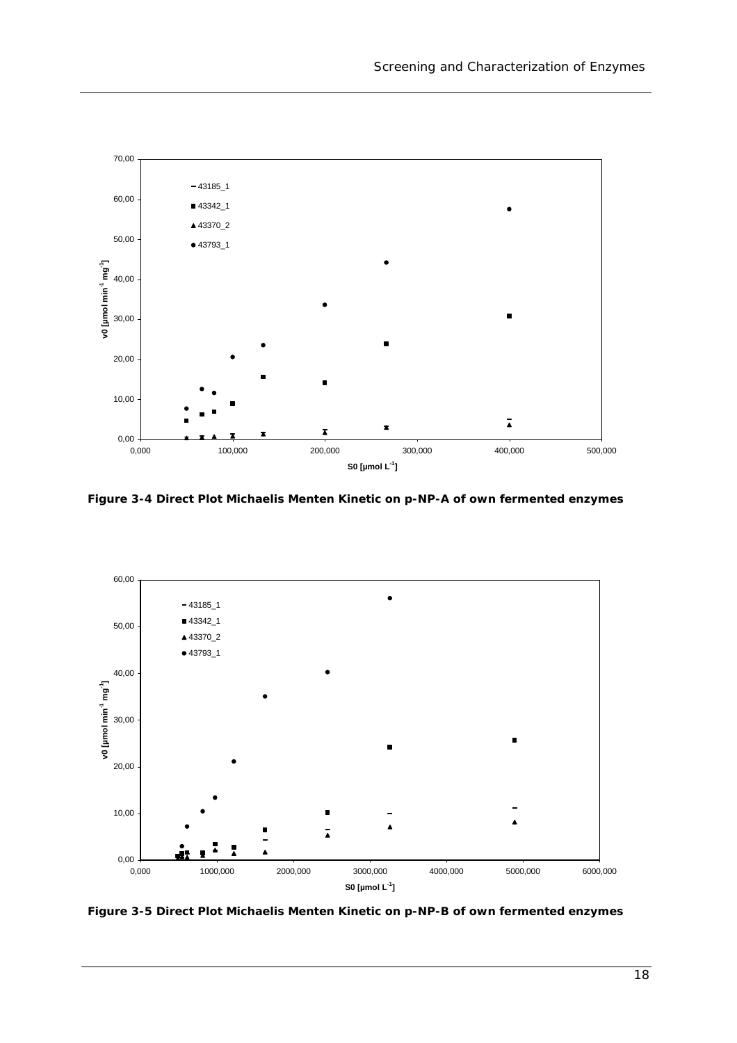**Figure 3-4 Direct Plot Michaelis Menten Kinetic on p-NP-A of own fermented enzymes**

**Figure 3-5 Direct Plot Michaelis Menten Kinetic on p-NP-B of own fermented enzymes**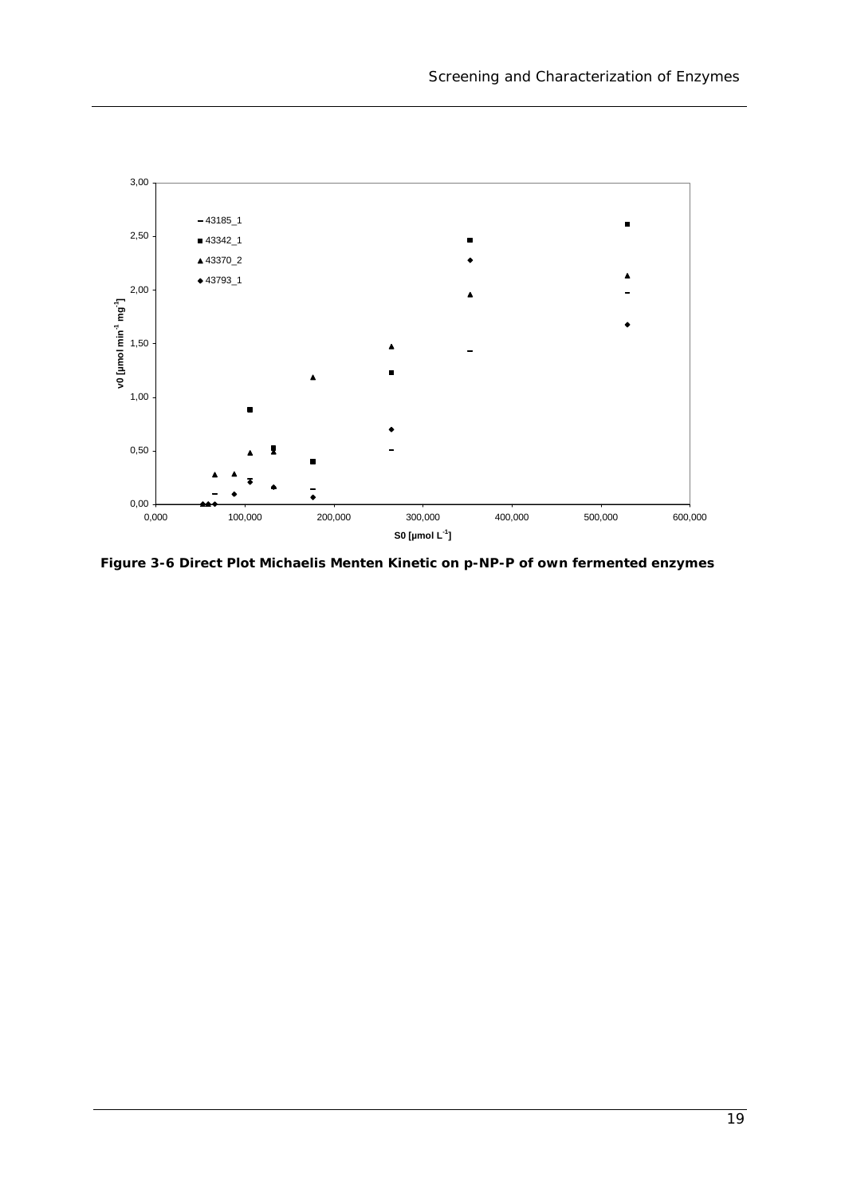Figure 3-6 Direct Plot Michaelis Menten Kinetic on p-NP-P of own fermented enzymes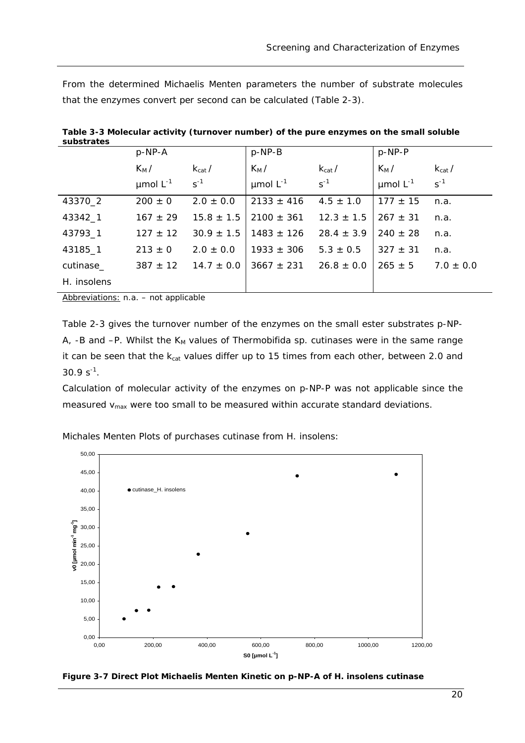From the determined Michaelis Menten parameters the number of substrate molecules that the enzymes convert per second can be calculated (Table 2-3).

**Table 3-3 Molecular activity (turnover number) of the pure enzymes on the small soluble substrates**

| | p-NP-A | | p-NP-B | | p-NP-P | |
|---|---|---|---|---|---|---|
| | $K_M$ / µmol $L^{-1}$ | $k_{cat}$ / $s^{-1}$ | $K_M$ / µmol $L^{-1}$ | $k_{cat}$ / $s^{-1}$ | $K_M$ / µmol $L^{-1}$ | $k_{cat}$ / $s^{-1}$ |
| 43370_2 | 200 ± 0 | 2.0 ± 0.0 | 2133 ± 416 | 4.5 ± 1.0 | 177 ± 15 | n.a. |
| 43342_1 | 167 ± 29 | 15.8 ± 1.5 | 2100 ± 361 | 12.3 ± 1.5 | 267 ± 31 | n.a. |
| 43793_1 | 127 ± 12 | 30.9 ± 1.5 | 1483 ± 126 | 28.4 ± 3.9 | 240 ± 28 | n.a. |
| 43185_1 | 213 ± 0 | 2.0 ± 0.0 | 1933 ± 306 | 5.3 ± 0.5 | 327 ± 31 | n.a. |
| cutinase_ H. insolens | 387 ± 12 | 14.7 ± 0.0 | 3667 ± 231 | 26.8 ± 0.0 | 265 ± 5 | 7.0 ± 0.0 |

Abbreviations: n.a. – not applicable

Table 2-3 gives the turnover number of the enzymes on the small ester substrates p-NP-A, -B and –P. Whilst the $K_M$ values of *Thermobifida* sp. cutinases were in the same range it can be seen that the $k_{cat}$ values differ up to 15 times from each other, between 2.0 and 30.9 $s^{-1}$.

Calculation of molecular activity of the enzymes on p-NP-P was not applicable since the measured $v_{max}$ were too small to be measured within accurate standard deviations.

Michales Menten Plots of purchases cutinase from H. insolens:

**Figure 3-7 Direct Plot Michaelis Menten Kinetic on p-NP-A of H. insolens cutinase**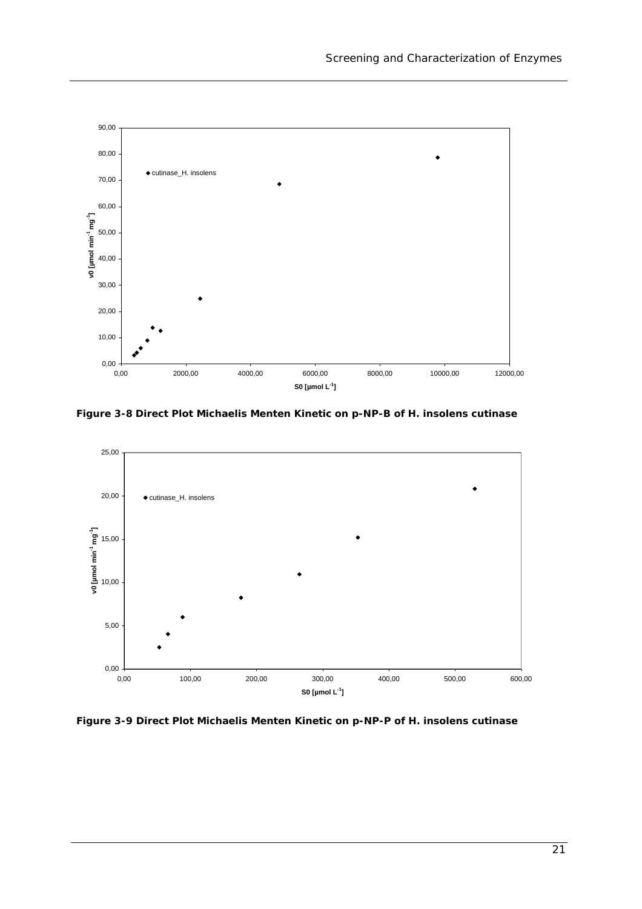**Figure 3-8 Direct Plot Michaelis Menten Kinetic on p-NP-B of H. insolens cutinase**

**Figure 3-9 Direct Plot Michaelis Menten Kinetic on p-NP-P of H. insolens cutinase**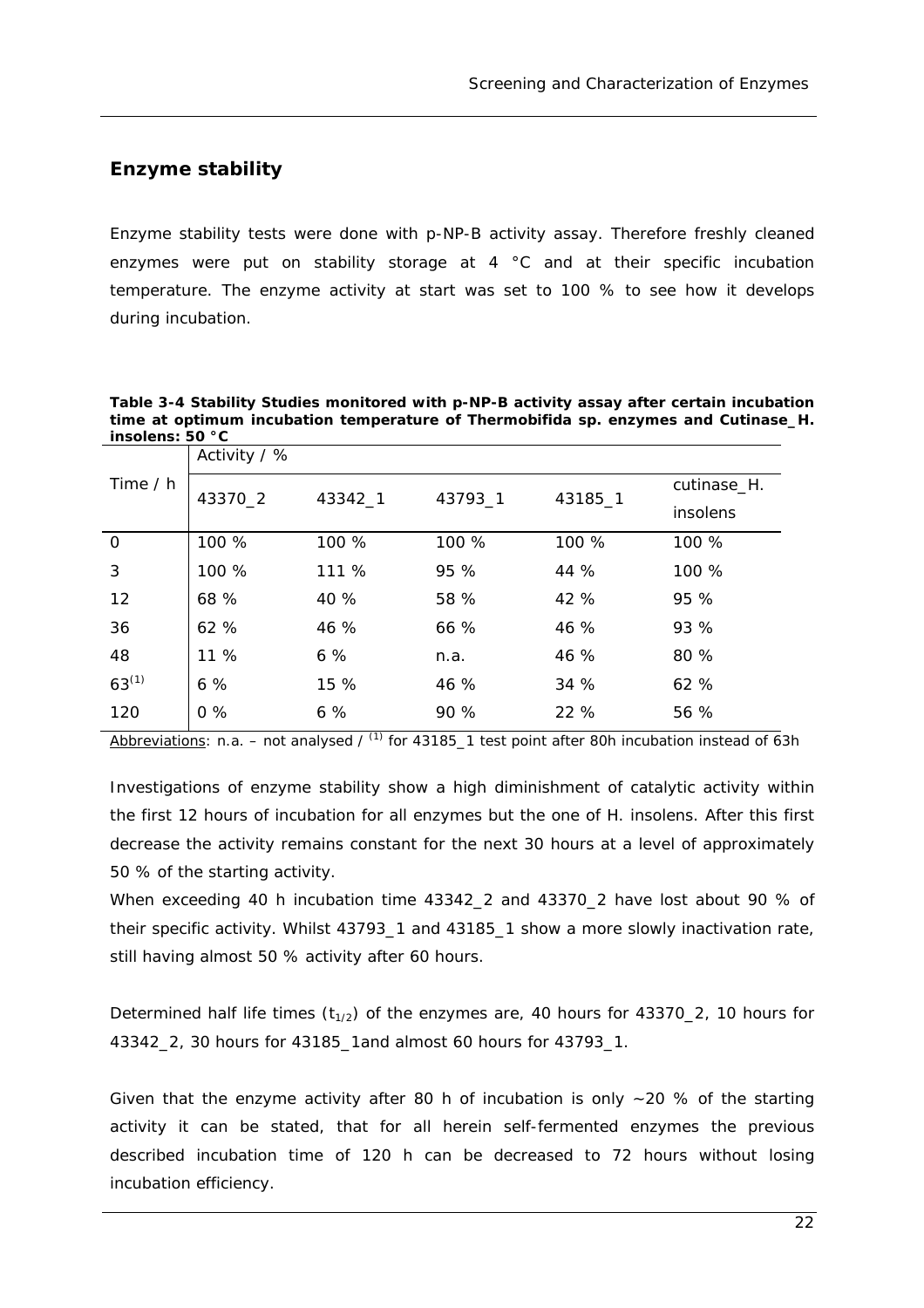## Enzyme stability

Enzyme stability tests were done with p-NP-B activity assay. Therefore freshly cleaned enzymes were put on stability storage at 4 °C and at their specific incubation temperature. The enzyme activity at start was set to 100 % to see how it develops during incubation.

**Table 3-4 Stability Studies monitored with p-NP-B activity assay after certain incubation time at optimum incubation temperature of Thermobifida sp. enzymes and Cutinase_H. insolens: 50 °C**

| Time / h | Activity / % | | | | |
|---|---|---|---|---|---|
| | 43370_2 | 43342_1 | 43793_1 | 43185_1 | cutinase_H. insolens |
| 0 | 100 % | 100 % | 100 % | 100 % | 100 % |
| 3 | 100 % | 111 % | 95 % | 44 % | 100 % |
| 12 | 68 % | 40 % | 58 % | 42 % | 95 % |
| 36 | 62 % | 46 % | 66 % | 46 % | 93 % |
| 48 | 11 % | 6 % | n.a. | 46 % | 80 % |
| 63[1] | 6 % | 15 % | 46 % | 34 % | 62 % |
| 120 | 0 % | 6 % | 90 % | 22 % | 56 % |

Abbreviations: n.a. – not analysed / [1] for 43185_1 test point after 80h incubation instead of 63h

Investigations of enzyme stability show a high diminishment of catalytic activity within the first 12 hours of incubation for all enzymes but the one of H. insolens. After this first decrease the activity remains constant for the next 30 hours at a level of approximately 50 % of the starting activity.

When exceeding 40 h incubation time 43342_2 and 43370_2 have lost about 90 % of their specific activity. Whilst 43793_1 and 43185_1 show a more slowly inactivation rate, still having almost 50 % activity after 60 hours.

Determined half life times ($t_{1/2}$) of the enzymes are, 40 hours for 43370_2, 10 hours for 43342_2, 30 hours for 43185_1and almost 60 hours for 43793_1.

Given that the enzyme activity after 80 h of incubation is only ~20 % of the starting activity it can be stated, that for all herein self-fermented enzymes the previous described incubation time of 120 h can be decreased to 72 hours without losing incubation efficiency.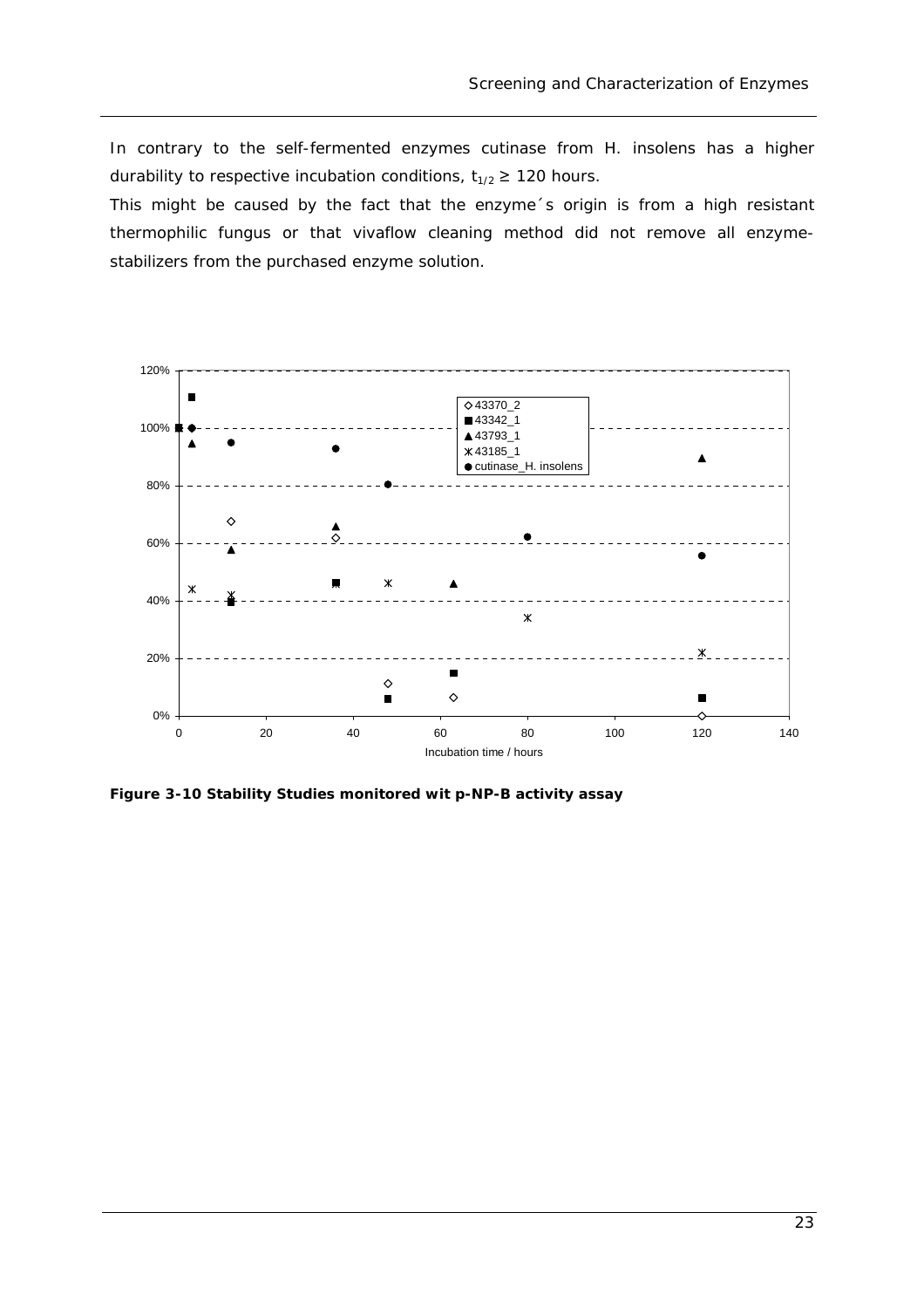In contrary to the self-fermented enzymes cutinase from H. insolens has a higher durability to respective incubation conditions, $t_{1/2} \geq 120$ hours.

This might be caused by the fact that the enzyme´s origin is from a high resistant thermophilic fungus or that vivaflow cleaning method did not remove all enzyme-stabilizers from the purchased enzyme solution.

**Figure 3-10 Stability Studies monitored wit p-NP-B activity assay**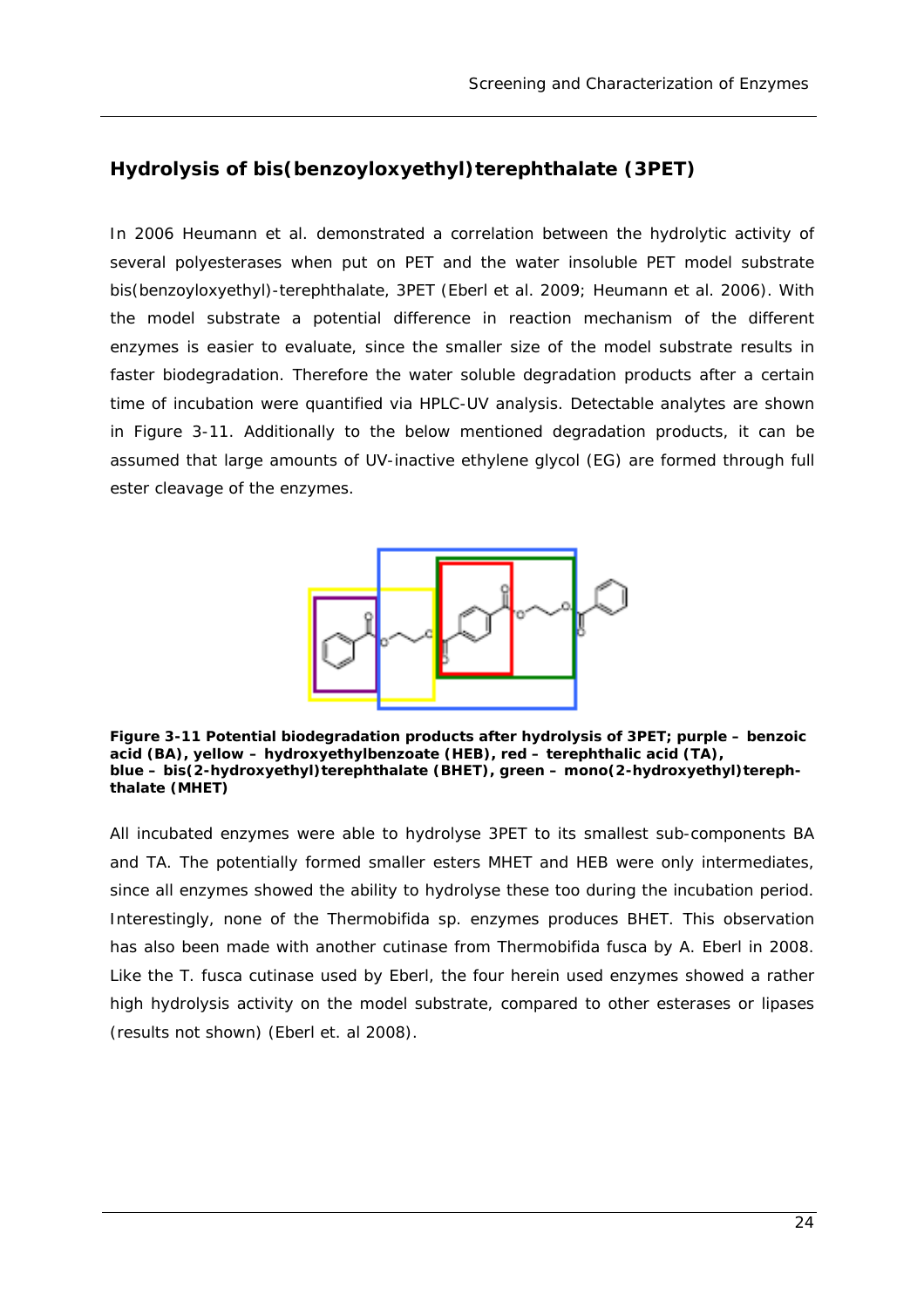## Hydrolysis of bis(benzoyloxyethyl)terephthalate (3PET)

In 2006 Heumann et al. demonstrated a correlation between the hydrolytic activity of several polyesterases when put on PET and the water insoluble PET model substrate bis(benzoyloxyethyl)-terephthalate, 3PET (Eberl et al. 2009; Heumann et al. 2006). With the model substrate a potential difference in reaction mechanism of the different enzymes is easier to evaluate, since the smaller size of the model substrate results in faster biodegradation. Therefore the water soluble degradation products after a certain time of incubation were quantified via HPLC-UV analysis. Detectable analytes are shown in Figure 3-11. Additionally to the below mentioned degradation products, it can be assumed that large amounts of UV-inactive ethylene glycol (EG) are formed through full ester cleavage of the enzymes.

**Figure 3-11 Potential biodegradation products after hydrolysis of 3PET; purple – benzoic acid (BA), yellow – hydroxyethylbenzoate (HEB), red – terephthalic acid (TA), blue – bis(2-hydroxyethyl)terephthalate (BHET), green – mono(2-hydroxyethyl)terephthalate (MHET)**

All incubated enzymes were able to hydrolyse 3PET to its smallest sub-components BA and TA. The potentially formed smaller esters MHET and HEB were only intermediates, since all enzymes showed the ability to hydrolyse these too during the incubation period. Interestingly, none of the Thermobifida sp. enzymes produces BHET. This observation has also been made with another cutinase from Thermobifida fusca by A. Eberl in 2008. Like the T. fusca cutinase used by Eberl, the four herein used enzymes showed a rather high hydrolysis activity on the model substrate, compared to other esterases or lipases (results not shown) (Eberl et. al 2008).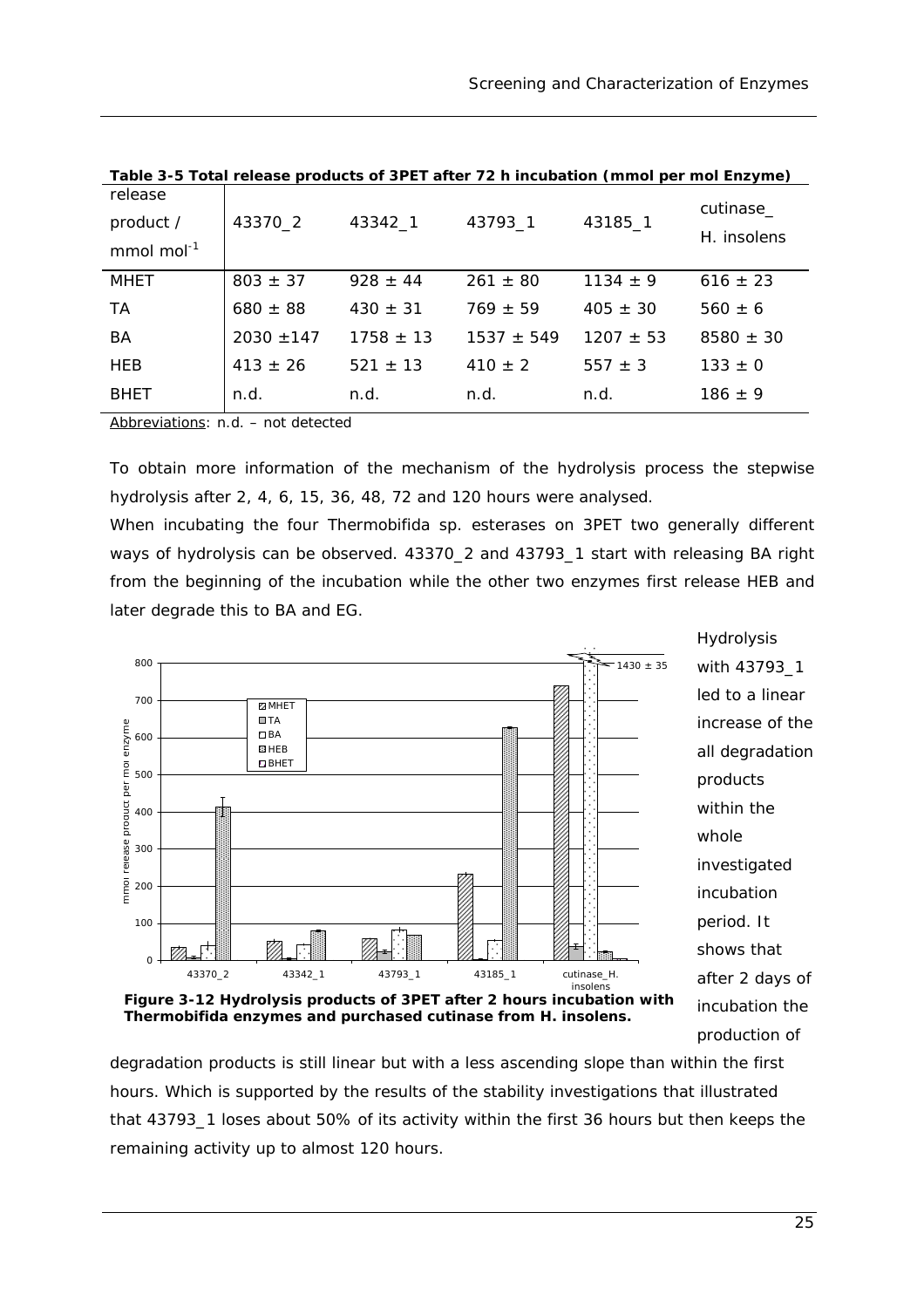**Table 3-5 Total release products of 3PET after 72 h incubation (mmol per mol Enzyme)**

| release product / mmol $mol^{-1}$ | 43370_2 | 43342_1 | 43793_1 | 43185_1 | cutinase_ H. insolens |
|---|---|---|---|---|---|
| MHET | 803 ± 37 | 928 ± 44 | 261 ± 80 | 1134 ± 9 | 616 ± 23 |
| TA | 680 ± 88 | 430 ± 31 | 769 ± 59 | 405 ± 30 | 560 ± 6 |
| BA | 2030 ±147 | 1758 ± 13 | 1537 ± 549 | 1207 ± 53 | 8580 ± 30 |
| HEB | 413 ± 26 | 521 ± 13 | 410 ± 2 | 557 ± 3 | 133 ± 0 |
| BHET | n.d. | n.d. | n.d. | n.d. | 186 ± 9 |

Abbreviations: n.d. – not detected

To obtain more information of the mechanism of the hydrolysis process the stepwise hydrolysis after 2, 4, 6, 15, 36, 48, 72 and 120 hours were analysed.

When incubating the four *Thermobifida sp.* esterases on 3PET two generally different ways of hydrolysis can be observed. 43370_2 and 43793_1 start with releasing BA right from the beginning of the incubation while the other two enzymes first release HEB and later degrade this to BA and EG.

**Figure 3-12 Hydrolysis products of 3PET after 2 hours incubation with *Thermobifida* enzymes and purchased cutinase from *H. insolens*.**

Hydrolysis with 43793_1 led to a linear increase of the all degradation products within the whole investigated incubation period. It shows that after 2 days of incubation the production of degradation products is still linear but with a less ascending slope than within the first hours. Which is supported by the results of the stability investigations that illustrated that 43793_1 loses about 50% of its activity within the first 36 hours but then keeps the remaining activity up to almost 120 hours.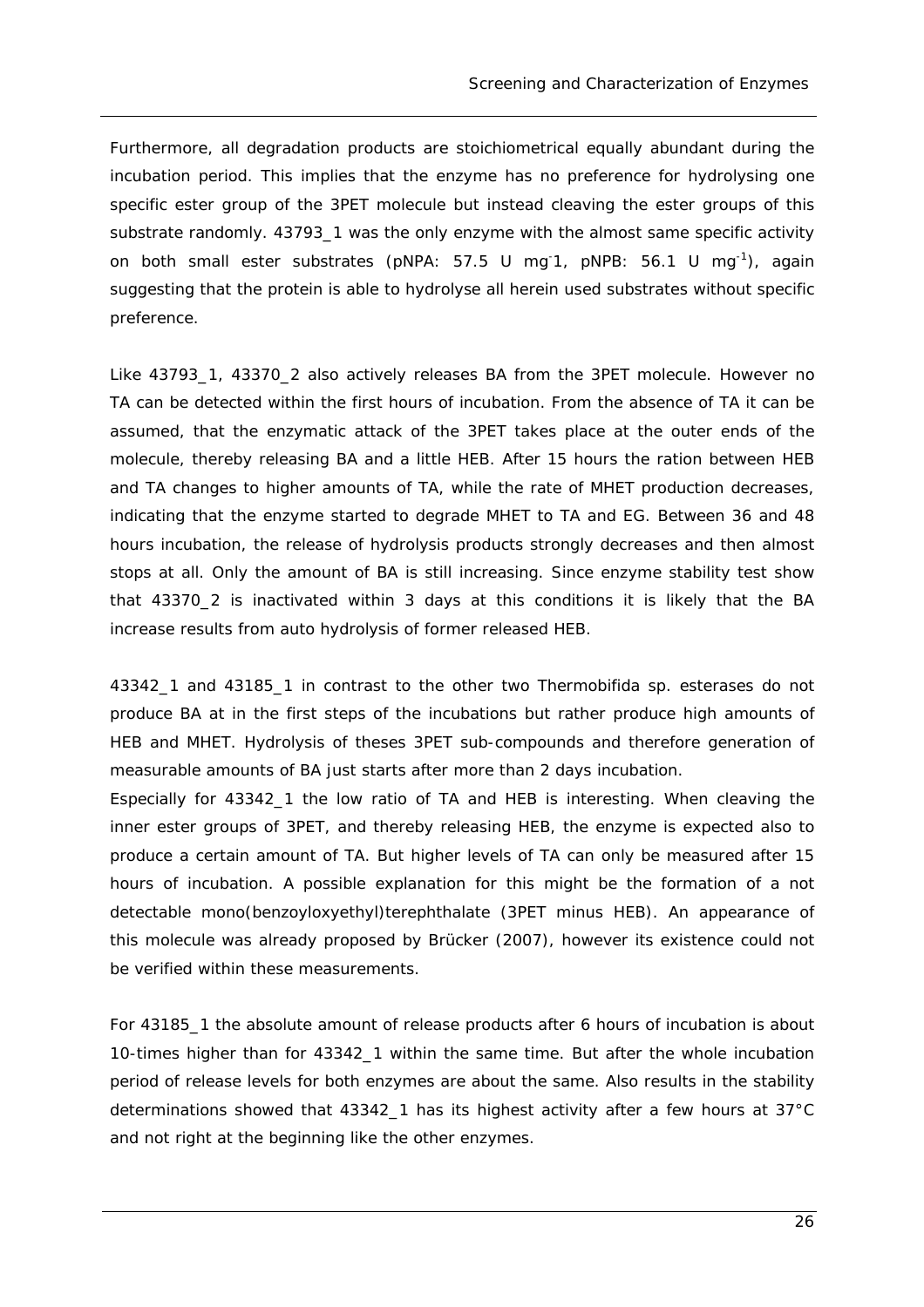Furthermore, all degradation products are stoichiometrical equally abundant during the incubation period. This implies that the enzyme has no preference for hydrolysing one specific ester group of the 3PET molecule but instead cleaving the ester groups of this substrate randomly. 43793_1 was the only enzyme with the almost same specific activity on both small ester substrates (pNPA: 57.5 U $mg^{-1}$, pNPB: 56.1 U $mg^{-1}$), again suggesting that the protein is able to hydrolyse all herein used substrates without specific preference.

Like 43793_1, 43370_2 also actively releases BA from the 3PET molecule. However no TA can be detected within the first hours of incubation. From the absence of TA it can be assumed, that the enzymatic attack of the 3PET takes place at the outer ends of the molecule, thereby releasing BA and a little HEB. After 15 hours the ration between HEB and TA changes to higher amounts of TA, while the rate of MHET production decreases, indicating that the enzyme started to degrade MHET to TA and EG. Between 36 and 48 hours incubation, the release of hydrolysis products strongly decreases and then almost stops at all. Only the amount of BA is still increasing. Since enzyme stability test show that 43370_2 is inactivated within 3 days at this conditions it is likely that the BA increase results from auto hydrolysis of former released HEB.

43342_1 and 43185_1 in contrast to the other two *Thermobifida* sp. esterases do not produce BA at in the first steps of the incubations but rather produce high amounts of HEB and MHET. Hydrolysis of theses 3PET sub-compounds and therefore generation of measurable amounts of BA just starts after more than 2 days incubation.

Especially for 43342_1 the low ratio of TA and HEB is interesting. When cleaving the inner ester groups of 3PET, and thereby releasing HEB, the enzyme is expected also to produce a certain amount of TA. But higher levels of TA can only be measured after 15 hours of incubation. A possible explanation for this might be the formation of a not detectable mono(benzoyloxyethyl)terephthalate (3PET minus HEB). An appearance of this molecule was already proposed by Brücker (2007), however its existence could not be verified within these measurements.

For 43185_1 the absolute amount of release products after 6 hours of incubation is about 10-times higher than for 43342_1 within the same time. But after the whole incubation period of release levels for both enzymes are about the same. Also results in the stability determinations showed that 43342_1 has its highest activity after a few hours at 37°C and not right at the beginning like the other enzymes.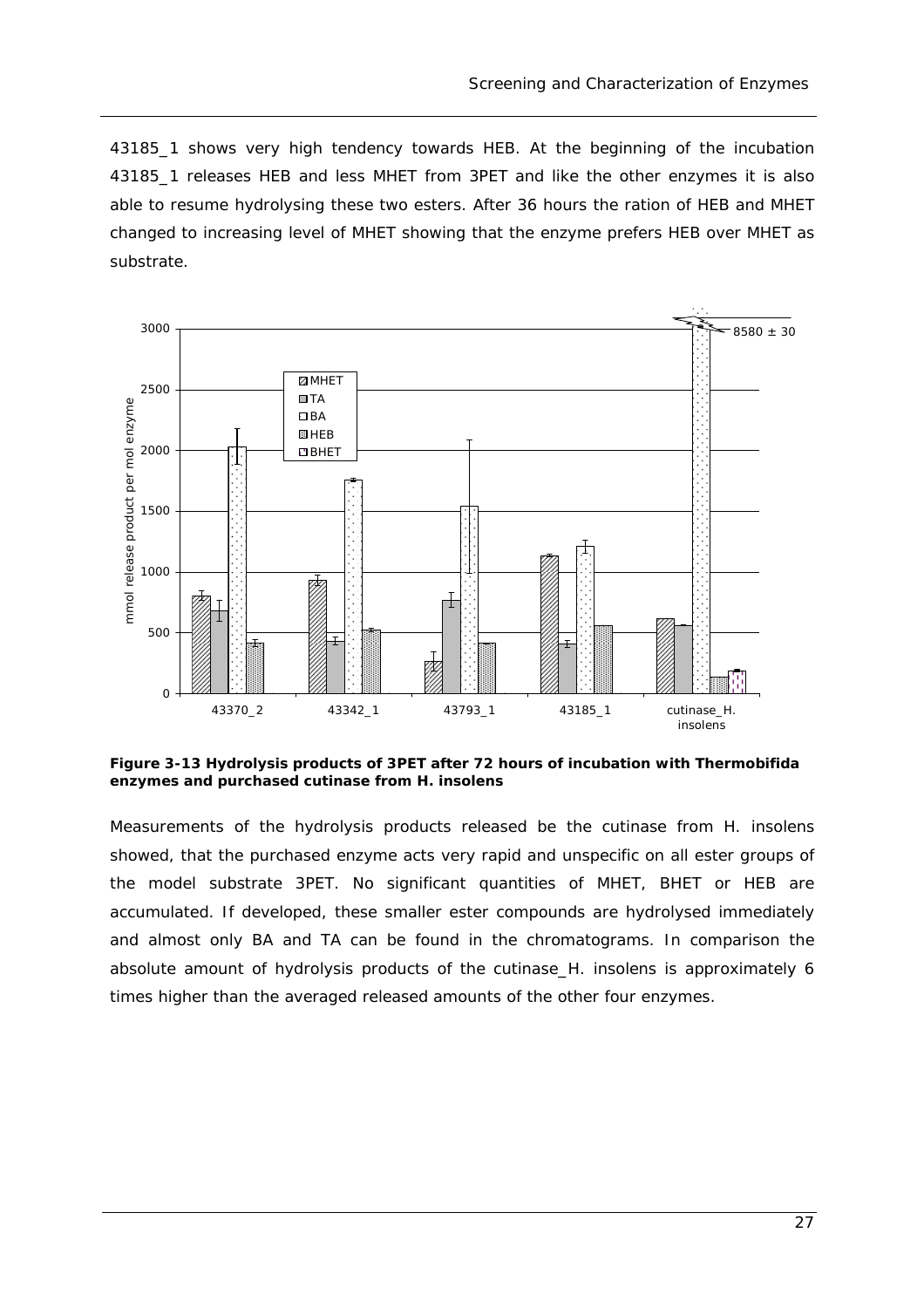43185_1 shows very high tendency towards HEB. At the beginning of the incubation 43185_1 releases HEB and less MHET from 3PET and like the other enzymes it is also able to resume hydrolysing these two esters. After 36 hours the ration of HEB and MHET changed to increasing level of MHET showing that the enzyme prefers HEB over MHET as substrate.

**Figure 3-13 Hydrolysis products of 3PET after 72 hours of incubation with Thermobifida enzymes and purchased cutinase from H. insolens**

Measurements of the hydrolysis products released be the cutinase from H. insolens showed, that the purchased enzyme acts very rapid and unspecific on all ester groups of the model substrate 3PET. No significant quantities of MHET, BHET or HEB are accumulated. If developed, these smaller ester compounds are hydrolysed immediately and almost only BA and TA can be found in the chromatograms. In comparison the absolute amount of hydrolysis products of the cutinase_H. insolens is approximately 6 times higher than the averaged released amounts of the other four enzymes.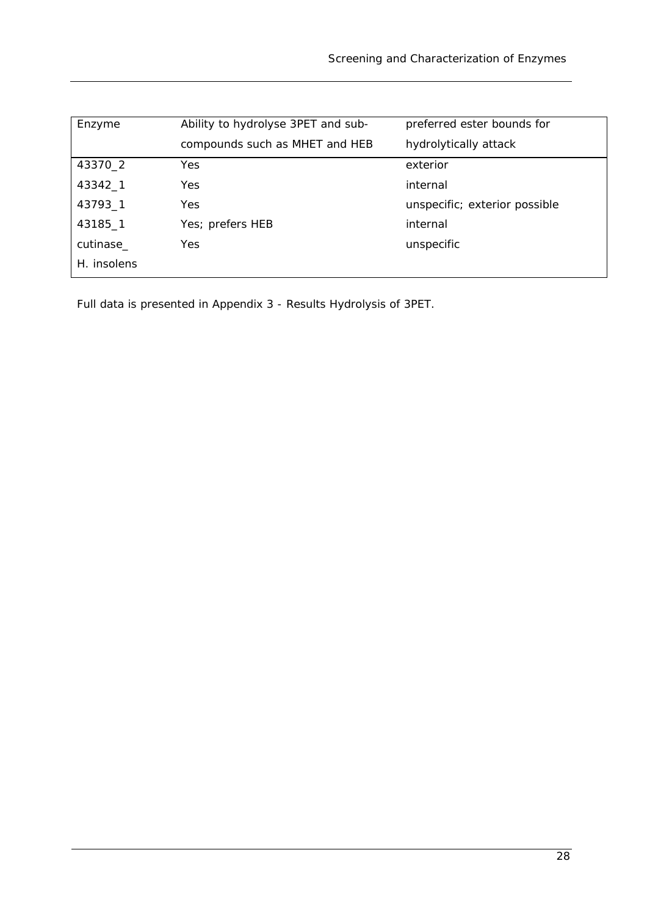| Enzyme | Ability to hydrolyse 3PET and sub-compounds such as MHET and HEB | preferred ester bounds for hydrolytically attack |
|---|---|---|
| 43370_2 | Yes | exterior |
| 43342_1 | Yes | internal |
| 43793_1 | Yes | unspecific; exterior possible |
| 43185_1 | Yes; prefers HEB | internal |
| cutinase_ H. insolens | Yes | unspecific |

Full data is presented in Appendix 3 - Results Hydrolysis of 3PET.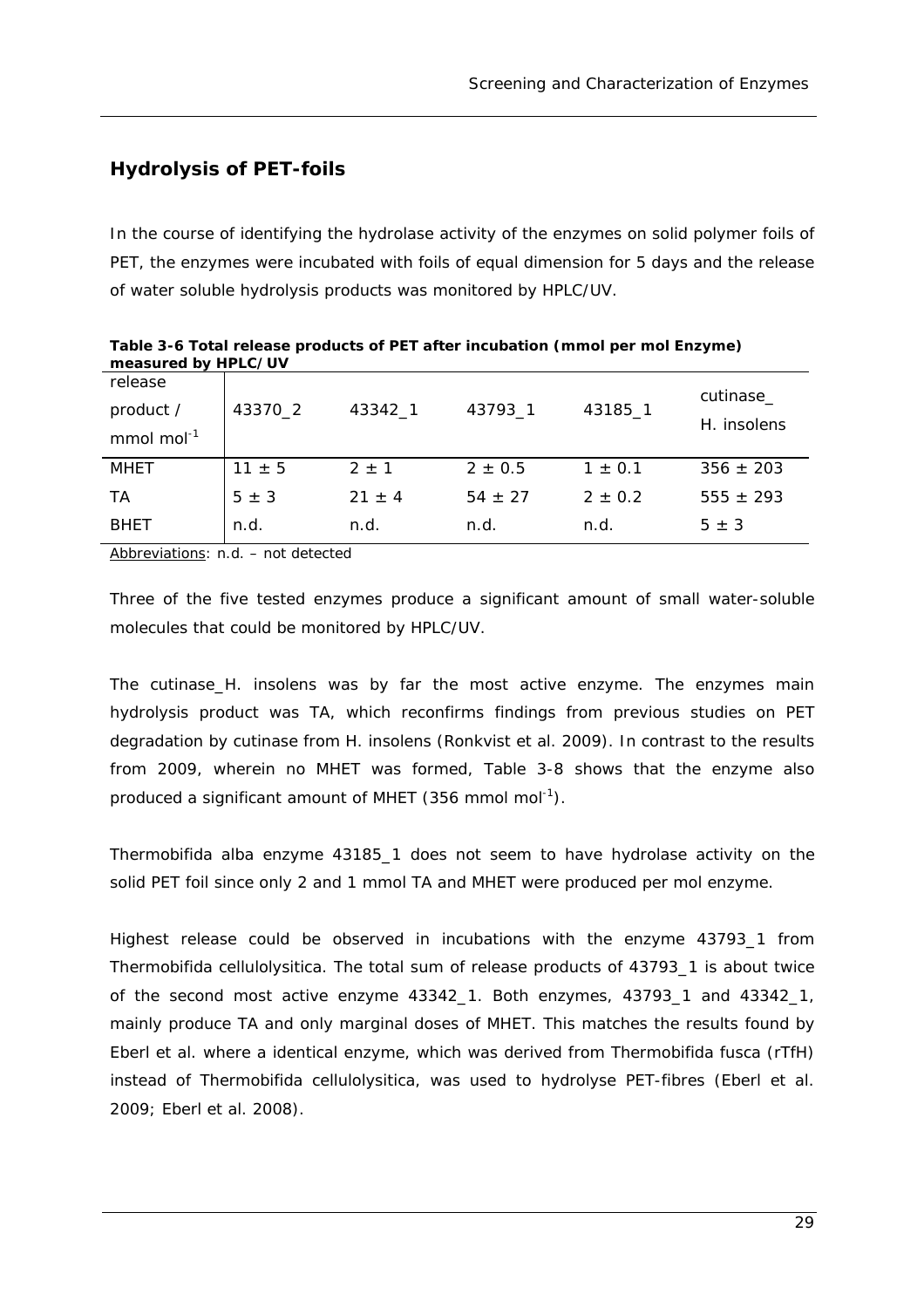## Hydrolysis of PET-foils

In the course of identifying the hydrolase activity of the enzymes on solid polymer foils of PET, the enzymes were incubated with foils of equal dimension for 5 days and the release of water soluble hydrolysis products was monitored by HPLC/UV.

**Table 3-6 Total release products of PET after incubation (mmol per mol Enzyme) measured by HPLC/UV**

| release product / mmol $mol^{-1}$ | 43370_2 | 43342_1 | 43793_1 | 43185_1 | cutinase_ H. insolens |
|---|---|---|---|---|---|
| MHET | $11 \pm 5$ | $2 \pm 1$ | $2 \pm 0.5$ | $1 \pm 0.1$ | $356 \pm 203$ |
| TA | $5 \pm 3$ | $21 \pm 4$ | $54 \pm 27$ | $2 \pm 0.2$ | $555 \pm 293$ |
| BHET | n.d. | n.d. | n.d. | n.d. | $5 \pm 3$ |

Abbreviations: n.d. – not detected

Three of the five tested enzymes produce a significant amount of small water-soluble molecules that could be monitored by HPLC/UV.

The cutinase_*H. insolens* was by far the most active enzyme. The enzymes main hydrolysis product was TA, which reconfirms findings from previous studies on PET degradation by cutinase from *H. insolens* (Ronkvist et al. 2009). In contrast to the results from 2009, wherein no MHET was formed, Table 3-8 shows that the enzyme also produced a significant amount of MHET (356 mmol $mol^{-1}$).

*Thermobifida alba* enzyme 43185_1 does not seem to have hydrolase activity on the solid PET foil since only 2 and 1 mmol TA and MHET were produced per mol enzyme.

Highest release could be observed in incubations with the enzyme 43793_1 from *Thermobifida cellulolysitica*. The total sum of release products of 43793_1 is about twice of the second most active enzyme 43342_1. Both enzymes, 43793_1 and 43342_1, mainly produce TA and only marginal doses of MHET. This matches the results found by Eberl et al. where a identical enzyme, which was derived from *Thermobifida fusca* (rTfH) instead of *Thermobifida cellulolysitica*, was used to hydrolyse PET-fibres (Eberl et al. 2009; Eberl et al. 2008).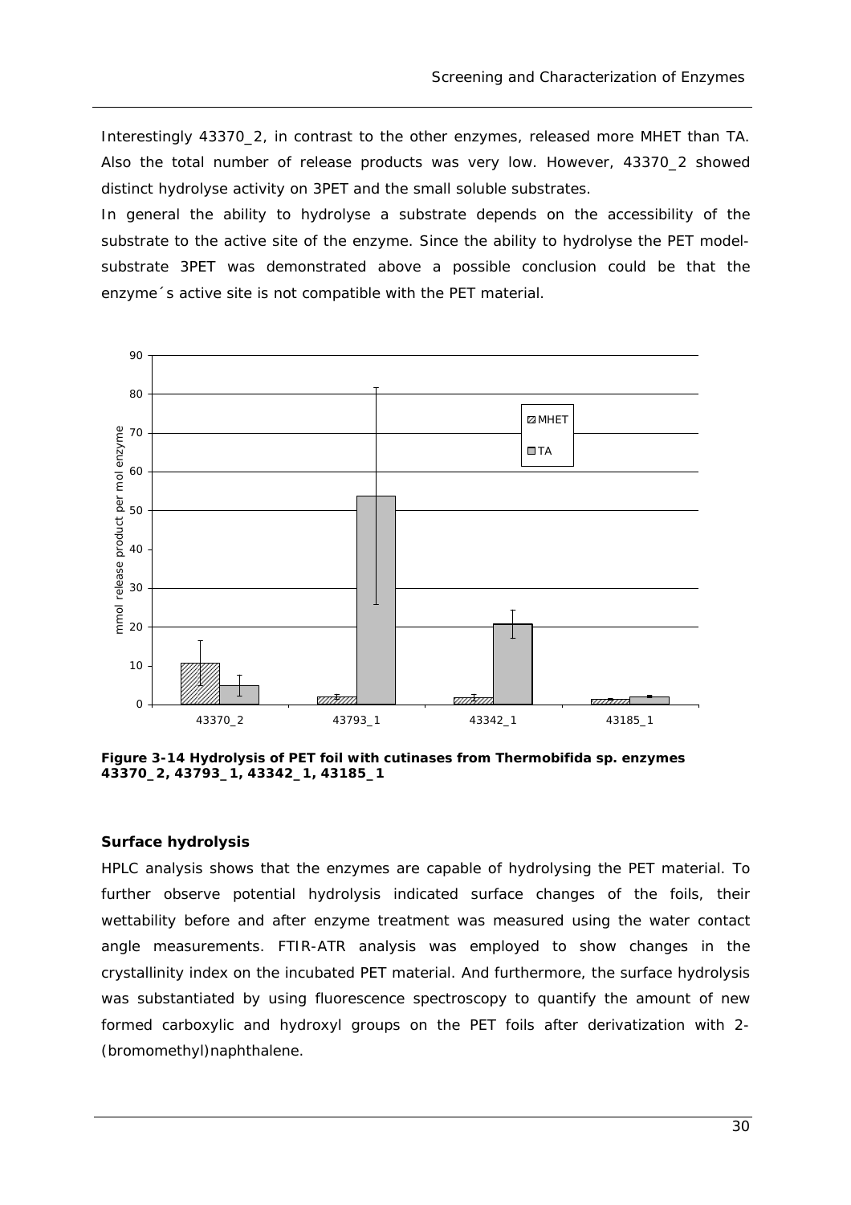Interestingly 43370_2, in contrast to the other enzymes, released more MHET than TA. Also the total number of release products was very low. However, 43370_2 showed distinct hydrolyse activity on 3PET and the small soluble substrates.

In general the ability to hydrolyse a substrate depends on the accessibility of the substrate to the active site of the enzyme. Since the ability to hydrolyse the PET model-substrate 3PET was demonstrated above a possible conclusion could be that the enzyme´s active site is not compatible with the PET material.

**Figure 3-14 Hydrolysis of PET foil with cutinases from Thermobifida sp. enzymes 43370_2, 43793_1, 43342_1, 43185_1**

#### Surface hydrolysis

HPLC analysis shows that the enzymes are capable of hydrolysing the PET material. To further observe potential hydrolysis indicated surface changes of the foils, their wettability before and after enzyme treatment was measured using the water contact angle measurements. FTIR-ATR analysis was employed to show changes in the crystallinity index on the incubated PET material. And furthermore, the surface hydrolysis was substantiated by using fluorescence spectroscopy to quantify the amount of new formed carboxylic and hydroxyl groups on the PET foils after derivatization with 2-(bromomethyl)naphthalene.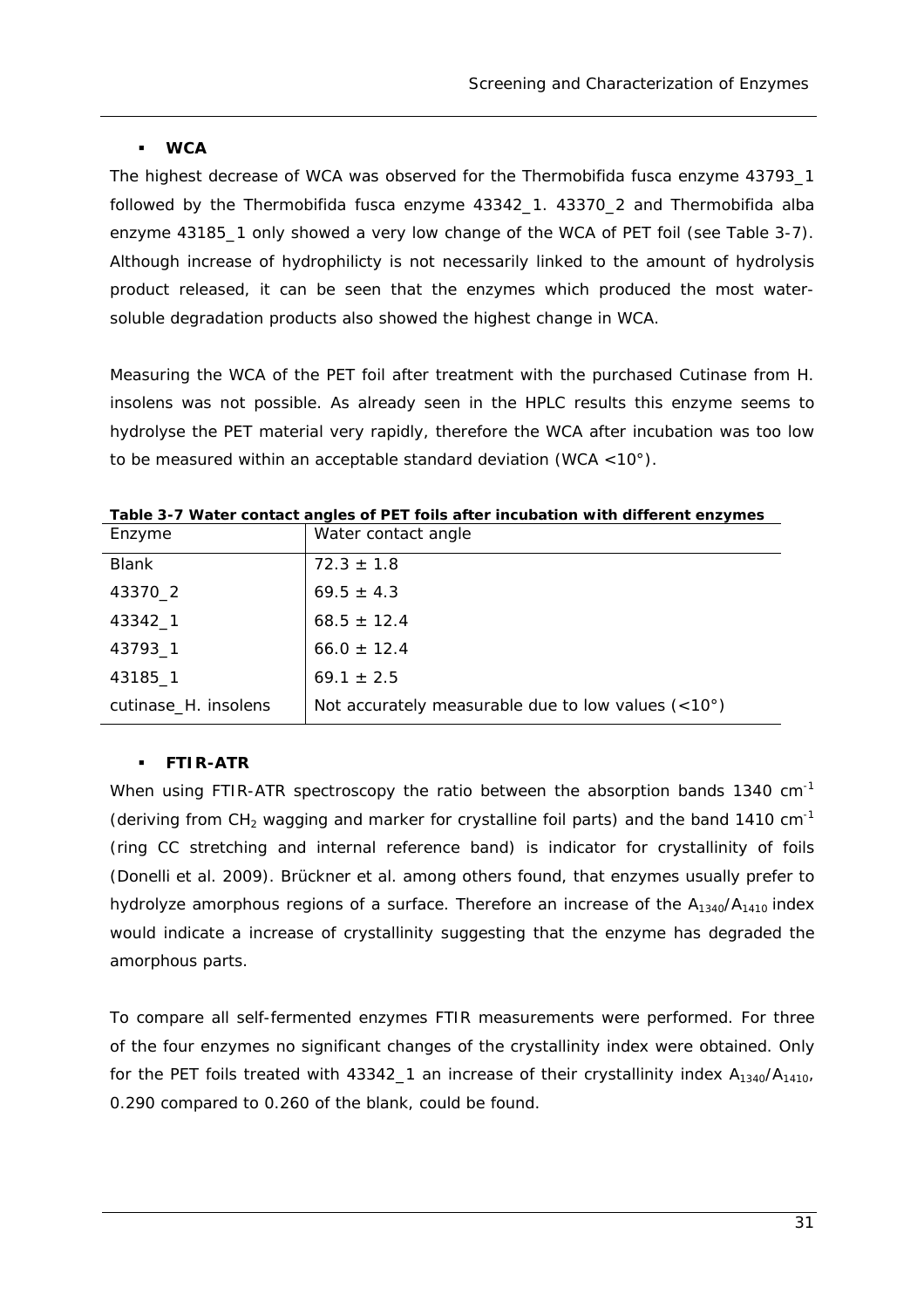- **WCA**

The highest decrease of WCA was observed for the Thermobifida fusca enzyme 43793_1 followed by the Thermobifida fusca enzyme 43342_1. 43370_2 and Thermobifida alba enzyme 43185_1 only showed a very low change of the WCA of PET foil (see Table 3-7). Although increase of hydrophilicty is not necessarily linked to the amount of hydrolysis product released, it can be seen that the enzymes which produced the most water-soluble degradation products also showed the highest change in WCA.

Measuring the WCA of the PET foil after treatment with the purchased Cutinase from H. insolens was not possible. As already seen in the HPLC results this enzyme seems to hydrolyse the PET material very rapidly, therefore the WCA after incubation was too low to be measured within an acceptable standard deviation (WCA <10°).

**Table 3-7 Water contact angles of PET foils after incubation with different enzymes**

| Enzyme | Water contact angle |
|---|---|
| Blank | 72.3 ± 1.8 |
| 43370_2 | 69.5 ± 4.3 |
| 43342_1 | 68.5 ± 12.4 |
| 43793_1 | 66.0 ± 12.4 |
| 43185_1 | 69.1 ± 2.5 |
| cutinase_H. insolens | Not accurately measurable due to low values (<10°) |

- **FTIR-ATR**

When using FTIR-ATR spectroscopy the ratio between the absorption bands 1340 $cm^{-1}$ (deriving from $CH_2$ wagging and marker for crystalline foil parts) and the band 1410 $cm^{-1}$ (ring CC stretching and internal reference band) is indicator for crystallinity of foils (Donelli et al. 2009). Brückner et al. among others found, that enzymes usually prefer to hydrolyze amorphous regions of a surface. Therefore an increase of the $A_{1340}/A_{1410}$ index would indicate a increase of crystallinity suggesting that the enzyme has degraded the amorphous parts.

To compare all self-fermented enzymes FTIR measurements were performed. For three of the four enzymes no significant changes of the crystallinity index were obtained. Only for the PET foils treated with 43342_1 an increase of their crystallinity index $A_{1340}/A_{1410}$, 0.290 compared to 0.260 of the blank, could be found.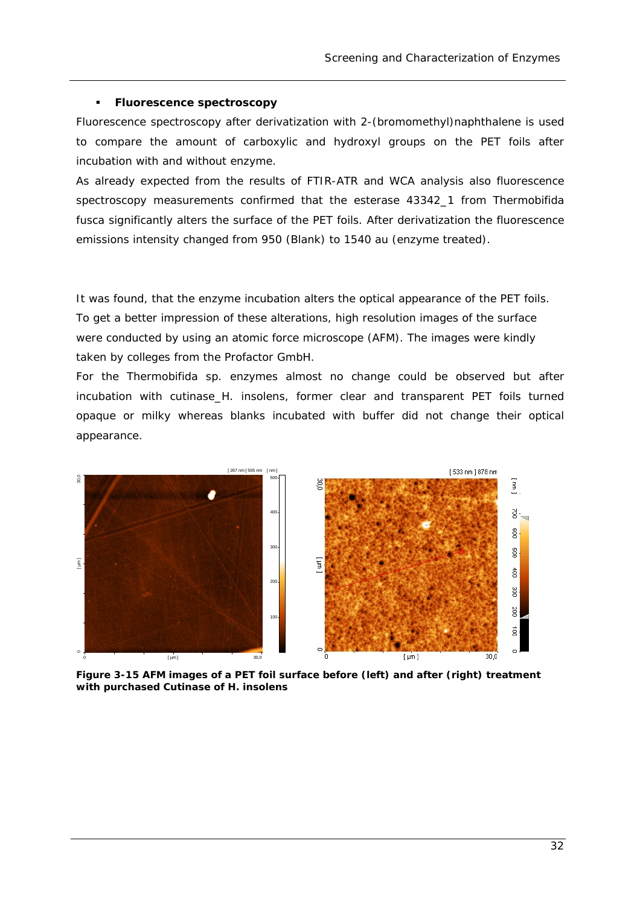- **Fluorescence spectroscopy**

Fluorescence spectroscopy after derivatization with 2-(bromomethyl)naphthalene is used to compare the amount of carboxylic and hydroxyl groups on the PET foils after incubation with and without enzyme.

As already expected from the results of FTIR-ATR and WCA analysis also fluorescence spectroscopy measurements confirmed that the esterase 43342_1 from Thermobifida fusca significantly alters the surface of the PET foils. After derivatization the fluorescence emissions intensity changed from 950 (Blank) to 1540 au (enzyme treated).

It was found, that the enzyme incubation alters the optical appearance of the PET foils. To get a better impression of these alterations, high resolution images of the surface were conducted by using an atomic force microscope (AFM). The images were kindly taken by colleges from the Profactor GmbH.

For the Thermobifida sp. enzymes almost no change could be observed but after incubation with cutinase_H. insolens, former clear and transparent PET foils turned opaque or milky whereas blanks incubated with buffer did not change their optical appearance.

**Figure 3-15 AFM images of a PET foil surface before (left) and after (right) treatment with purchased Cutinase of H. insolens**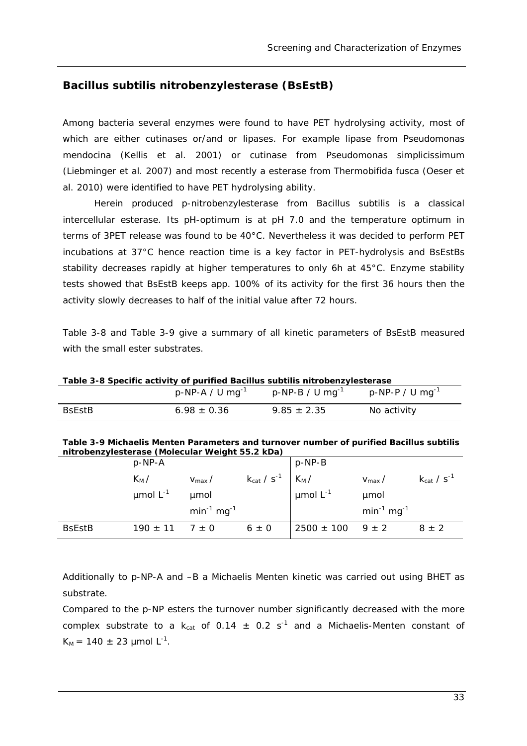## Bacillus subtilis nitrobenzylesterase (BsEstB)

Among bacteria several enzymes were found to have PET hydrolysing activity, most of which are either cutinases or/and or lipases. For example lipase from *Pseudomonas mendocina* (Kellis et al. 2001) or cutinase from *Pseudomonas simplicissimum* (Liebminger et al. 2007) and most recently a esterase from *Thermobifida fusca* (Oeser et al. 2010) were identified to have PET hydrolysing ability.

Herein produced p-nitrobenzylesterase from *Bacillus subtilis* is a classical intercellular esterase. Its pH-optimum is at pH 7.0 and the temperature optimum in terms of 3PET release was found to be 40°C. Nevertheless it was decided to perform PET incubations at 37°C hence reaction time is a key factor in PET-hydrolysis and BsEstBs stability decreases rapidly at higher temperatures to only 6h at 45°C. Enzyme stability tests showed that BsEstB keeps app. 100% of its activity for the first 36 hours then the activity slowly decreases to half of the initial value after 72 hours.

Table 3-8 and Table 3-9 give a summary of all kinetic parameters of BsEstB measured with the small ester substrates.

**Table 3-8 Specific activity of purified Bacillus subtilis nitrobenzylesterase**

| | p-NP-A / U $mg^{-1}$ | p-NP-B / U $mg^{-1}$ | p-NP-P / U $mg^{-1}$ |
|---|---|---|---|
| BsEstB | $6.98 \pm 0.36$ | $9.85 \pm 2.35$ | No activity |

**Table 3-9 Michaelis Menten Parameters and turnover number of purified Bacillus subtilis nitrobenzylesterase (Molecular Weight 55.2 kDa)**

| | p-NP-A | | | p-NP-B | | |
|---|---|---|---|---|---|---|
| | $K_M$ / µmol $L^{-1}$ | $v_{max}$ / µmol $min^{-1}$ $mg^{-1}$ | $k_{cat}$ / $s^{-1}$ | $K_M$ / µmol $L^{-1}$ | $v_{max}$ / µmol $min^{-1}$ $mg^{-1}$ | $k_{cat}$ / $s^{-1}$ |
| BsEstB | $190 \pm 11$ | $7 \pm 0$ | $6 \pm 0$ | $2500 \pm 100$ | $9 \pm 2$ | $8 \pm 2$ |

Additionally to p-NP-A and –B a Michaelis Menten kinetic was carried out using BHET as substrate.

Compared to the p-NP esters the turnover number significantly decreased with the more complex substrate to a $k_{cat}$ of $0.14 \pm 0.2$ $s^{-1}$ and a Michaelis-Menten constant of $K_M = 140 \pm 23$ µmol $L^{-1}$.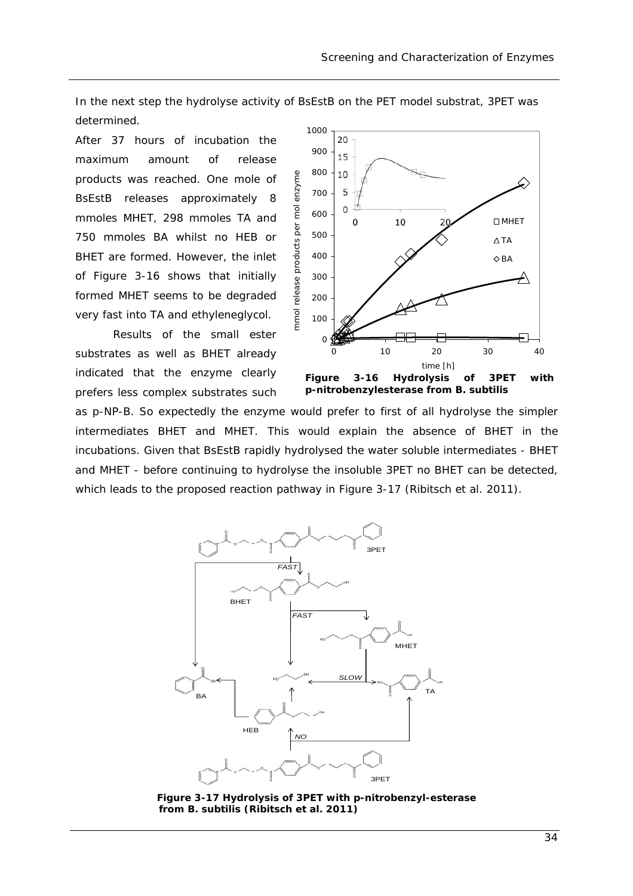In the next step the hydrolyse activity of BsEstB on the PET model substrat, 3PET was determined.

After 37 hours of incubation the maximum amount of release products was reached. One mole of BsEstB releases approximately 8 mmoles MHET, 298 mmoles TA and 750 mmoles BA whilst no HEB or BHET are formed. However, the inlet of Figure 3-16 shows that initially formed MHET seems to be degraded very fast into TA and ethyleneglycol.

Results of the small ester substrates as well as BHET already indicated that the enzyme clearly prefers less complex substrates such as p-NP-B. So expectedly the enzyme would prefer to first of all hydrolyse the simpler intermediates BHET and MHET. This would explain the absence of BHET in the incubations. Given that BsEstB rapidly hydrolysed the water soluble intermediates - BHET and MHET - before continuing to hydrolyse the insoluble 3PET no BHET can be detected, which leads to the proposed reaction pathway in Figure 3-17 (Ribitsch et al. 2011).

**Figure 3-16 Hydrolysis of 3PET with p-nitrobenzylesterase from B. subtilis**

**Figure 3-17 Hydrolysis of 3PET with p-nitrobenzyl-esterase from B. subtilis (Ribitsch et al. 2011)**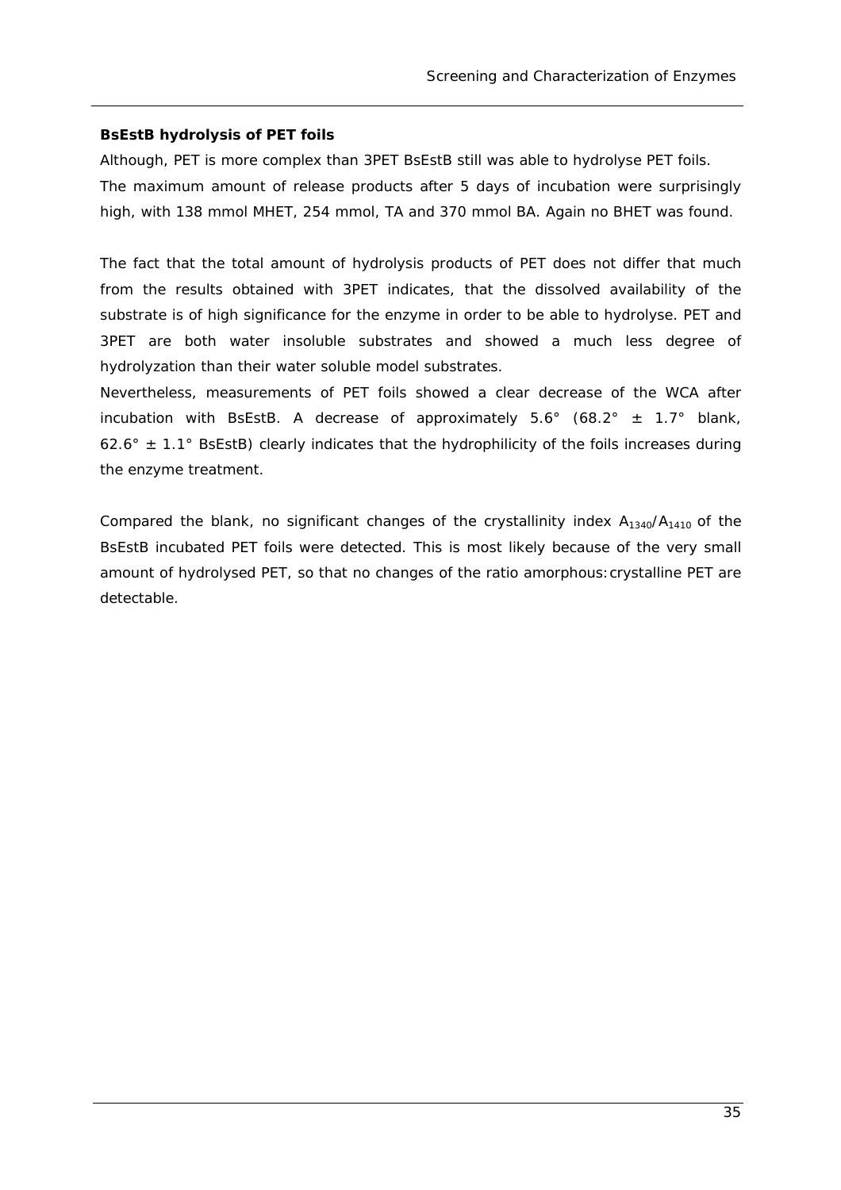**BsEstB hydrolysis of PET foils**

Although, PET is more complex than 3PET BsEstB still was able to hydrolyse PET foils. The maximum amount of release products after 5 days of incubation were surprisingly high, with 138 mmol MHET, 254 mmol, TA and 370 mmol BA. Again no BHET was found.

The fact that the total amount of hydrolysis products of PET does not differ that much from the results obtained with 3PET indicates, that the dissolved availability of the substrate is of high significance for the enzyme in order to be able to hydrolyse. PET and 3PET are both water insoluble substrates and showed a much less degree of hydrolyzation than their water soluble model substrates.

Nevertheless, measurements of PET foils showed a clear decrease of the WCA after incubation with BsEstB. A decrease of approximately 5.6° (68.2° ± 1.7° blank, 62.6° ± 1.1° BsEstB) clearly indicates that the hydrophilicity of the foils increases during the enzyme treatment.

Compared the blank, no significant changes of the crystallinity index $A_{1340}/A_{1410}$ of the BsEstB incubated PET foils were detected. This is most likely because of the very small amount of hydrolysed PET, so that no changes of the ratio amorphous:crystalline PET are detectable.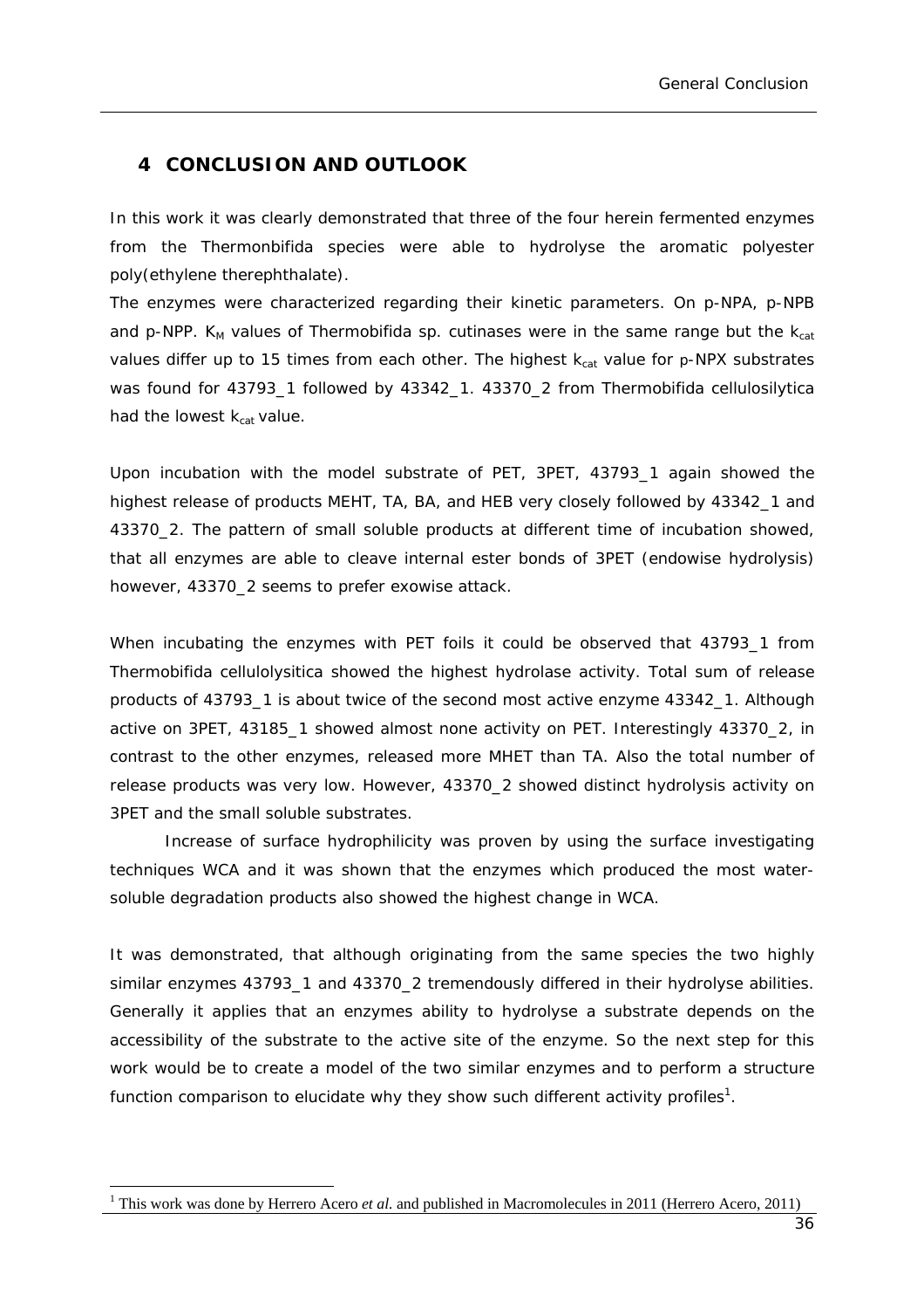# 4 CONCLUSION AND OUTLOOK

In this work it was clearly demonstrated that three of the four herein fermented enzymes from the Thermonbifida species were able to hydrolyse the aromatic polyester poly(ethylene therephthalate).

The enzymes were characterized regarding their kinetic parameters. On p-NPA, p-NPB and p-NPP. $K_M$ values of Thermobifida sp. cutinases were in the same range but the $k_{cat}$ values differ up to 15 times from each other. The highest $k_{cat}$ value for p-NPX substrates was found for 43793_1 followed by 43342_1. 43370_2 from Thermobifida cellulosilytica had the lowest $k_{cat}$ value.

Upon incubation with the model substrate of PET, 3PET, 43793_1 again showed the highest release of products MEHT, TA, BA, and HEB very closely followed by 43342_1 and 43370_2. The pattern of small soluble products at different time of incubation showed, that all enzymes are able to cleave internal ester bonds of 3PET (endowise hydrolysis) however, 43370_2 seems to prefer exowise attack.

When incubating the enzymes with PET foils it could be observed that 43793_1 from Thermobifida cellulolysitica showed the highest hydrolase activity. Total sum of release products of 43793_1 is about twice of the second most active enzyme 43342_1. Although active on 3PET, 43185_1 showed almost none activity on PET. Interestingly 43370_2, in contrast to the other enzymes, released more MHET than TA. Also the total number of release products was very low. However, 43370_2 showed distinct hydrolysis activity on 3PET and the small soluble substrates.

Increase of surface hydrophilicity was proven by using the surface investigating techniques WCA and it was shown that the enzymes which produced the most water-soluble degradation products also showed the highest change in WCA.

It was demonstrated, that although originating from the same species the two highly similar enzymes 43793_1 and 43370_2 tremendously differed in their hydrolyse abilities. Generally it applies that an enzymes ability to hydrolyse a substrate depends on the accessibility of the substrate to the active site of the enzyme. So the next step for this work would be to create a model of the two similar enzymes and to perform a structure function comparison to elucidate why they show such different activity profiles[1].

[1] This work was done by Herrero Acero *et al.* and published in Macromolecules in 2011 (Herrero Acero, 2011)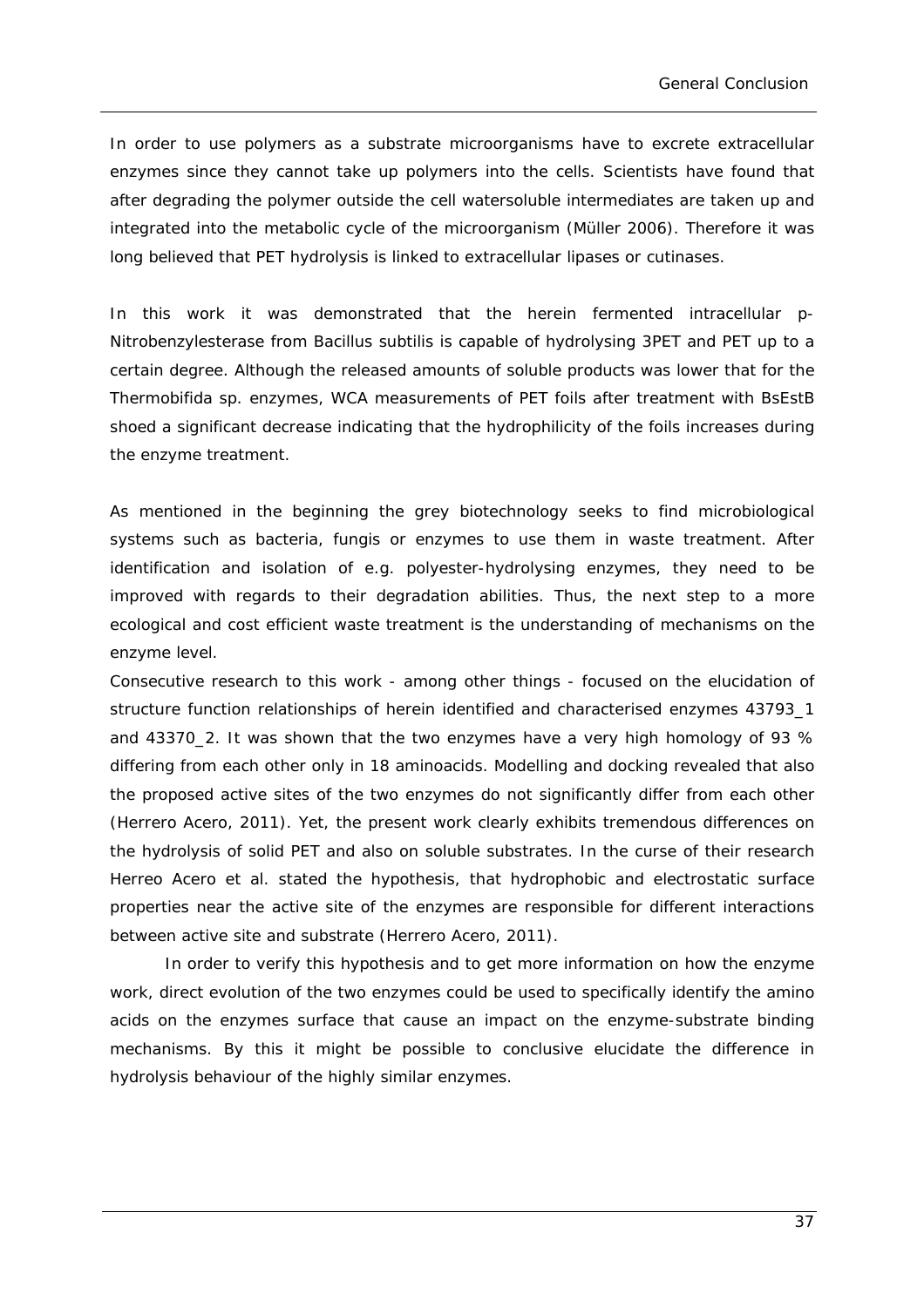In order to use polymers as a substrate microorganisms have to excrete extracellular enzymes since they cannot take up polymers into the cells. Scientists have found that after degrading the polymer outside the cell watersoluble intermediates are taken up and integrated into the metabolic cycle of the microorganism (Müller 2006). Therefore it was long believed that PET hydrolysis is linked to extracellular lipases or cutinases.

In this work it was demonstrated that the herein fermented intracellular p-Nitrobenzylesterase from *Bacillus subtilis* is capable of hydrolysing 3PET and PET up to a certain degree. Although the released amounts of soluble products was lower that for the *Thermobifida* sp. enzymes, WCA measurements of PET foils after treatment with BsEstB shoed a significant decrease indicating that the hydrophilicity of the foils increases during the enzyme treatment.

As mentioned in the beginning the grey biotechnology seeks to find microbiological systems such as bacteria, fungis or enzymes to use them in waste treatment. After identification and isolation of e.g. polyester-hydrolysing enzymes, they need to be improved with regards to their degradation abilities. Thus, the next step to a more ecological and cost efficient waste treatment is the understanding of mechanisms on the enzyme level.
Consecutive research to this work - among other things - focused on the elucidation of structure function relationships of herein identified and characterised enzymes 43793_1 and 43370_2. It was shown that the two enzymes have a very high homology of 93 % differing from each other only in 18 aminoacids. Modelling and docking revealed that also the proposed active sites of the two enzymes do not significantly differ from each other (Herrero Acero, 2011). Yet, the present work clearly exhibits tremendous differences on the hydrolysis of solid PET and also on soluble substrates. In the curse of their research Herreo Acero et al. stated the hypothesis, that hydrophobic and electrostatic surface properties near the active site of the enzymes are responsible for different interactions between active site and substrate (Herrero Acero, 2011).

In order to verify this hypothesis and to get more information on how the enzyme work, direct evolution of the two enzymes could be used to specifically identify the amino acids on the enzymes surface that cause an impact on the enzyme-substrate binding mechanisms. By this it might be possible to conclusive elucidate the difference in hydrolysis behaviour of the highly similar enzymes.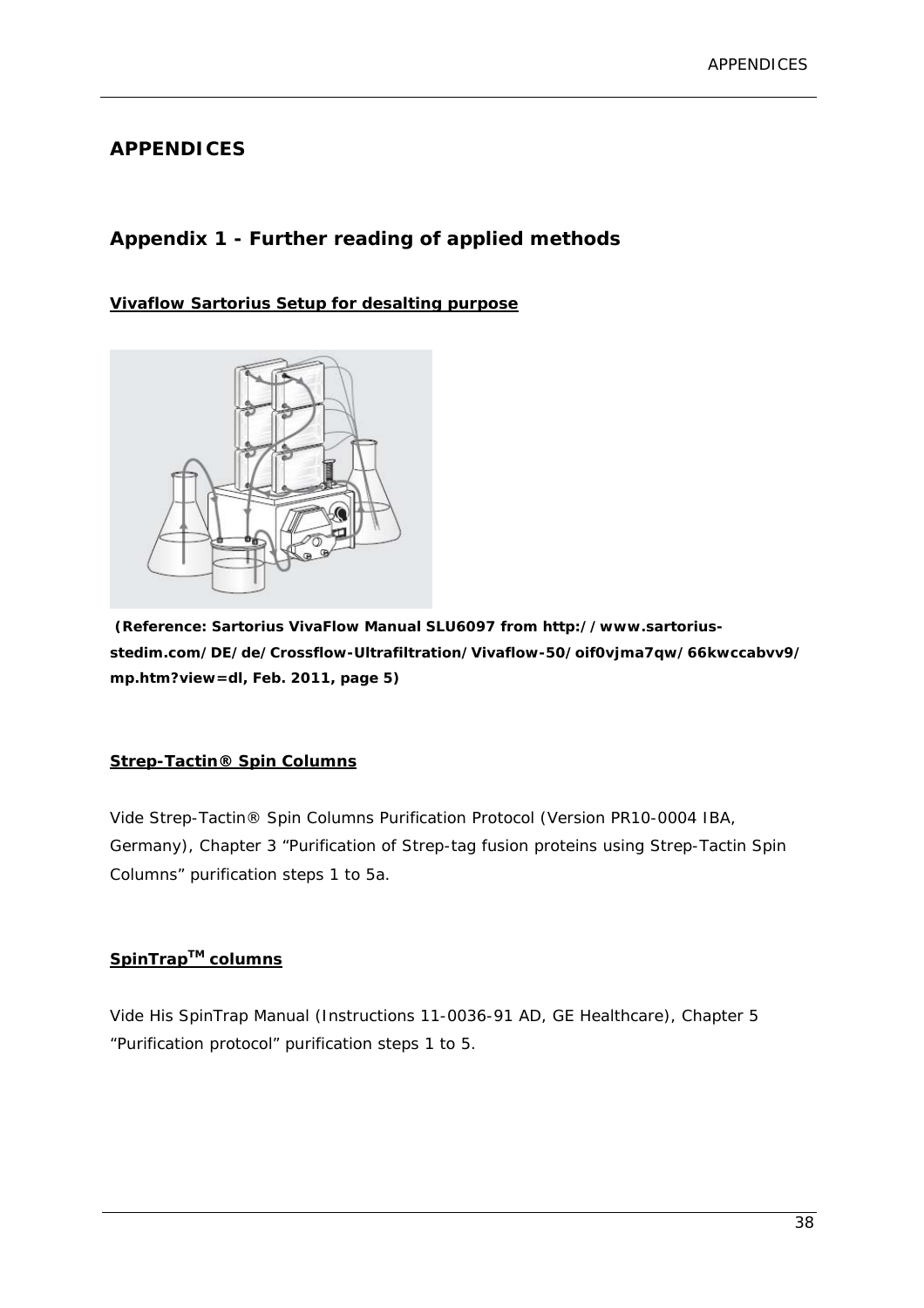# APPENDICES

## Appendix 1 - Further reading of applied methods

**Vivaflow Sartorius Setup for desalting purpose**

**(Reference: Sartorius VivaFlow Manual SLU6097 from http://www.sartorius-stedim.com/DE/de/Crossflow-Ultrafiltration/Vivaflow-50/oif0vjma7qw/66kwccabvv9/mp.htm?view=dl, Feb. 2011, page 5)**

**Strep-Tactin® Spin Columns**

Vide Strep-Tactin® Spin Columns Purification Protocol (Version PR10-0004 IBA, Germany), Chapter 3 "Purification of Strep-tag fusion proteins using Strep-Tactin Spin Columns" purification steps 1 to 5a.

**SpinTrap™ columns**

Vide His SpinTrap Manual (Instructions 11-0036-91 AD, GE Healthcare), Chapter 5 "Purification protocol" purification steps 1 to 5.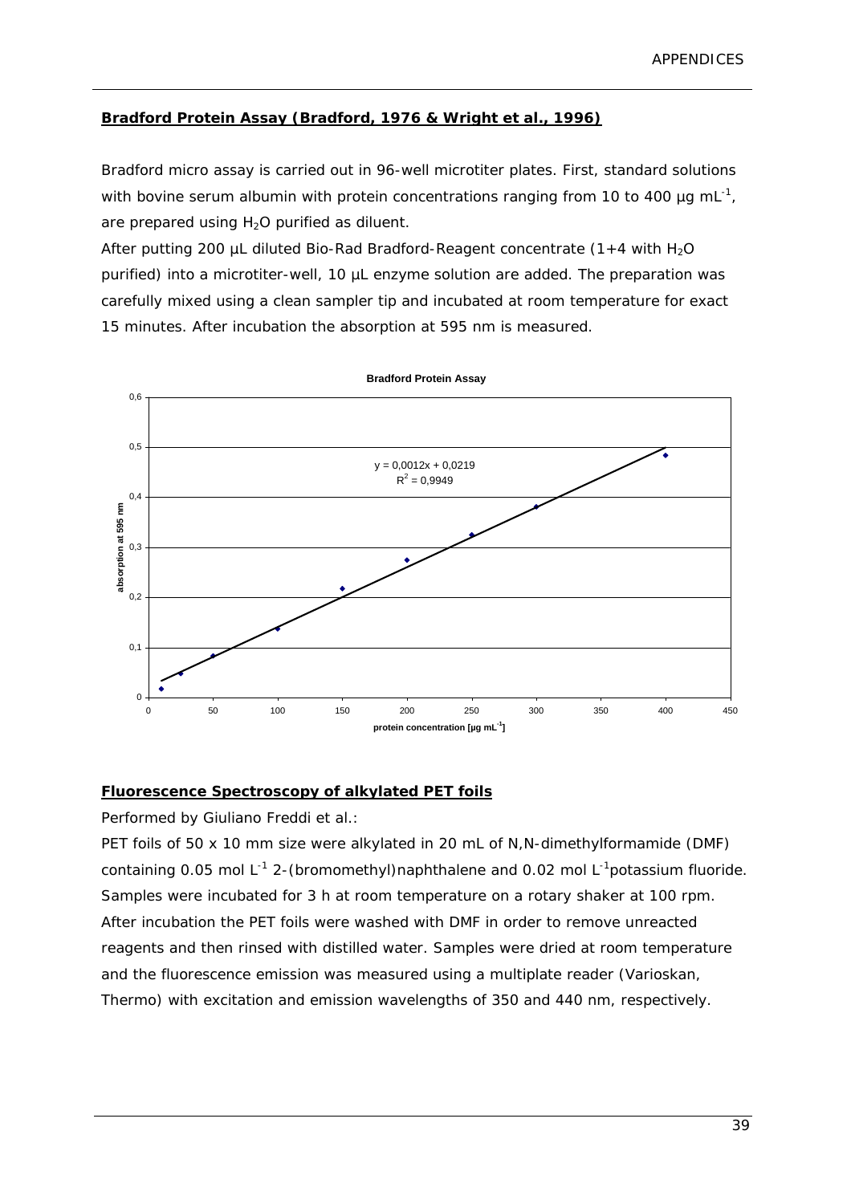## Bradford Protein Assay (Bradford, 1976 & Wright et al., 1996)

Bradford micro assay is carried out in 96-well microtiter plates. First, standard solutions with bovine serum albumin with protein concentrations ranging from 10 to 400 µg $mL^{-1}$, are prepared using $H_2O$ purified as diluent.

After putting 200 µL diluted Bio-Rad Bradford-Reagent concentrate (1+4 with $H_2O$ purified) into a microtiter-well, 10 µL enzyme solution are added. The preparation was carefully mixed using a clean sampler tip and incubated at room temperature for exact 15 minutes. After incubation the absorption at 595 nm is measured.

**Bradford Protein Assay**

$y = 0{,}0012x + 0{,}0219$

$R^2 = 0{,}9949$

absorption at 595 nm

protein concentration [µg $mL^{-1}$]

## Fluorescence Spectroscopy of alkylated PET foils

Performed by Giuliano Freddi et al.:

PET foils of 50 x 10 mm size were alkylated in 20 mL of N,N-dimethylformamide (DMF) containing 0.05 mol $L^{-1}$ 2-(bromomethyl)naphthalene and 0.02 mol $L^{-1}$potassium fluoride. Samples were incubated for 3 h at room temperature on a rotary shaker at 100 rpm. After incubation the PET foils were washed with DMF in order to remove unreacted reagents and then rinsed with distilled water. Samples were dried at room temperature and the fluorescence emission was measured using a multiplate reader (Varioskan, Thermo) with excitation and emission wavelengths of 350 and 440 nm, respectively.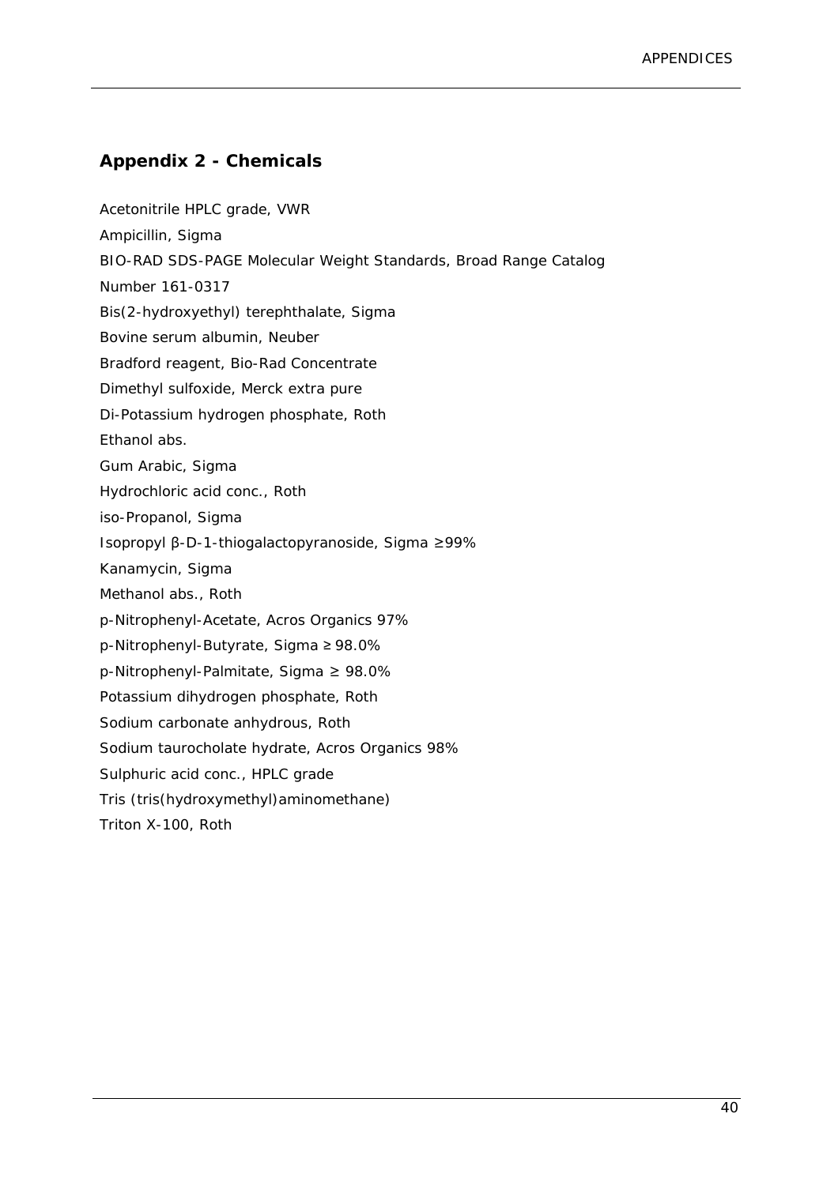## Appendix 2 - Chemicals

Acetonitrile HPLC grade, VWR

Ampicillin, Sigma

BIO-RAD SDS-PAGE Molecular Weight Standards, Broad Range Catalog Number 161-0317

Bis(2-hydroxyethyl) terephthalate, Sigma

Bovine serum albumin, Neuber

Bradford reagent, Bio-Rad Concentrate

Dimethyl sulfoxide, Merck extra pure

Di-Potassium hydrogen phosphate, Roth

Ethanol abs.

Gum Arabic, Sigma

Hydrochloric acid conc., Roth

iso-Propanol, Sigma

Isopropyl β-D-1-thiogalactopyranoside, Sigma ≥99%

Kanamycin, Sigma

Methanol abs., Roth

p-Nitrophenyl-Acetate, Acros Organics 97%

p-Nitrophenyl-Butyrate, Sigma ≥ 98.0%

p-Nitrophenyl-Palmitate, Sigma ≥ 98.0%

Potassium dihydrogen phosphate, Roth

Sodium carbonate anhydrous, Roth

Sodium taurocholate hydrate, Acros Organics 98%

Sulphuric acid conc., HPLC grade

Tris (tris(hydroxymethyl)aminomethane)

Triton X-100, Roth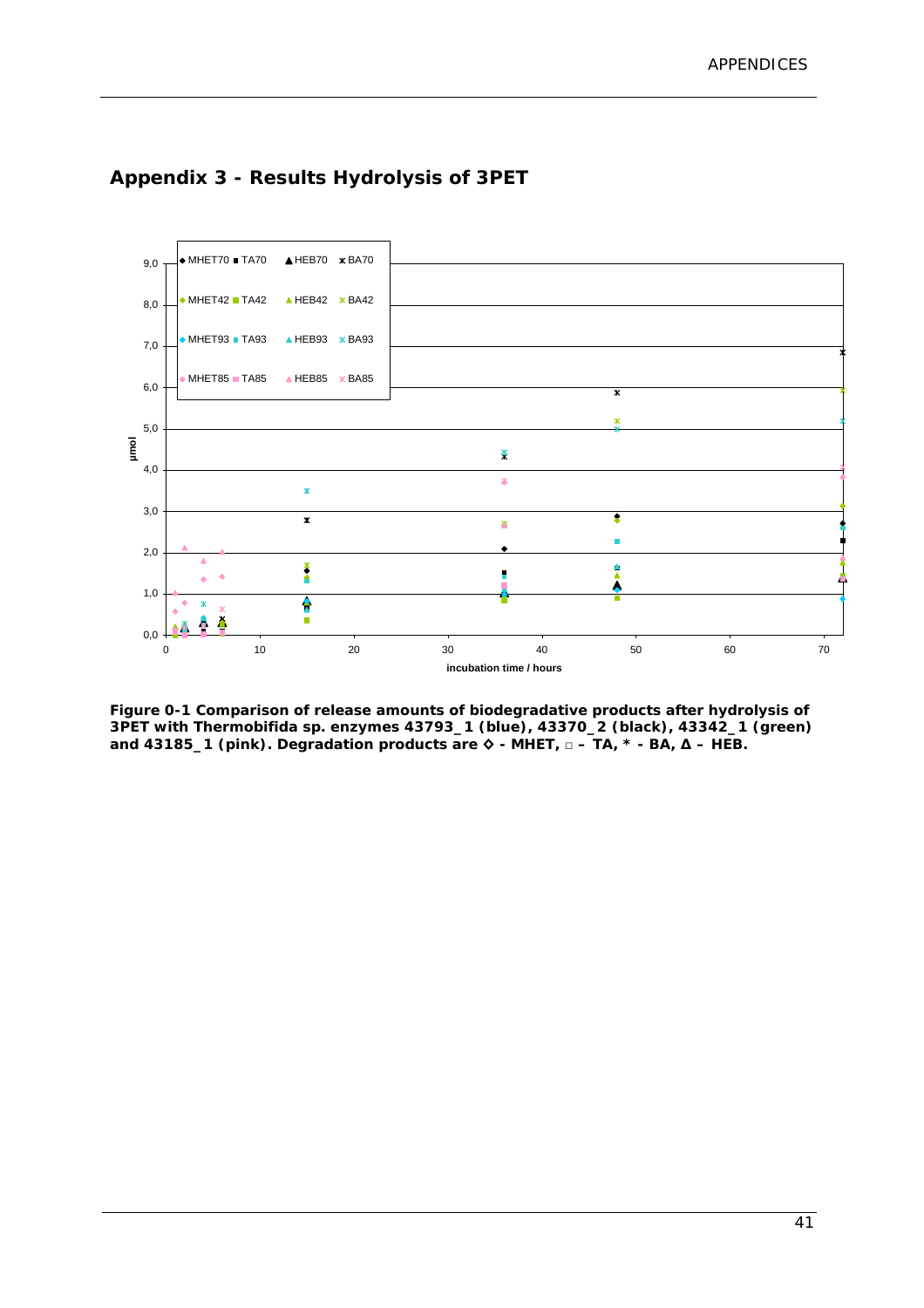## Appendix 3 - Results Hydrolysis of 3PET

**Figure 0-1 Comparison of release amounts of biodegradative products after hydrolysis of 3PET with Thermobifida sp. enzymes 43793_1 (blue), 43370_2 (black), 43342_1 (green) and 43185_1 (pink). Degradation products are ◇ - MHET, □ – TA, * - BA, Δ – HEB.**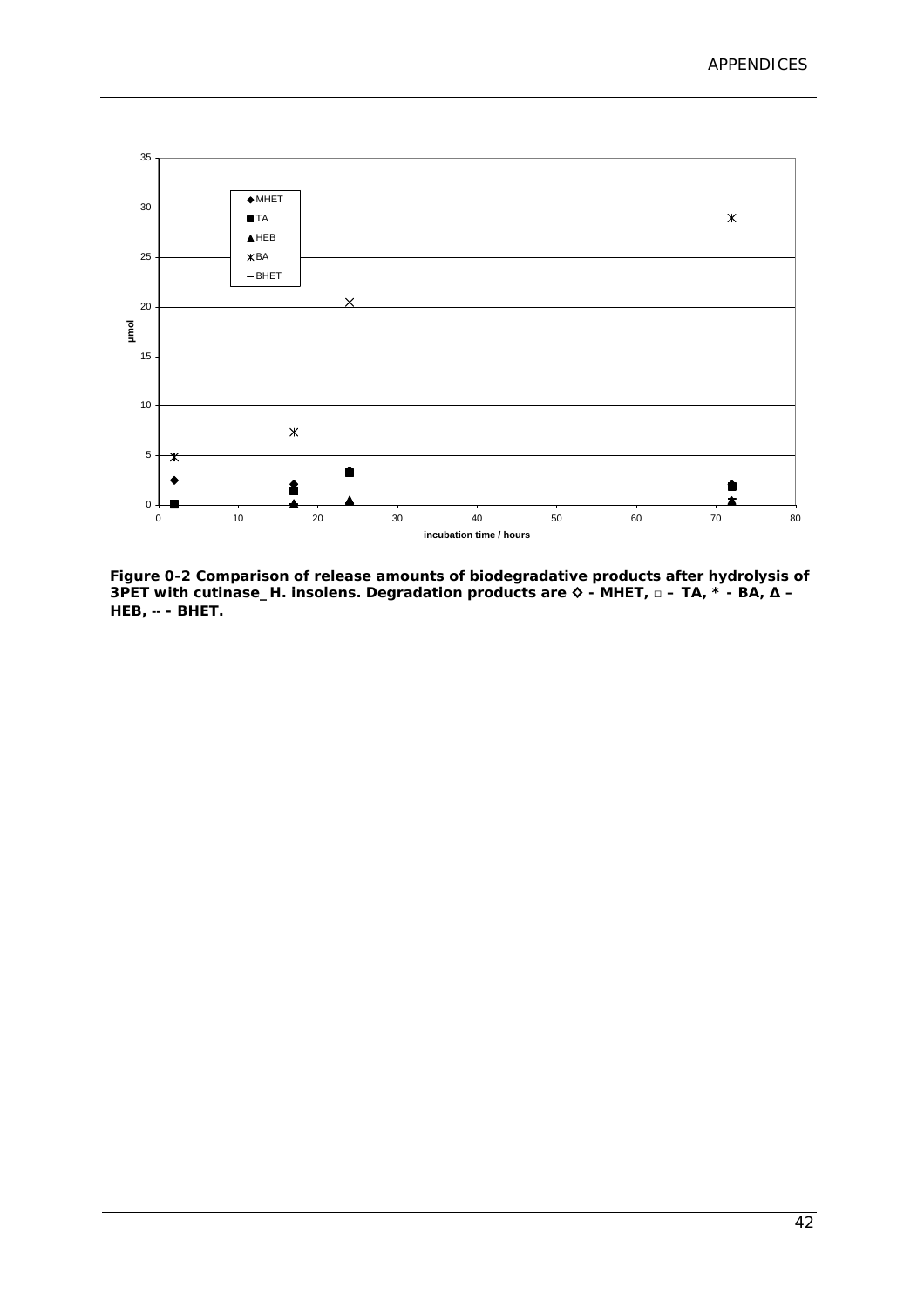**Figure 0-2 Comparison of release amounts of biodegradative products after hydrolysis of 3PET with cutinase_H. insolens. Degradation products are ◇ - MHET, □ – TA, * - BA, Δ – HEB, -- - BHET.**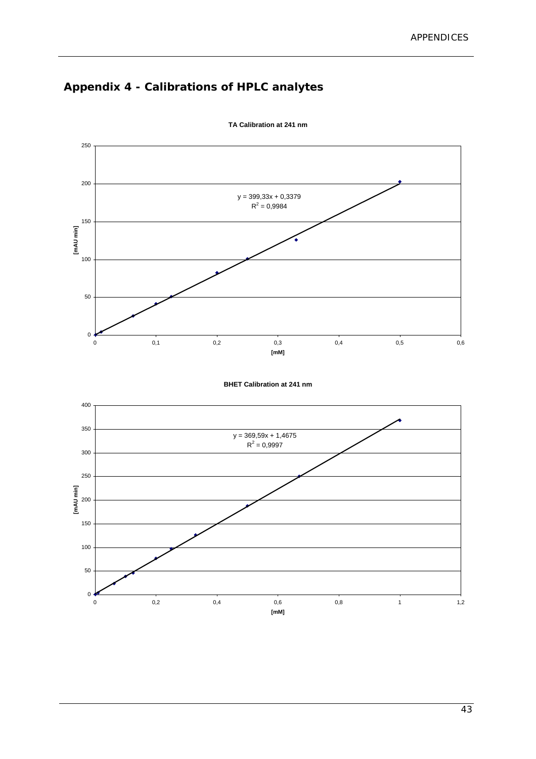## Appendix 4 - Calibrations of HPLC analytes

**TA Calibration at 241 nm**

$y = 399{,}33x + 0{,}3379$
$R^2 = 0{,}9984$

[mAU min] vs. [mM]

**BHET Calibration at 241 nm**

$y = 369{,}59x + 1{,}4675$
$R^2 = 0{,}9997$

[mAU min] vs. [mM]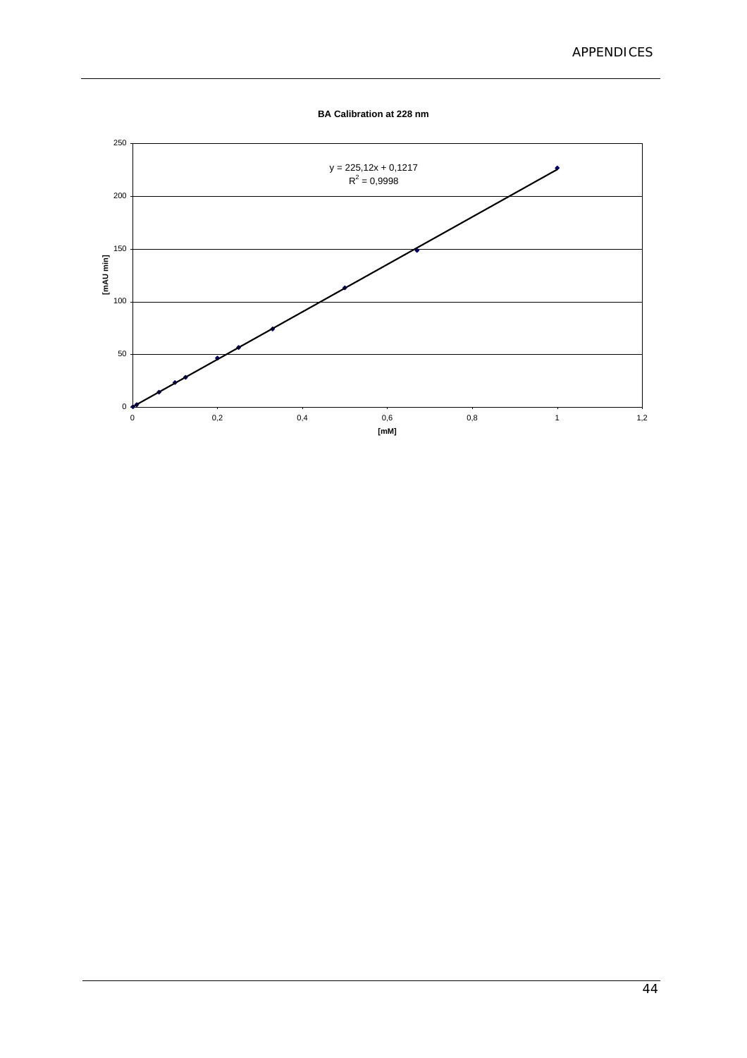**BA Calibration at 228 nm**

$y = 225,12x + 0,1217$

$R^2 = 0,9998$

[mAU min]

[mM]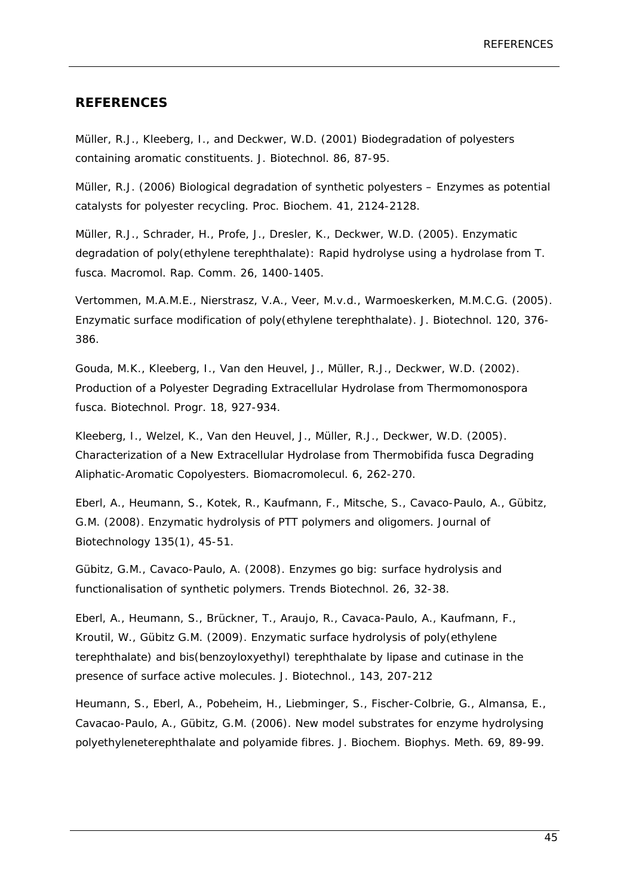## REFERENCES

Müller, R.J., Kleeberg, I., and Deckwer, W.D. (2001) Biodegradation of polyesters containing aromatic constituents. J. Biotechnol. 86, 87-95.

Müller, R.J. (2006) Biological degradation of synthetic polyesters – Enzymes as potential catalysts for polyester recycling. Proc. Biochem. 41, 2124-2128.

Müller, R.J., Schrader, H., Profe, J., Dresler, K., Deckwer, W.D. (2005). Enzymatic degradation of poly(ethylene terephthalate): Rapid hydrolyse using a hydrolase from T. fusca. Macromol. Rap. Comm. 26, 1400-1405.

Vertommen, M.A.M.E., Nierstrasz, V.A., Veer, M.v.d., Warmoeskerken, M.M.C.G. (2005). Enzymatic surface modification of poly(ethylene terephthalate). J. Biotechnol. 120, 376-386.

Gouda, M.K., Kleeberg, I., Van den Heuvel, J., Müller, R.J., Deckwer, W.D. (2002). Production of a Polyester Degrading Extracellular Hydrolase from Thermomonospora fusca. Biotechnol. Progr. 18, 927-934.

Kleeberg, I., Welzel, K., Van den Heuvel, J., Müller, R.J., Deckwer, W.D. (2005). Characterization of a New Extracellular Hydrolase from Thermobifida fusca Degrading Aliphatic-Aromatic Copolyesters. Biomacromolecul. 6, 262-270.

Eberl, A., Heumann, S., Kotek, R., Kaufmann, F., Mitsche, S., Cavaco-Paulo, A., Gübitz, G.M. (2008). Enzymatic hydrolysis of PTT polymers and oligomers. Journal of Biotechnology 135(1), 45-51.

Gübitz, G.M., Cavaco-Paulo, A. (2008). Enzymes go big: surface hydrolysis and functionalisation of synthetic polymers. Trends Biotechnol. 26, 32-38.

Eberl, A., Heumann, S., Brückner, T., Araujo, R., Cavaca-Paulo, A., Kaufmann, F., Kroutil, W., Gübitz G.M. (2009). Enzymatic surface hydrolysis of poly(ethylene terephthalate) and bis(benzoyloxyethyl) terephthalate by lipase and cutinase in the presence of surface active molecules. J. Biotechnol., 143, 207-212

Heumann, S., Eberl, A., Pobeheim, H., Liebminger, S., Fischer-Colbrie, G., Almansa, E., Cavacao-Paulo, A., Gübitz, G.M. (2006). New model substrates for enzyme hydrolysing polyethyleneterephthalate and polyamide fibres. J. Biochem. Biophys. Meth. 69, 89-99.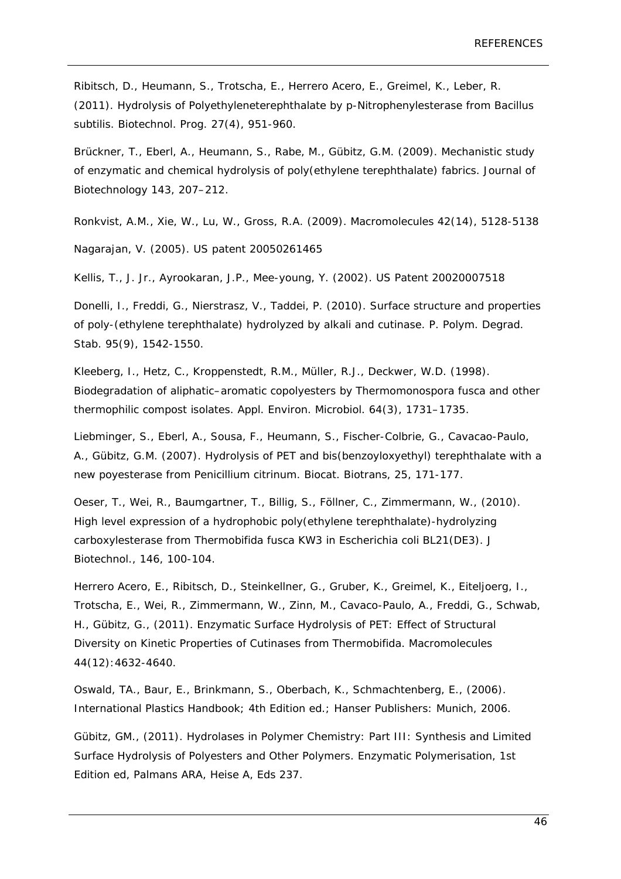Ribitsch, D., Heumann, S., Trotscha, E., Herrero Acero, E., Greimel, K., Leber, R. (2011). Hydrolysis of Polyethyleneterephthalate by p-Nitrophenylesterase from Bacillus subtilis. Biotechnol. Prog. 27(4), 951-960.

Brückner, T., Eberl, A., Heumann, S., Rabe, M., Gübitz, G.M. (2009). Mechanistic study of enzymatic and chemical hydrolysis of poly(ethylene terephthalate) fabrics. Journal of Biotechnology 143, 207–212.

Ronkvist, A.M., Xie, W., Lu, W., Gross, R.A. (2009). Macromolecules 42(14), 5128-5138

Nagarajan, V. (2005). US patent 20050261465

Kellis, T., J. Jr., Ayrookaran, J.P., Mee-young, Y. (2002). US Patent 20020007518

Donelli, I., Freddi, G., Nierstrasz, V., Taddei, P. (2010). Surface structure and properties of poly-(ethylene terephthalate) hydrolyzed by alkali and cutinase. P. Polym. Degrad. Stab. 95(9), 1542-1550.

Kleeberg, I., Hetz, C., Kroppenstedt, R.M., Müller, R.J., Deckwer, W.D. (1998). Biodegradation of aliphatic–aromatic copolyesters by Thermomonospora fusca and other thermophilic compost isolates. Appl. Environ. Microbiol. 64(3), 1731–1735.

Liebminger, S., Eberl, A., Sousa, F., Heumann, S., Fischer-Colbrie, G., Cavacao-Paulo, A., Gübitz, G.M. (2007). Hydrolysis of PET and bis(benzoyloxyethyl) terephthalate with a new poyesterase from Penicillium citrinum. Biocat. Biotrans, 25, 171-177.

Oeser, T., Wei, R., Baumgartner, T., Billig, S., Föllner, C., Zimmermann, W., (2010). High level expression of a hydrophobic poly(ethylene terephthalate)-hydrolyzing carboxylesterase from Thermobifida fusca KW3 in Escherichia coli BL21(DE3). J Biotechnol., 146, 100-104.

Herrero Acero, E., Ribitsch, D., Steinkellner, G., Gruber, K., Greimel, K., Eiteljoerg, I., Trotscha, E., Wei, R., Zimmermann, W., Zinn, M., Cavaco-Paulo, A., Freddi, G., Schwab, H., Gübitz, G., (2011). Enzymatic Surface Hydrolysis of PET: Effect of Structural Diversity on Kinetic Properties of Cutinases from Thermobifida. Macromolecules 44(12):4632-4640.

Oswald, TA., Baur, E., Brinkmann, S., Oberbach, K., Schmachtenberg, E., (2006). International Plastics Handbook; 4th Edition ed.; Hanser Publishers: Munich, 2006.

Gübitz, GM., (2011). Hydrolases in Polymer Chemistry: Part III: Synthesis and Limited Surface Hydrolysis of Polyesters and Other Polymers. Enzymatic Polymerisation, 1st Edition ed, Palmans ARA, Heise A, Eds 237.